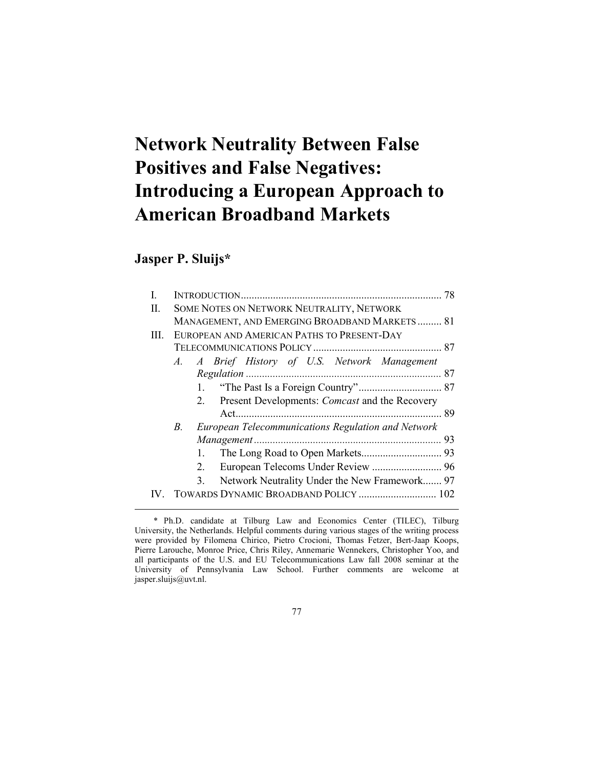# Network Neutrality Between False Positives and False Negatives: Introducing a European Approach to American Broadband Markets

**Jasper P. Sluijs***

| | | |
|---|---|---|
| I. | INTRODUCTION | 78 |
| II. | SOME NOTES ON NETWORK NEUTRALITY, NETWORK MANAGEMENT, AND EMERGING BROADBAND MARKETS | 81 |
| III. | EUROPEAN AND AMERICAN PATHS TO PRESENT-DAY TELECOMMUNICATIONS POLICY | 87 |
| | *A. A Brief History of U.S. Network Management Regulation* | 87 |
| | 1. "The Past Is a Foreign Country" | 87 |
| | 2. Present Developments: *Comcast* and the Recovery Act | 89 |
| | *B. European Telecommunications Regulation and Network Management* | 93 |
| | 1. The Long Road to Open Markets | 93 |
| | 2. European Telecoms Under Review | 96 |
| | 3. Network Neutrality Under the New Framework | 97 |
| IV. | TOWARDS DYNAMIC BROADBAND POLICY | 102 |

\* Ph.D. candidate at Tilburg Law and Economics Center (TILEC), Tilburg University, the Netherlands. Helpful comments during various stages of the writing process were provided by Filomena Chirico, Pietro Crocioni, Thomas Fetzer, Bert-Jaap Koops, Pierre Larouche, Monroe Price, Chris Riley, Annemarie Wennekers, Christopher Yoo, and all participants of the U.S. and EU Telecommunications Law fall 2008 seminar at the University of Pennsylvania Law School. Further comments are welcome at jasper.sluijs@uvt.nl.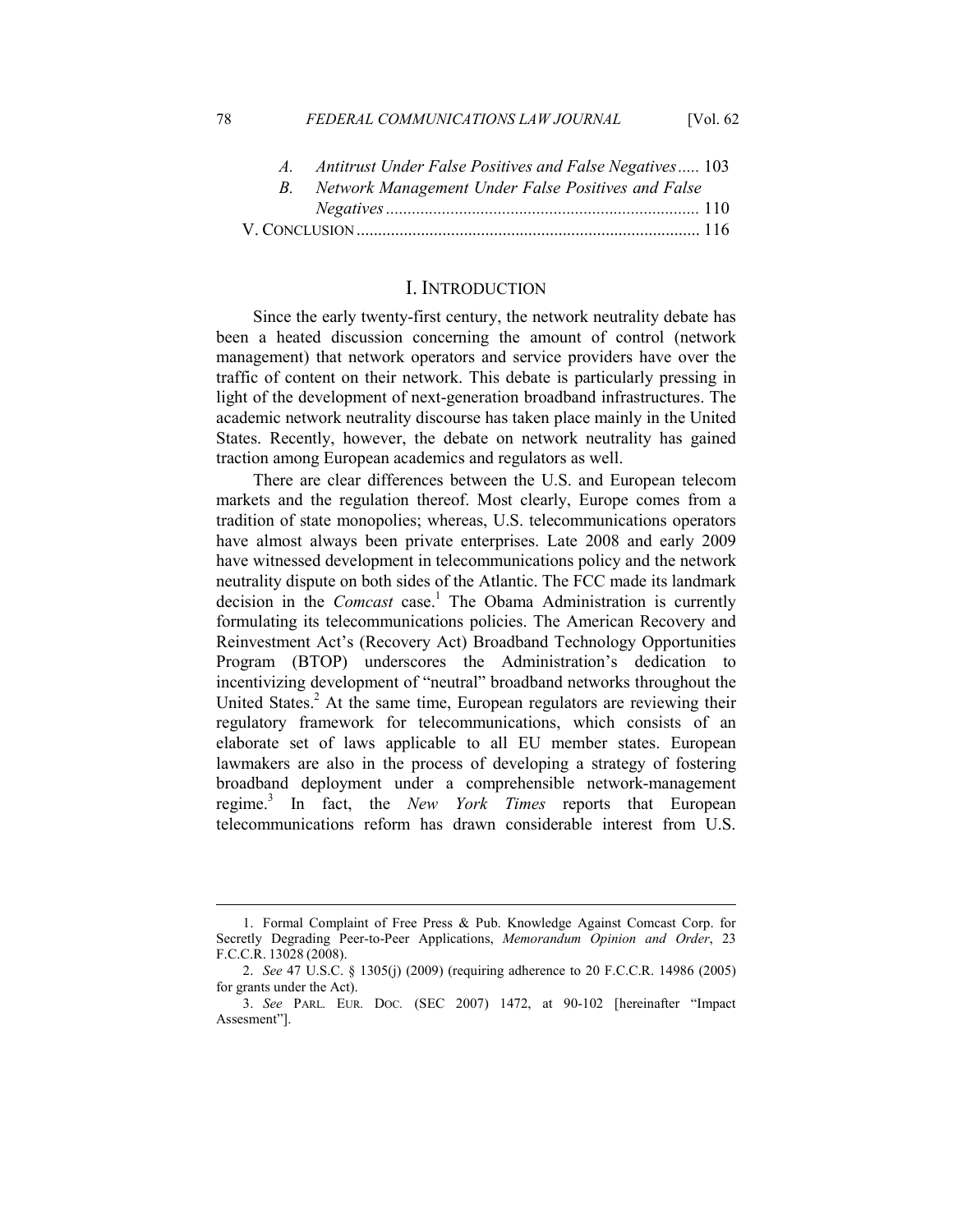A. *Antitrust Under False Positives and False Negatives* ..... 103
B. *Network Management Under False Positives and False Negatives* ........................................................................ 110

V. CONCLUSION ............................................................................... 116

# I. INTRODUCTION

Since the early twenty-first century, the network neutrality debate has been a heated discussion concerning the amount of control (network management) that network operators and service providers have over the traffic of content on their network. This debate is particularly pressing in light of the development of next-generation broadband infrastructures. The academic network neutrality discourse has taken place mainly in the United States. Recently, however, the debate on network neutrality has gained traction among European academics and regulators as well.

There are clear differences between the U.S. and European telecom markets and the regulation thereof. Most clearly, Europe comes from a tradition of state monopolies; whereas, U.S. telecommunications operators have almost always been private enterprises. Late 2008 and early 2009 have witnessed development in telecommunications policy and the network neutrality dispute on both sides of the Atlantic. The FCC made its landmark decision in the *Comcast* case.[1] The Obama Administration is currently formulating its telecommunications policies. The American Recovery and Reinvestment Act's (Recovery Act) Broadband Technology Opportunities Program (BTOP) underscores the Administration's dedication to incentivizing development of "neutral" broadband networks throughout the United States.[2] At the same time, European regulators are reviewing their regulatory framework for telecommunications, which consists of an elaborate set of laws applicable to all EU member states. European lawmakers are also in the process of developing a strategy of fostering broadband deployment under a comprehensible network-management regime.[3] In fact, the *New York Times* reports that European telecommunications reform has drawn considerable interest from U.S.

1. Formal Complaint of Free Press & Pub. Knowledge Against Comcast Corp. for Secretly Degrading Peer-to-Peer Applications, *Memorandum Opinion and Order*, 23 F.C.C.R. 13028 (2008).

2. *See* 47 U.S.C. § 1305(j) (2009) (requiring adherence to 20 F.C.C.R. 14986 (2005) for grants under the Act).

3. *See* PARL. EUR. DOC. (SEC 2007) 1472, at 90-102 [hereinafter "Impact Assesment"].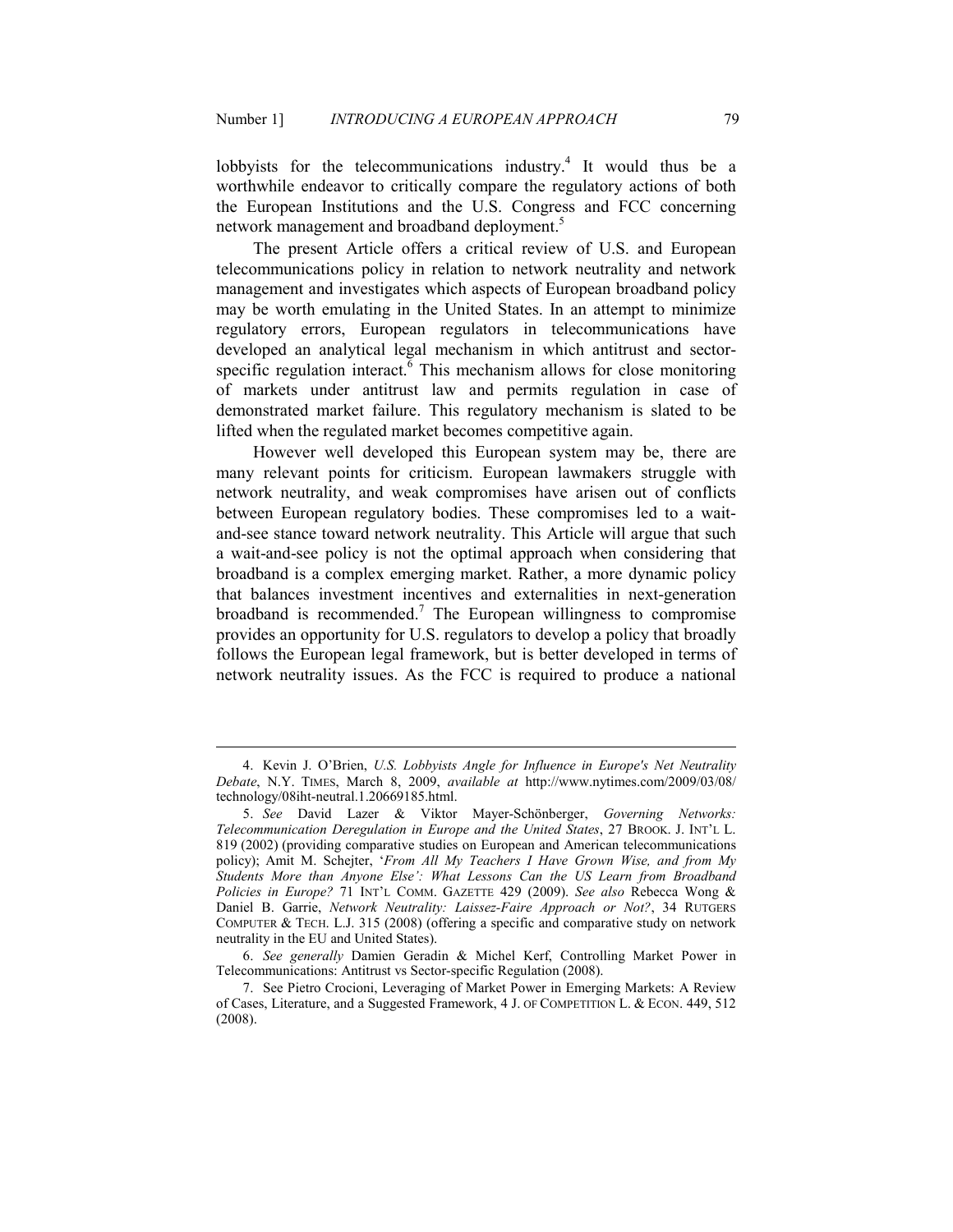lobbyists for the telecommunications industry.[4] It would thus be a worthwhile endeavor to critically compare the regulatory actions of both the European Institutions and the U.S. Congress and FCC concerning network management and broadband deployment.[5]

The present Article offers a critical review of U.S. and European telecommunications policy in relation to network neutrality and network management and investigates which aspects of European broadband policy may be worth emulating in the United States. In an attempt to minimize regulatory errors, European regulators in telecommunications have developed an analytical legal mechanism in which antitrust and sector-specific regulation interact.[6] This mechanism allows for close monitoring of markets under antitrust law and permits regulation in case of demonstrated market failure. This regulatory mechanism is slated to be lifted when the regulated market becomes competitive again.

However well developed this European system may be, there are many relevant points for criticism. European lawmakers struggle with network neutrality, and weak compromises have arisen out of conflicts between European regulatory bodies. These compromises led to a wait-and-see stance toward network neutrality. This Article will argue that such a wait-and-see policy is not the optimal approach when considering that broadband is a complex emerging market. Rather, a more dynamic policy that balances investment incentives and externalities in next-generation broadband is recommended.[7] The European willingness to compromise provides an opportunity for U.S. regulators to develop a policy that broadly follows the European legal framework, but is better developed in terms of network neutrality issues. As the FCC is required to produce a national

---

4. Kevin J. O'Brien, *U.S. Lobbyists Angle for Influence in Europe's Net Neutrality Debate*, N.Y. TIMES, March 8, 2009, *available at* http://www.nytimes.com/2009/03/08/technology/08iht-neutral.1.20669185.html.

5. *See* David Lazer & Viktor Mayer-Schönberger, *Governing Networks: Telecommunication Deregulation in Europe and the United States*, 27 BROOK. J. INT'L L. 819 (2002) (providing comparative studies on European and American telecommunications policy); Amit M. Schejter, '*From All My Teachers I Have Grown Wise, and from My Students More than Anyone Else': What Lessons Can the US Learn from Broadband Policies in Europe?* 71 INT'L COMM. GAZETTE 429 (2009). *See also* Rebecca Wong & Daniel B. Garrie, *Network Neutrality: Laissez-Faire Approach or Not?*, 34 RUTGERS COMPUTER & TECH. L.J. 315 (2008) (offering a specific and comparative study on network neutrality in the EU and United States).

6. *See generally* Damien Geradin & Michel Kerf, Controlling Market Power in Telecommunications: Antitrust vs Sector-specific Regulation (2008).

7. See Pietro Crocioni, Leveraging of Market Power in Emerging Markets: A Review of Cases, Literature, and a Suggested Framework, 4 J. OF COMPETITION L. & ECON. 449, 512 (2008).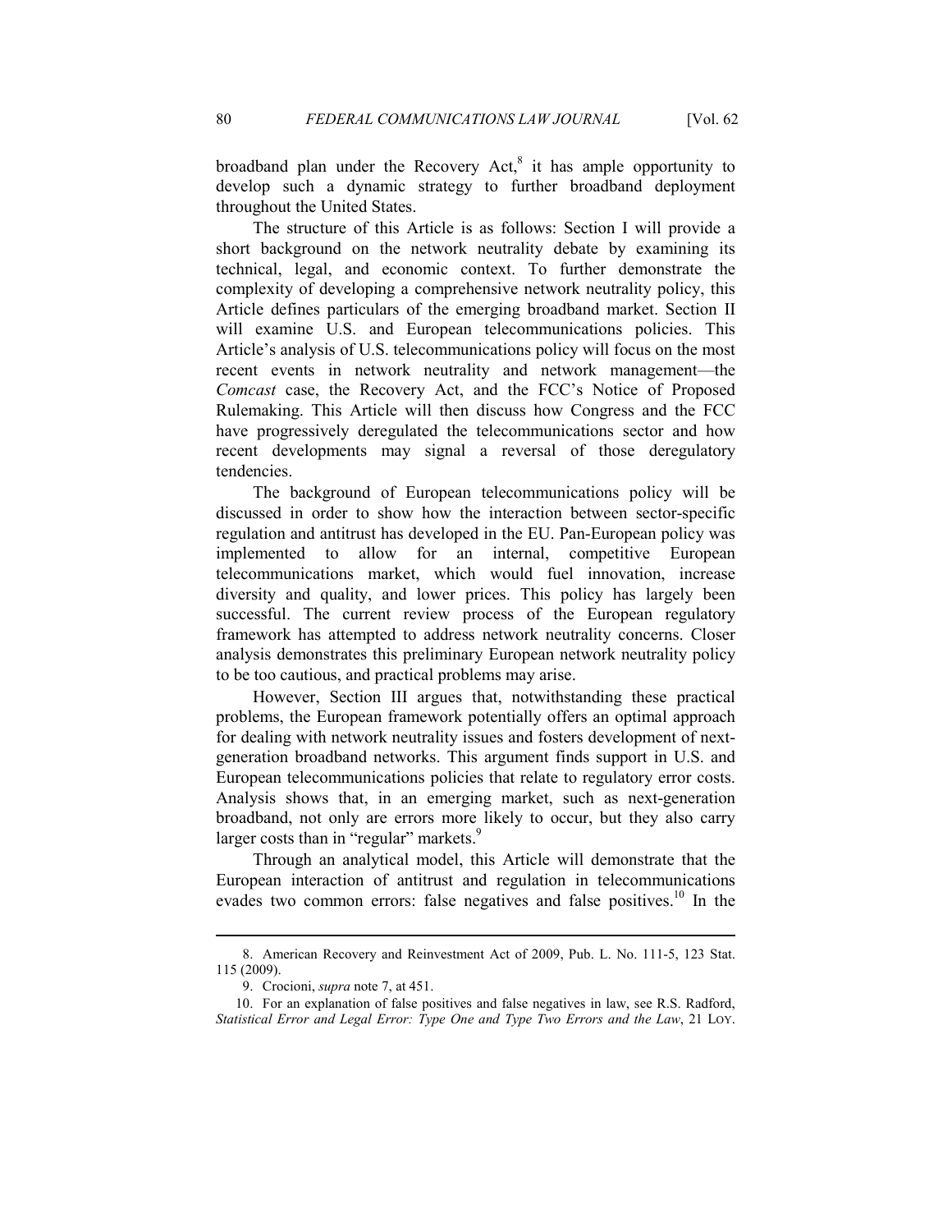broadband plan under the Recovery Act,[8] it has ample opportunity to develop such a dynamic strategy to further broadband deployment throughout the United States.

The structure of this Article is as follows: Section I will provide a short background on the network neutrality debate by examining its technical, legal, and economic context. To further demonstrate the complexity of developing a comprehensive network neutrality policy, this Article defines particulars of the emerging broadband market. Section II will examine U.S. and European telecommunications policies. This Article's analysis of U.S. telecommunications policy will focus on the most recent events in network neutrality and network management—the *Comcast* case, the Recovery Act, and the FCC's Notice of Proposed Rulemaking. This Article will then discuss how Congress and the FCC have progressively deregulated the telecommunications sector and how recent developments may signal a reversal of those deregulatory tendencies.

The background of European telecommunications policy will be discussed in order to show how the interaction between sector-specific regulation and antitrust has developed in the EU. Pan-European policy was implemented to allow for an internal, competitive European telecommunications market, which would fuel innovation, increase diversity and quality, and lower prices. This policy has largely been successful. The current review process of the European regulatory framework has attempted to address network neutrality concerns. Closer analysis demonstrates this preliminary European network neutrality policy to be too cautious, and practical problems may arise.

However, Section III argues that, notwithstanding these practical problems, the European framework potentially offers an optimal approach for dealing with network neutrality issues and fosters development of next-generation broadband networks. This argument finds support in U.S. and European telecommunications policies that relate to regulatory error costs. Analysis shows that, in an emerging market, such as next-generation broadband, not only are errors more likely to occur, but they also carry larger costs than in "regular" markets.[9]

Through an analytical model, this Article will demonstrate that the European interaction of antitrust and regulation in telecommunications evades two common errors: false negatives and false positives.[10] In the

---

8. American Recovery and Reinvestment Act of 2009, Pub. L. No. 111-5, 123 Stat. 115 (2009).

9. Crocioni, *supra* note 7, at 451.

10. For an explanation of false positives and false negatives in law, see R.S. Radford, *Statistical Error and Legal Error: Type One and Type Two Errors and the Law*, 21 LOY.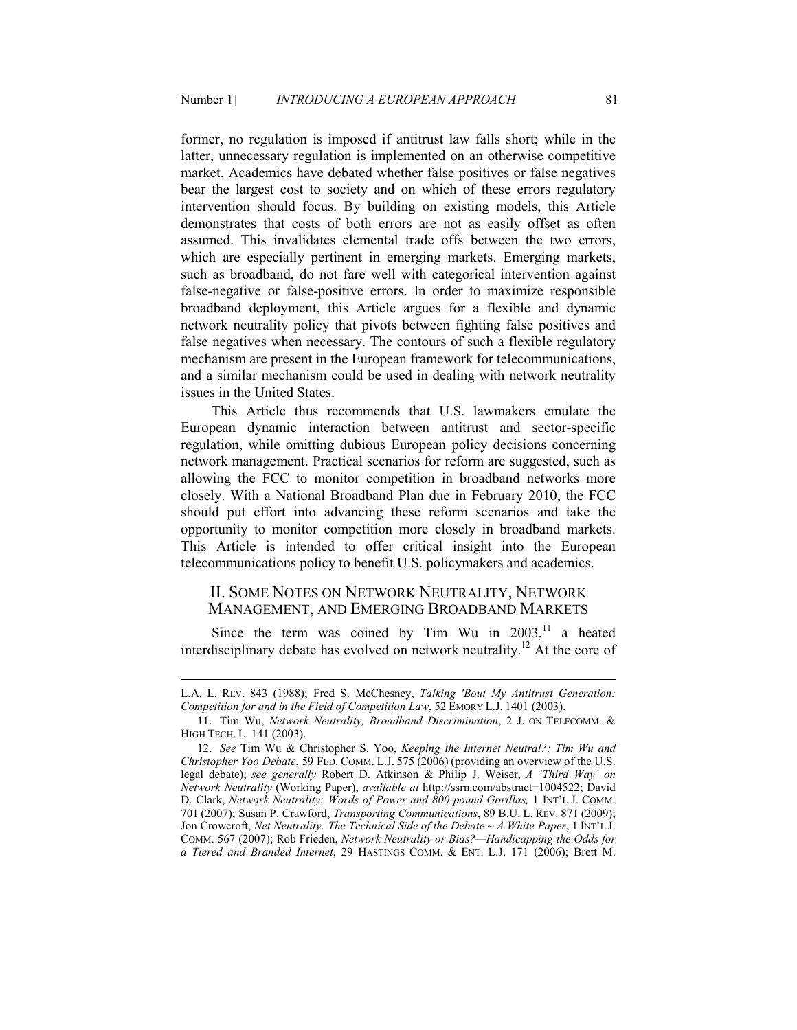former, no regulation is imposed if antitrust law falls short; while in the latter, unnecessary regulation is implemented on an otherwise competitive market. Academics have debated whether false positives or false negatives bear the largest cost to society and on which of these errors regulatory intervention should focus. By building on existing models, this Article demonstrates that costs of both errors are not as easily offset as often assumed. This invalidates elemental trade offs between the two errors, which are especially pertinent in emerging markets. Emerging markets, such as broadband, do not fare well with categorical intervention against false-negative or false-positive errors. In order to maximize responsible broadband deployment, this Article argues for a flexible and dynamic network neutrality policy that pivots between fighting false positives and false negatives when necessary. The contours of such a flexible regulatory mechanism are present in the European framework for telecommunications, and a similar mechanism could be used in dealing with network neutrality issues in the United States.

This Article thus recommends that U.S. lawmakers emulate the European dynamic interaction between antitrust and sector-specific regulation, while omitting dubious European policy decisions concerning network management. Practical scenarios for reform are suggested, such as allowing the FCC to monitor competition in broadband networks more closely. With a National Broadband Plan due in February 2010, the FCC should put effort into advancing these reform scenarios and take the opportunity to monitor competition more closely in broadband markets. This Article is intended to offer critical insight into the European telecommunications policy to benefit U.S. policymakers and academics.

## II. Some Notes on Network Neutrality, Network Management, and Emerging Broadband Markets

Since the term was coined by Tim Wu in 2003,[11] a heated interdisciplinary debate has evolved on network neutrality.[12] At the core of

---

L.A. L. REV. 843 (1988); Fred S. McChesney, *Talking 'Bout My Antitrust Generation: Competition for and in the Field of Competition Law*, 52 EMORY L.J. 1401 (2003).

11. Tim Wu, *Network Neutrality, Broadband Discrimination*, 2 J. ON TELECOMM. & HIGH TECH. L. 141 (2003).

12. *See* Tim Wu & Christopher S. Yoo, *Keeping the Internet Neutral?: Tim Wu and Christopher Yoo Debate*, 59 FED. COMM. L.J. 575 (2006) (providing an overview of the U.S. legal debate); *see generally* Robert D. Atkinson & Philip J. Weiser, *A 'Third Way' on Network Neutrality* (Working Paper), *available at* http://ssrn.com/abstract=1004522; David D. Clark, *Network Neutrality: Words of Power and 800-pound Gorillas,* 1 INT'L J. COMM. 701 (2007); Susan P. Crawford, *Transporting Communications*, 89 B.U. L. REV. 871 (2009); Jon Crowcroft, *Net Neutrality: The Technical Side of the Debate ~ A White Paper*, 1 INT'L J. COMM. 567 (2007); Rob Frieden, *Network Neutrality or Bias?—Handicapping the Odds for a Tiered and Branded Internet*, 29 HASTINGS COMM. & ENT. L.J. 171 (2006); Brett M.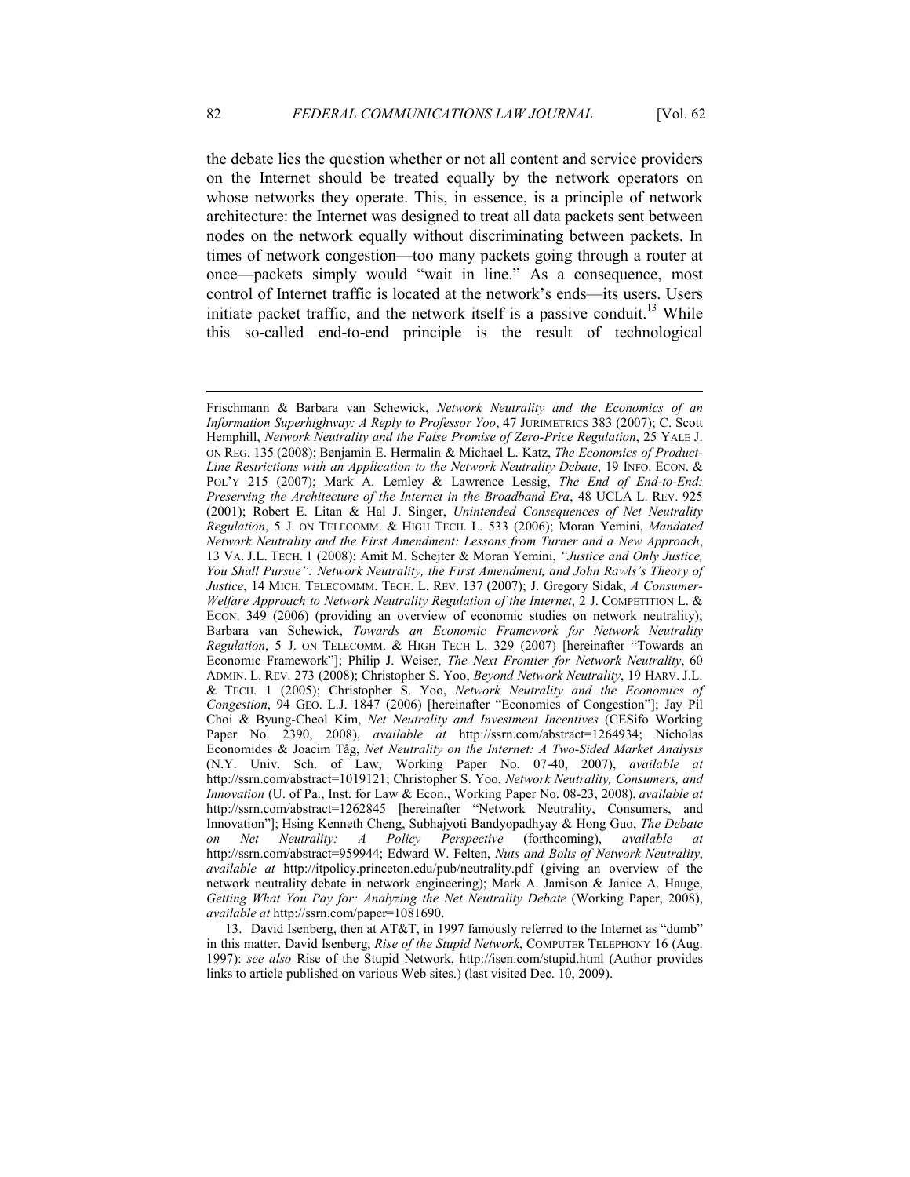the debate lies the question whether or not all content and service providers on the Internet should be treated equally by the network operators on whose networks they operate. This, in essence, is a principle of network architecture: the Internet was designed to treat all data packets sent between nodes on the network equally without discriminating between packets. In times of network congestion—too many packets going through a router at once—packets simply would "wait in line." As a consequence, most control of Internet traffic is located at the network's ends—its users. Users initiate packet traffic, and the network itself is a passive conduit.[13] While this so-called end-to-end principle is the result of technological

---

Frischmann & Barbara van Schewick, *Network Neutrality and the Economics of an Information Superhighway: A Reply to Professor Yoo*, 47 JURIMETRICS 383 (2007); C. Scott Hemphill, *Network Neutrality and the False Promise of Zero-Price Regulation*, 25 YALE J. ON REG. 135 (2008); Benjamin E. Hermalin & Michael L. Katz, *The Economics of Product-Line Restrictions with an Application to the Network Neutrality Debate*, 19 INFO. ECON. & POL'Y 215 (2007); Mark A. Lemley & Lawrence Lessig, *The End of End-to-End: Preserving the Architecture of the Internet in the Broadband Era*, 48 UCLA L. REV. 925 (2001); Robert E. Litan & Hal J. Singer, *Unintended Consequences of Net Neutrality Regulation*, 5 J. ON TELECOMM. & HIGH TECH. L. 533 (2006); Moran Yemini, *Mandated Network Neutrality and the First Amendment: Lessons from Turner and a New Approach*, 13 VA. J.L. TECH. 1 (2008); Amit M. Schejter & Moran Yemini, *"Justice and Only Justice, You Shall Pursue": Network Neutrality, the First Amendment, and John Rawls's Theory of Justice*, 14 MICH. TELECOMMM. TECH. L. REV. 137 (2007); J. Gregory Sidak, *A Consumer-Welfare Approach to Network Neutrality Regulation of the Internet*, 2 J. COMPETITION L. & ECON. 349 (2006) (providing an overview of economic studies on network neutrality); Barbara van Schewick, *Towards an Economic Framework for Network Neutrality Regulation*, 5 J. ON TELECOMM. & HIGH TECH L. 329 (2007) [hereinafter "Towards an Economic Framework"]; Philip J. Weiser, *The Next Frontier for Network Neutrality*, 60 ADMIN. L. REV. 273 (2008); Christopher S. Yoo, *Beyond Network Neutrality*, 19 HARV. J.L. & TECH. 1 (2005); Christopher S. Yoo, *Network Neutrality and the Economics of Congestion*, 94 GEO. L.J. 1847 (2006) [hereinafter "Economics of Congestion"]; Jay Pil Choi & Byung-Cheol Kim, *Net Neutrality and Investment Incentives* (CESifo Working Paper No. 2390, 2008), *available at* http://ssrn.com/abstract=1264934; Nicholas Economides & Joacim Tåg, *Net Neutrality on the Internet: A Two-Sided Market Analysis* (N.Y. Univ. Sch. of Law, Working Paper No. 07-40, 2007), *available at* http://ssrn.com/abstract=1019121; Christopher S. Yoo, *Network Neutrality, Consumers, and Innovation* (U. of Pa., Inst. for Law & Econ., Working Paper No. 08-23, 2008), *available at* http://ssrn.com/abstract=1262845 [hereinafter "Network Neutrality, Consumers, and Innovation"]; Hsing Kenneth Cheng, Subhajyoti Bandyopadhyay & Hong Guo, *The Debate on Net Neutrality: A Policy Perspective* (forthcoming), *available at* http://ssrn.com/abstract=959944; Edward W. Felten, *Nuts and Bolts of Network Neutrality*, *available at* http://itpolicy.princeton.edu/pub/neutrality.pdf (giving an overview of the network neutrality debate in network engineering); Mark A. Jamison & Janice A. Hauge, *Getting What You Pay for: Analyzing the Net Neutrality Debate* (Working Paper, 2008), *available at* http://ssrn.com/paper=1081690.

13. David Isenberg, then at AT&T, in 1997 famously referred to the Internet as "dumb" in this matter. David Isenberg, *Rise of the Stupid Network*, COMPUTER TELEPHONY 16 (Aug. 1997): *see also* Rise of the Stupid Network, http://isen.com/stupid.html (Author provides links to article published on various Web sites.) (last visited Dec. 10, 2009).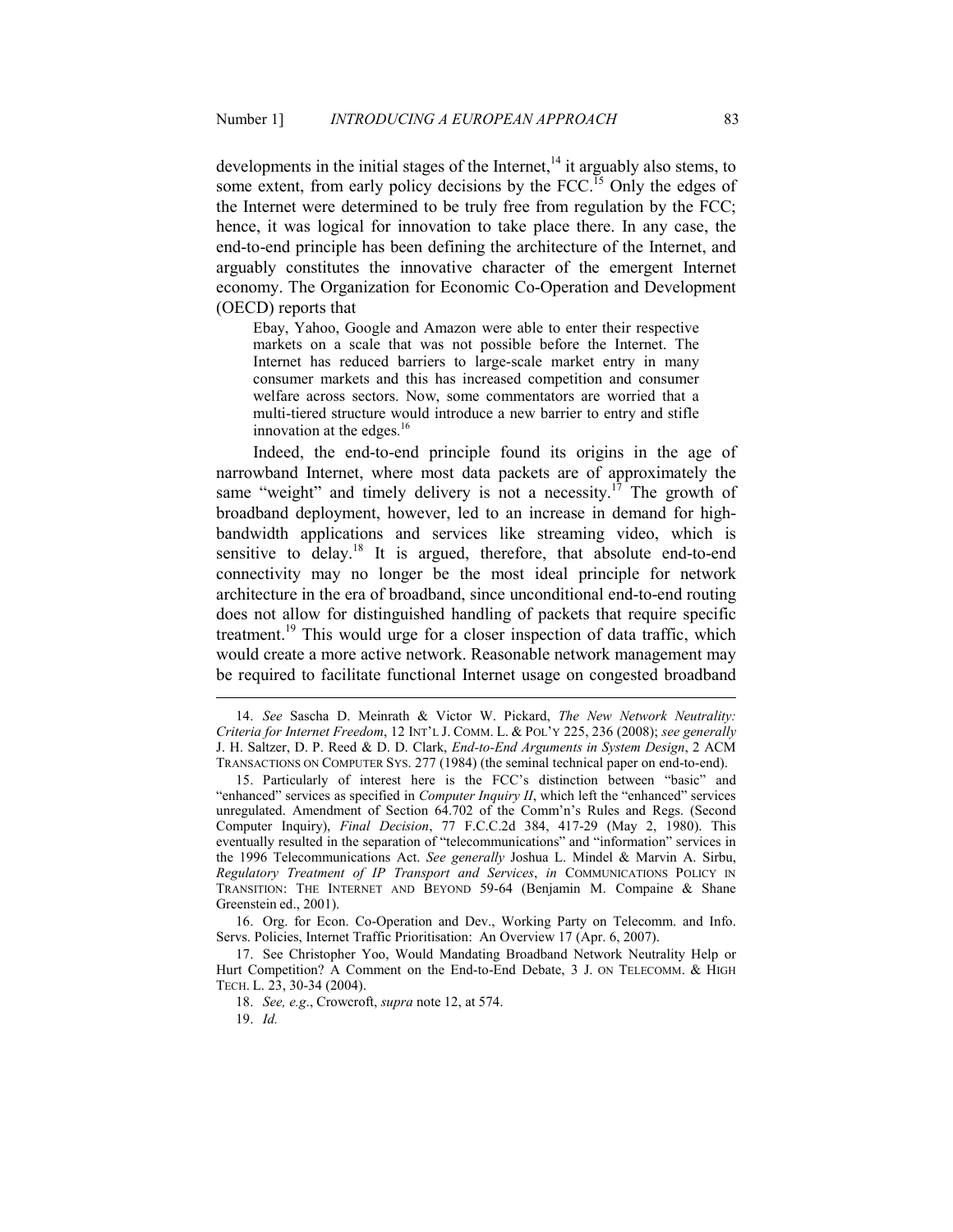developments in the initial stages of the Internet,[14] it arguably also stems, to some extent, from early policy decisions by the FCC.[15] Only the edges of the Internet were determined to be truly free from regulation by the FCC; hence, it was logical for innovation to take place there. In any case, the end-to-end principle has been defining the architecture of the Internet, and arguably constitutes the innovative character of the emergent Internet economy. The Organization for Economic Co-Operation and Development (OECD) reports that

> Ebay, Yahoo, Google and Amazon were able to enter their respective markets on a scale that was not possible before the Internet. The Internet has reduced barriers to large-scale market entry in many consumer markets and this has increased competition and consumer welfare across sectors. Now, some commentators are worried that a multi-tiered structure would introduce a new barrier to entry and stifle innovation at the edges.[16]

Indeed, the end-to-end principle found its origins in the age of narrowband Internet, where most data packets are of approximately the same "weight" and timely delivery is not a necessity.[17] The growth of broadband deployment, however, led to an increase in demand for high-bandwidth applications and services like streaming video, which is sensitive to delay.[18] It is argued, therefore, that absolute end-to-end connectivity may no longer be the most ideal principle for network architecture in the era of broadband, since unconditional end-to-end routing does not allow for distinguished handling of packets that require specific treatment.[19] This would urge for a closer inspection of data traffic, which would create a more active network. Reasonable network management may be required to facilitate functional Internet usage on congested broadband

---

14. *See* Sascha D. Meinrath & Victor W. Pickard, *The New Network Neutrality: Criteria for Internet Freedom*, 12 INT'L J. COMM. L. & POL'Y 225, 236 (2008); *see generally* J. H. Saltzer, D. P. Reed & D. D. Clark, *End-to-End Arguments in System Design*, 2 ACM TRANSACTIONS ON COMPUTER SYS. 277 (1984) (the seminal technical paper on end-to-end).

15. Particularly of interest here is the FCC's distinction between "basic" and "enhanced" services as specified in *Computer Inquiry II*, which left the "enhanced" services unregulated. Amendment of Section 64.702 of the Comm'n's Rules and Regs. (Second Computer Inquiry), *Final Decision*, 77 F.C.C.2d 384, 417-29 (May 2, 1980). This eventually resulted in the separation of "telecommunications" and "information" services in the 1996 Telecommunications Act. *See generally* Joshua L. Mindel & Marvin A. Sirbu, *Regulatory Treatment of IP Transport and Services*, *in* COMMUNICATIONS POLICY IN TRANSITION: THE INTERNET AND BEYOND 59-64 (Benjamin M. Compaine & Shane Greenstein ed., 2001).

16. Org. for Econ. Co-Operation and Dev., Working Party on Telecomm. and Info. Servs. Policies, Internet Traffic Prioritisation: An Overview 17 (Apr. 6, 2007).

17. See Christopher Yoo, Would Mandating Broadband Network Neutrality Help or Hurt Competition? A Comment on the End-to-End Debate, 3 J. ON TELECOMM. & HIGH TECH. L. 23, 30-34 (2004).

18. *See, e.g.*, Crowcroft, *supra* note 12, at 574.

19. *Id.*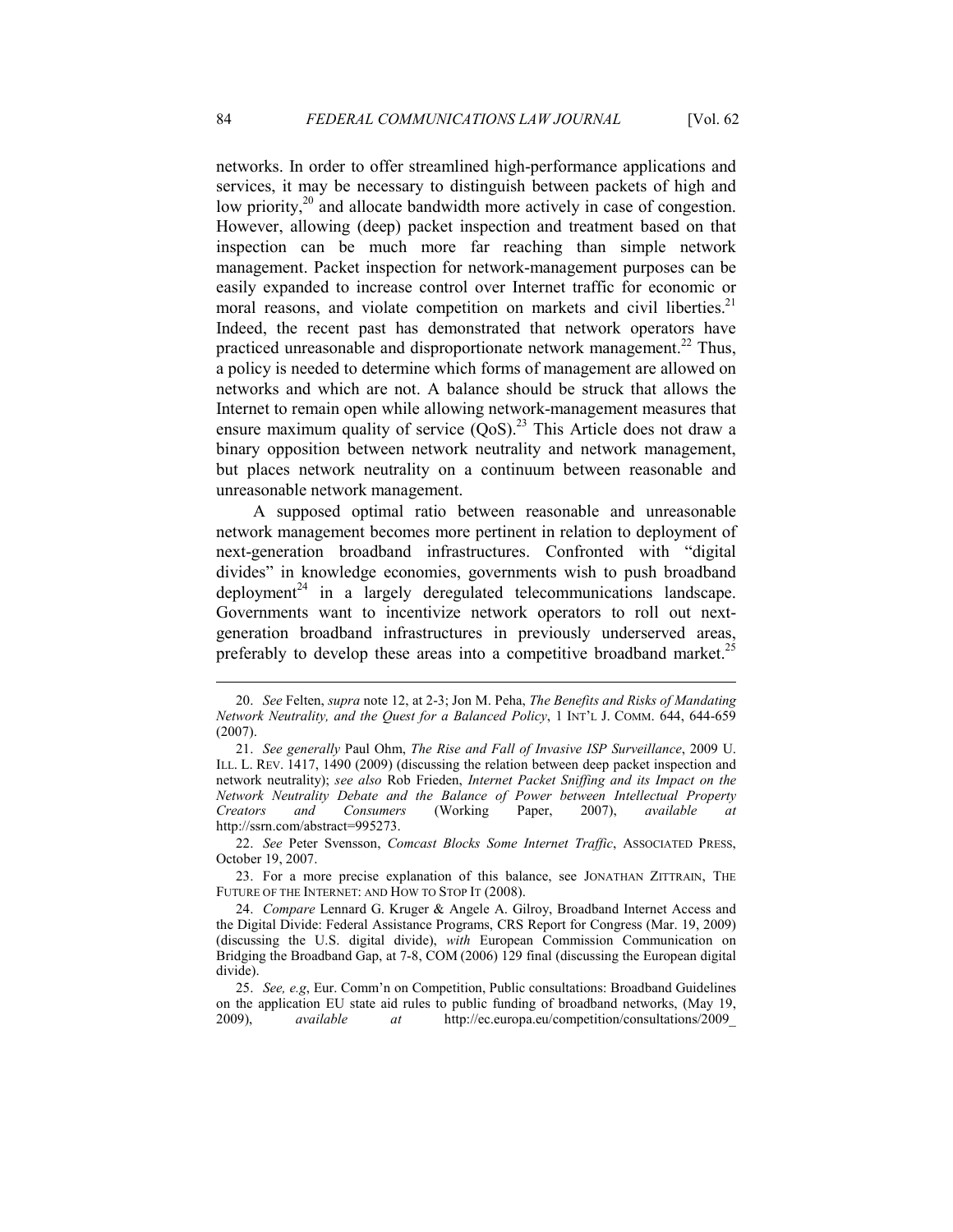networks. In order to offer streamlined high-performance applications and services, it may be necessary to distinguish between packets of high and low priority,[20] and allocate bandwidth more actively in case of congestion. However, allowing (deep) packet inspection and treatment based on that inspection can be much more far reaching than simple network management. Packet inspection for network-management purposes can be easily expanded to increase control over Internet traffic for economic or moral reasons, and violate competition on markets and civil liberties.[21] Indeed, the recent past has demonstrated that network operators have practiced unreasonable and disproportionate network management.[22] Thus, a policy is needed to determine which forms of management are allowed on networks and which are not. A balance should be struck that allows the Internet to remain open while allowing network-management measures that ensure maximum quality of service (QoS).[23] This Article does not draw a binary opposition between network neutrality and network management, but places network neutrality on a continuum between reasonable and unreasonable network management.

A supposed optimal ratio between reasonable and unreasonable network management becomes more pertinent in relation to deployment of next-generation broadband infrastructures. Confronted with "digital divides" in knowledge economies, governments wish to push broadband deployment[24] in a largely deregulated telecommunications landscape. Governments want to incentivize network operators to roll out next-generation broadband infrastructures in previously underserved areas, preferably to develop these areas into a competitive broadband market.[25]

---

20. *See* Felten, *supra* note 12, at 2-3; Jon M. Peha, *The Benefits and Risks of Mandating Network Neutrality, and the Quest for a Balanced Policy*, 1 INT'L J. COMM. 644, 644-659 (2007).

21. *See generally* Paul Ohm, *The Rise and Fall of Invasive ISP Surveillance*, 2009 U. ILL. L. REV. 1417, 1490 (2009) (discussing the relation between deep packet inspection and network neutrality); *see also* Rob Frieden, *Internet Packet Sniffing and its Impact on the Network Neutrality Debate and the Balance of Power between Intellectual Property Creators and Consumers* (Working Paper, 2007), *available at* http://ssrn.com/abstract=995273.

22. *See* Peter Svensson, *Comcast Blocks Some Internet Traffic*, ASSOCIATED PRESS, October 19, 2007.

23. For a more precise explanation of this balance, see JONATHAN ZITTRAIN, THE FUTURE OF THE INTERNET: AND HOW TO STOP IT (2008).

24. *Compare* Lennard G. Kruger & Angele A. Gilroy, Broadband Internet Access and the Digital Divide: Federal Assistance Programs, CRS Report for Congress (Mar. 19, 2009) (discussing the U.S. digital divide), *with* European Commission Communication on Bridging the Broadband Gap, at 7-8, COM (2006) 129 final (discussing the European digital divide).

25. *See, e.g*, Eur. Comm'n on Competition, Public consultations: Broadband Guidelines on the application EU state aid rules to public funding of broadband networks, (May 19, 2009), *available at* http://ec.europa.eu/competition/consultations/2009_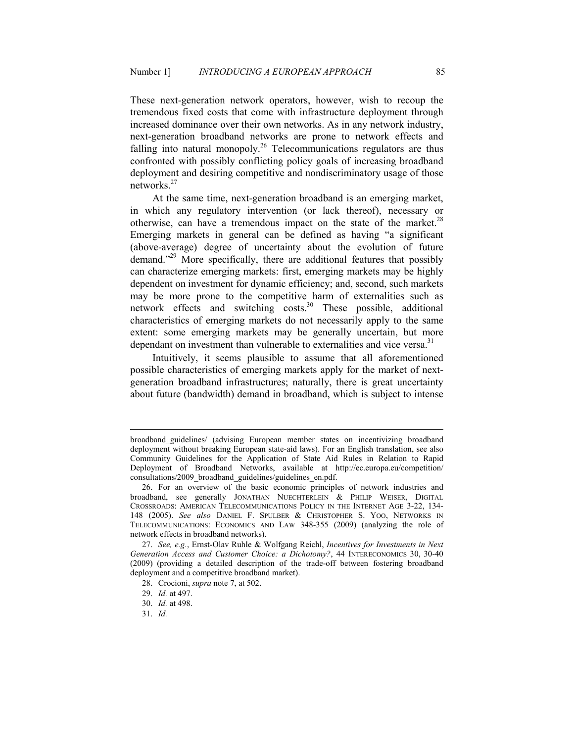These next-generation network operators, however, wish to recoup the tremendous fixed costs that come with infrastructure deployment through increased dominance over their own networks. As in any network industry, next-generation broadband networks are prone to network effects and falling into natural monopoly.[26] Telecommunications regulators are thus confronted with possibly conflicting policy goals of increasing broadband deployment and desiring competitive and nondiscriminatory usage of those networks.[27]

At the same time, next-generation broadband is an emerging market, in which any regulatory intervention (or lack thereof), necessary or otherwise, can have a tremendous impact on the state of the market.[28] Emerging markets in general can be defined as having "a significant (above-average) degree of uncertainty about the evolution of future demand."[29] More specifically, there are additional features that possibly can characterize emerging markets: first, emerging markets may be highly dependent on investment for dynamic efficiency; and, second, such markets may be more prone to the competitive harm of externalities such as network effects and switching costs.[30] These possible, additional characteristics of emerging markets do not necessarily apply to the same extent: some emerging markets may be generally uncertain, but more dependant on investment than vulnerable to externalities and vice versa.[31]

Intuitively, it seems plausible to assume that all aforementioned possible characteristics of emerging markets apply for the market of next-generation broadband infrastructures; naturally, there is great uncertainty about future (bandwidth) demand in broadband, which is subject to intense

---

broadband_guidelines/ (advising European member states on incentivizing broadband deployment without breaking European state-aid laws). For an English translation, see also Community Guidelines for the Application of State Aid Rules in Relation to Rapid Deployment of Broadband Networks, available at http://ec.europa.eu/competition/consultations/2009_broadband_guidelines/guidelines_en.pdf.

26. For an overview of the basic economic principles of network industries and broadband, see generally JONATHAN NUECHTERLEIN & PHILIP WEISER, DIGITAL CROSSROADS: AMERICAN TELECOMMUNICATIONS POLICY IN THE INTERNET AGE 3-22, 134-148 (2005). *See also* DANIEL F. SPULBER & CHRISTOPHER S. YOO, NETWORKS IN TELECOMMUNICATIONS: ECONOMICS AND LAW 348-355 (2009) (analyzing the role of network effects in broadband networks).

27. *See, e.g.*, Ernst-Olav Ruhle & Wolfgang Reichl, *Incentives for Investments in Next Generation Access and Customer Choice: a Dichotomy?*, 44 INTERECONOMICS 30, 30-40 (2009) (providing a detailed description of the trade-off between fostering broadband deployment and a competitive broadband market).

28. Crocioni, *supra* note 7, at 502.

29. *Id.* at 497.

30. *Id.* at 498.

31. *Id.*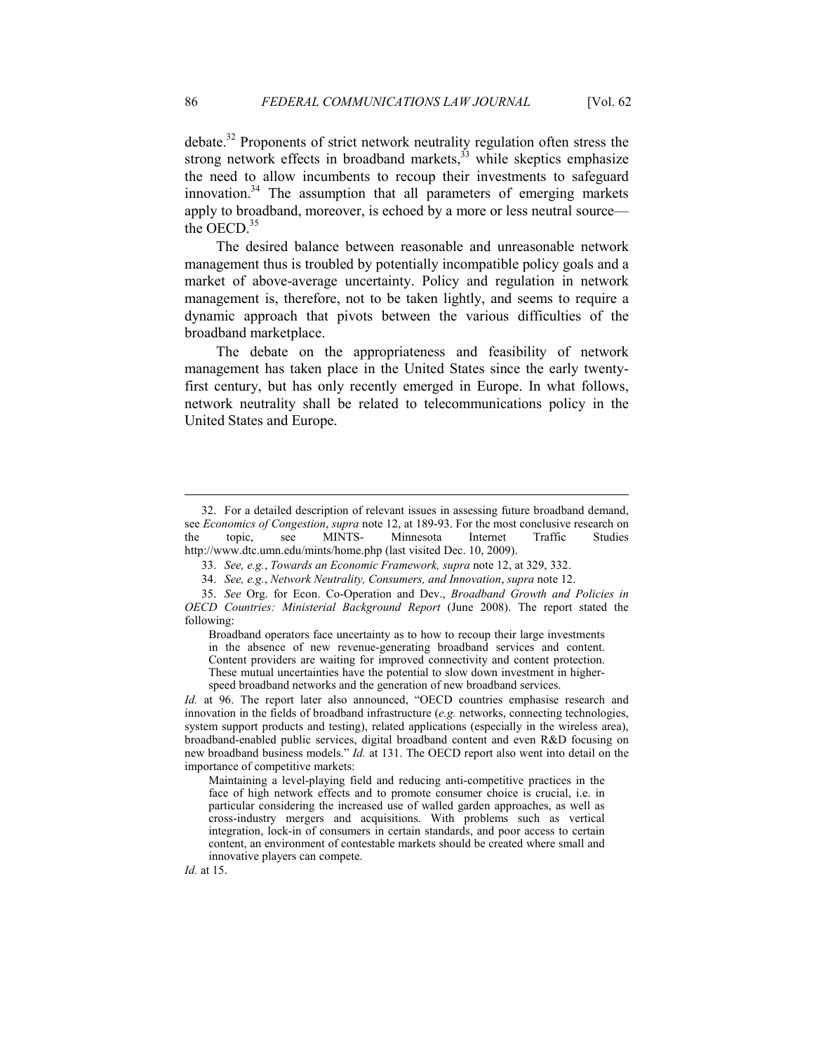debate.[32] Proponents of strict network neutrality regulation often stress the strong network effects in broadband markets,[33] while skeptics emphasize the need to allow incumbents to recoup their investments to safeguard innovation.[34] The assumption that all parameters of emerging markets apply to broadband, moreover, is echoed by a more or less neutral source—the OECD.[35]

The desired balance between reasonable and unreasonable network management thus is troubled by potentially incompatible policy goals and a market of above-average uncertainty. Policy and regulation in network management is, therefore, not to be taken lightly, and seems to require a dynamic approach that pivots between the various difficulties of the broadband marketplace.

The debate on the appropriateness and feasibility of network management has taken place in the United States since the early twenty-first century, but has only recently emerged in Europe. In what follows, network neutrality shall be related to telecommunications policy in the United States and Europe.

---

32. For a detailed description of relevant issues in assessing future broadband demand, see *Economics of Congestion*, *supra* note 12, at 189-93. For the most conclusive research on the topic, see MINTS- Minnesota Internet Traffic Studies http://www.dtc.umn.edu/mints/home.php (last visited Dec. 10, 2009).

33. *See, e.g.*, *Towards an Economic Framework, supra* note 12, at 329, 332.

34. *See, e.g.*, *Network Neutrality, Consumers, and Innovation*, *supra* note 12.

35. *See* Org. for Econ. Co-Operation and Dev., *Broadband Growth and Policies in OECD Countries: Ministerial Background Report* (June 2008). The report stated the following:

> Broadband operators face uncertainty as to how to recoup their large investments in the absence of new revenue-generating broadband services and content. Content providers are waiting for improved connectivity and content protection. These mutual uncertainties have the potential to slow down investment in higher-speed broadband networks and the generation of new broadband services.

*Id.* at 96. The report later also announced, "OECD countries emphasise research and innovation in the fields of broadband infrastructure (*e.g.* networks, connecting technologies, system support products and testing), related applications (especially in the wireless area), broadband-enabled public services, digital broadband content and even R&D focusing on new broadband business models." *Id.* at 131. The OECD report also went into detail on the importance of competitive markets:

> Maintaining a level-playing field and reducing anti-competitive practices in the face of high network effects and to promote consumer choice is crucial, i.e. in particular considering the increased use of walled garden approaches, as well as cross-industry mergers and acquisitions. With problems such as vertical integration, lock-in of consumers in certain standards, and poor access to certain content, an environment of contestable markets should be created where small and innovative players can compete.

*Id.* at 15.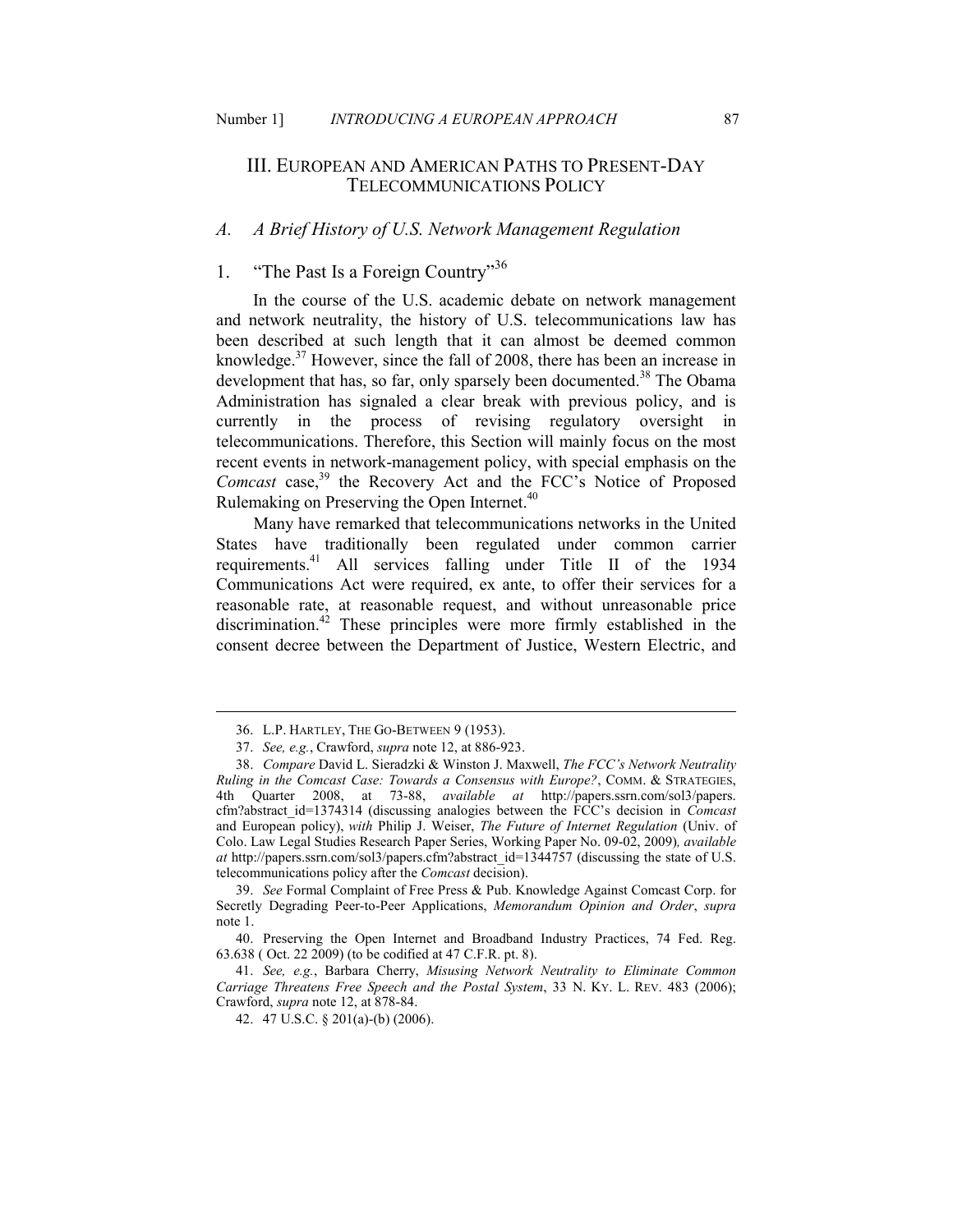## III. EUROPEAN AND AMERICAN PATHS TO PRESENT-DAY TELECOMMUNICATIONS POLICY

### A. *A Brief History of U.S. Network Management Regulation*

#### 1. "The Past Is a Foreign Country"[36]

In the course of the U.S. academic debate on network management and network neutrality, the history of U.S. telecommunications law has been described at such length that it can almost be deemed common knowledge.[37] However, since the fall of 2008, there has been an increase in development that has, so far, only sparsely been documented.[38] The Obama Administration has signaled a clear break with previous policy, and is currently in the process of revising regulatory oversight in telecommunications. Therefore, this Section will mainly focus on the most recent events in network-management policy, with special emphasis on the *Comcast* case,[39] the Recovery Act and the FCC's Notice of Proposed Rulemaking on Preserving the Open Internet.[40]

Many have remarked that telecommunications networks in the United States have traditionally been regulated under common carrier requirements.[41] All services falling under Title II of the 1934 Communications Act were required, ex ante, to offer their services for a reasonable rate, at reasonable request, and without unreasonable price discrimination.[42] These principles were more firmly established in the consent decree between the Department of Justice, Western Electric, and

---

36. L.P. HARTLEY, THE GO-BETWEEN 9 (1953).

37. *See, e.g.*, Crawford, *supra* note 12, at 886-923.

38. *Compare* David L. Sieradzki & Winston J. Maxwell, *The FCC's Network Neutrality Ruling in the Comcast Case: Towards a Consensus with Europe?*, COMM. & STRATEGIES, 4th Quarter 2008, at 73-88, *available at* http://papers.ssrn.com/sol3/papers.cfm?abstract_id=1374314 (discussing analogies between the FCC's decision in *Comcast* and European policy), *with* Philip J. Weiser, *The Future of Internet Regulation* (Univ. of Colo. Law Legal Studies Research Paper Series, Working Paper No. 09-02, 2009), *available at* http://papers.ssrn.com/sol3/papers.cfm?abstract_id=1344757 (discussing the state of U.S. telecommunications policy after the *Comcast* decision).

39. *See* Formal Complaint of Free Press & Pub. Knowledge Against Comcast Corp. for Secretly Degrading Peer-to-Peer Applications, *Memorandum Opinion and Order*, *supra* note 1.

40. Preserving the Open Internet and Broadband Industry Practices, 74 Fed. Reg. 63.638 ( Oct. 22 2009) (to be codified at 47 C.F.R. pt. 8).

41. *See, e.g.*, Barbara Cherry, *Misusing Network Neutrality to Eliminate Common Carriage Threatens Free Speech and the Postal System*, 33 N. KY. L. REV. 483 (2006); Crawford, *supra* note 12, at 878-84.

42. 47 U.S.C. § 201(a)-(b) (2006).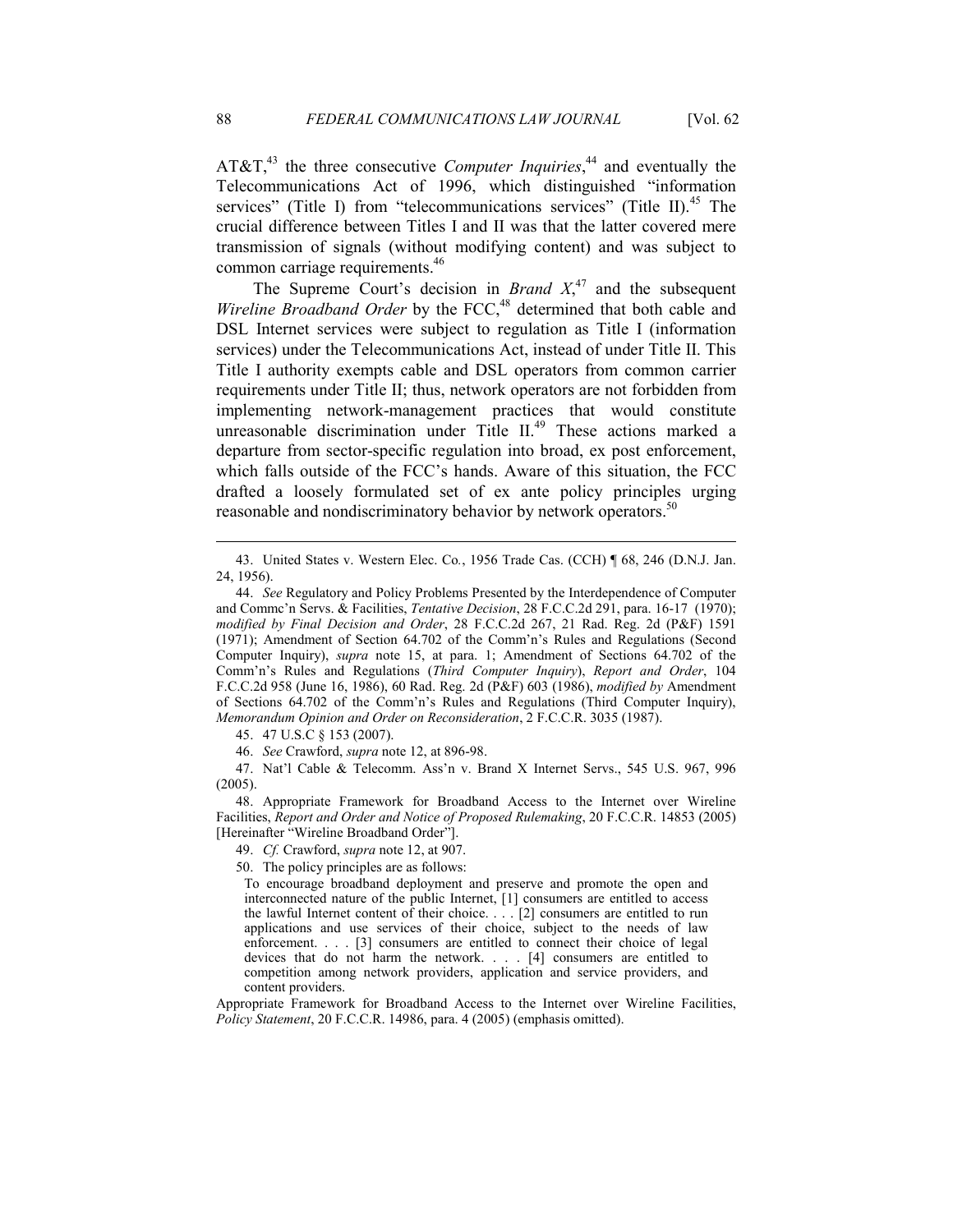AT&T,[43] the three consecutive *Computer Inquiries*,[44] and eventually the Telecommunications Act of 1996, which distinguished "information services" (Title I) from "telecommunications services" (Title II).[45] The crucial difference between Titles I and II was that the latter covered mere transmission of signals (without modifying content) and was subject to common carriage requirements.[46]

The Supreme Court's decision in *Brand X*,[47] and the subsequent *Wireline Broadband Order* by the FCC,[48] determined that both cable and DSL Internet services were subject to regulation as Title I (information services) under the Telecommunications Act, instead of under Title II. This Title I authority exempts cable and DSL operators from common carrier requirements under Title II; thus, network operators are not forbidden from implementing network-management practices that would constitute unreasonable discrimination under Title II.[49] These actions marked a departure from sector-specific regulation into broad, ex post enforcement, which falls outside of the FCC's hands. Aware of this situation, the FCC drafted a loosely formulated set of ex ante policy principles urging reasonable and nondiscriminatory behavior by network operators.[50]

---

43. United States v. Western Elec. Co*.*, 1956 Trade Cas. (CCH) ¶ 68, 246 (D.N.J. Jan. 24, 1956).

44. *See* Regulatory and Policy Problems Presented by the Interdependence of Computer and Commc'n Servs. & Facilities, *Tentative Decision*, 28 F.C.C.2d 291, para. 16-17 (1970); *modified by Final Decision and Order*, 28 F.C.C.2d 267, 21 Rad. Reg. 2d (P&F) 1591 (1971); Amendment of Section 64.702 of the Comm'n's Rules and Regulations (Second Computer Inquiry), *supra* note 15, at para. 1; Amendment of Sections 64.702 of the Comm'n's Rules and Regulations (*Third Computer Inquiry*), *Report and Order*, 104 F.C.C.2d 958 (June 16, 1986), 60 Rad. Reg. 2d (P&F) 603 (1986), *modified by* Amendment of Sections 64.702 of the Comm'n's Rules and Regulations (Third Computer Inquiry), *Memorandum Opinion and Order on Reconsideration*, 2 F.C.C.R. 3035 (1987).

45. 47 U.S.C § 153 (2007).

46. *See* Crawford, *supra* note 12, at 896-98.

47. Nat'l Cable & Telecomm. Ass'n v. Brand X Internet Servs., 545 U.S. 967, 996 (2005).

48. Appropriate Framework for Broadband Access to the Internet over Wireline Facilities, *Report and Order and Notice of Proposed Rulemaking*, 20 F.C.C.R. 14853 (2005) [Hereinafter "Wireline Broadband Order"].

49. *Cf.* Crawford, *supra* note 12, at 907.

50. The policy principles are as follows:

> To encourage broadband deployment and preserve and promote the open and interconnected nature of the public Internet, [1] consumers are entitled to access the lawful Internet content of their choice. . . . [2] consumers are entitled to run applications and use services of their choice, subject to the needs of law enforcement. . . . [3] consumers are entitled to connect their choice of legal devices that do not harm the network. . . . [4] consumers are entitled to competition among network providers, application and service providers, and content providers.

Appropriate Framework for Broadband Access to the Internet over Wireline Facilities, *Policy Statement*, 20 F.C.C.R. 14986, para. 4 (2005) (emphasis omitted).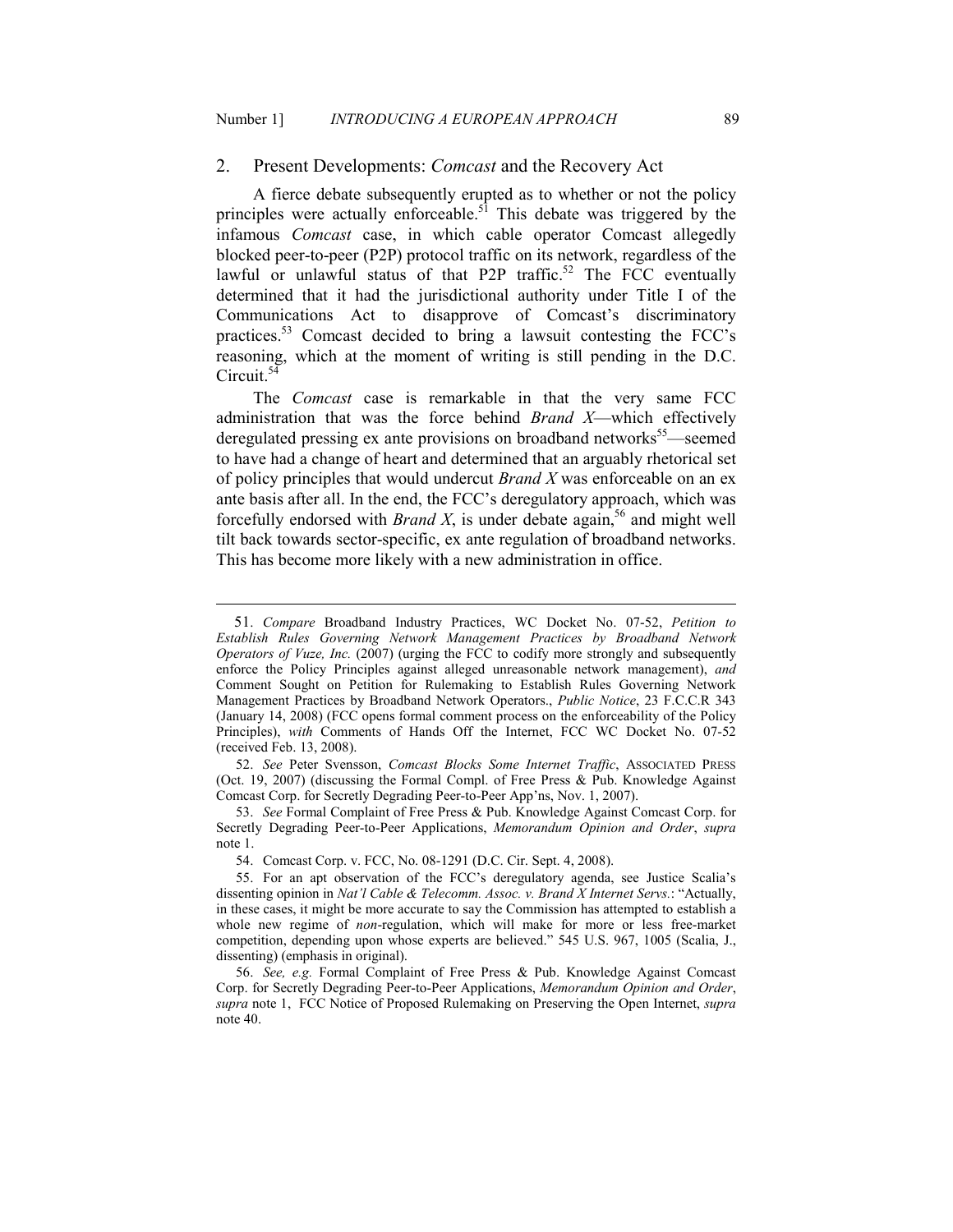### 2. Present Developments: *Comcast* and the Recovery Act

A fierce debate subsequently erupted as to whether or not the policy principles were actually enforceable.[51] This debate was triggered by the infamous *Comcast* case, in which cable operator Comcast allegedly blocked peer-to-peer (P2P) protocol traffic on its network, regardless of the lawful or unlawful status of that P2P traffic.[52] The FCC eventually determined that it had the jurisdictional authority under Title I of the Communications Act to disapprove of Comcast's discriminatory practices.[53] Comcast decided to bring a lawsuit contesting the FCC's reasoning, which at the moment of writing is still pending in the D.C. Circuit.[54]

The *Comcast* case is remarkable in that the very same FCC administration that was the force behind *Brand X*—which effectively deregulated pressing ex ante provisions on broadband networks[55]—seemed to have had a change of heart and determined that an arguably rhetorical set of policy principles that would undercut *Brand X* was enforceable on an ex ante basis after all. In the end, the FCC's deregulatory approach, which was forcefully endorsed with *Brand X*, is under debate again,[56] and might well tilt back towards sector-specific, ex ante regulation of broadband networks. This has become more likely with a new administration in office.

---

51. *Compare* Broadband Industry Practices, WC Docket No. 07-52, *Petition to Establish Rules Governing Network Management Practices by Broadband Network Operators of Vuze, Inc.* (2007) (urging the FCC to codify more strongly and subsequently enforce the Policy Principles against alleged unreasonable network management), *and* Comment Sought on Petition for Rulemaking to Establish Rules Governing Network Management Practices by Broadband Network Operators., *Public Notice*, 23 F.C.C.R 343 (January 14, 2008) (FCC opens formal comment process on the enforceability of the Policy Principles), *with* Comments of Hands Off the Internet, FCC WC Docket No. 07-52 (received Feb. 13, 2008).

52. *See* Peter Svensson, *Comcast Blocks Some Internet Traffic*, ASSOCIATED PRESS (Oct. 19, 2007) (discussing the Formal Compl. of Free Press & Pub. Knowledge Against Comcast Corp. for Secretly Degrading Peer-to-Peer App'ns, Nov. 1, 2007).

53. *See* Formal Complaint of Free Press & Pub. Knowledge Against Comcast Corp. for Secretly Degrading Peer-to-Peer Applications, *Memorandum Opinion and Order*, *supra* note 1.

54. Comcast Corp. v. FCC, No. 08-1291 (D.C. Cir. Sept. 4, 2008).

55. For an apt observation of the FCC's deregulatory agenda, see Justice Scalia's dissenting opinion in *Nat'l Cable & Telecomm. Assoc. v. Brand X Internet Servs.*: "Actually, in these cases, it might be more accurate to say the Commission has attempted to establish a whole new regime of *non*-regulation, which will make for more or less free-market competition, depending upon whose experts are believed." 545 U.S. 967, 1005 (Scalia, J., dissenting) (emphasis in original).

56. *See, e.g.* Formal Complaint of Free Press & Pub. Knowledge Against Comcast Corp. for Secretly Degrading Peer-to-Peer Applications, *Memorandum Opinion and Order*, *supra* note 1, FCC Notice of Proposed Rulemaking on Preserving the Open Internet, *supra* note 40.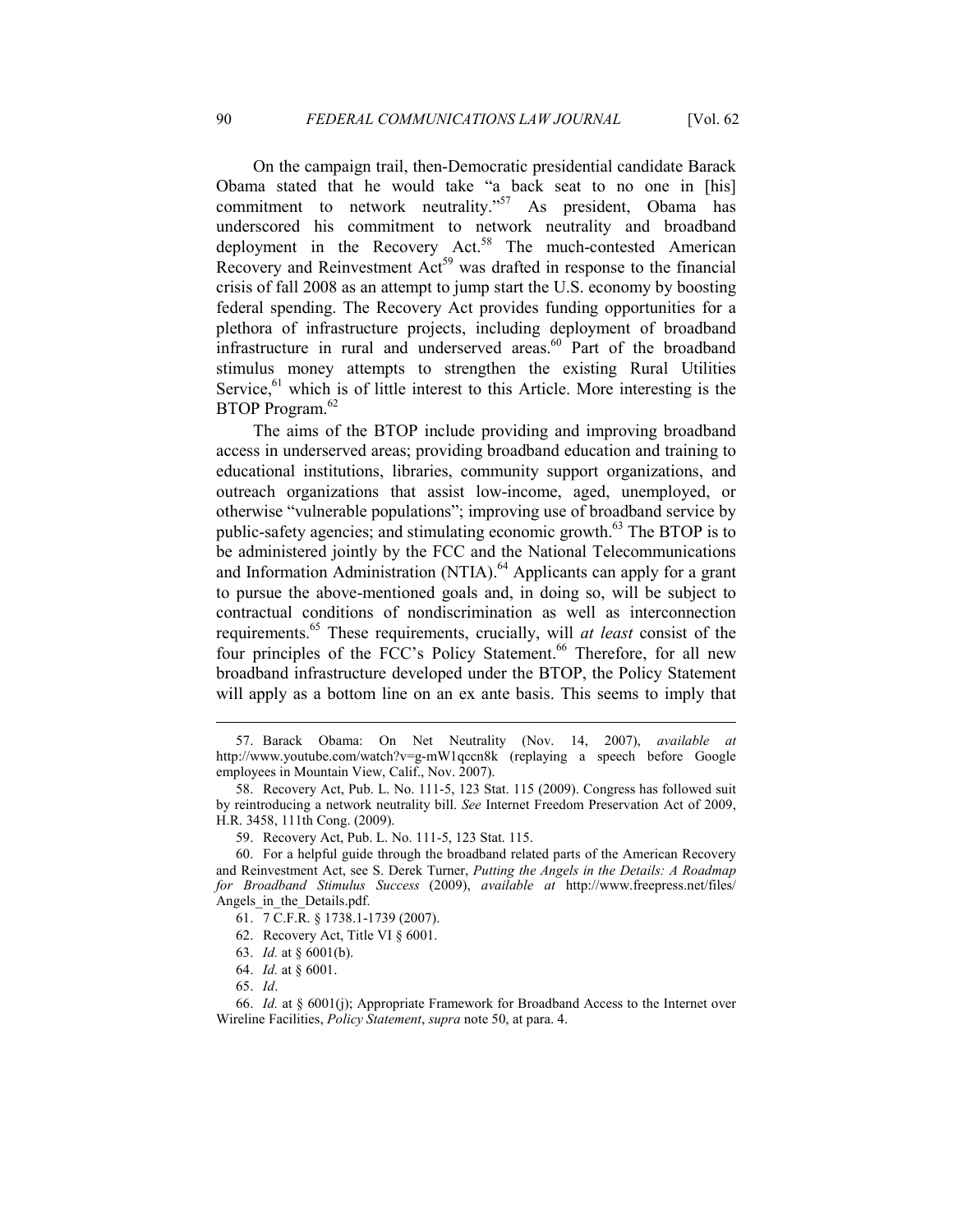On the campaign trail, then-Democratic presidential candidate Barack Obama stated that he would take "a back seat to no one in [his] commitment to network neutrality."[57] As president, Obama has underscored his commitment to network neutrality and broadband deployment in the Recovery Act.[58] The much-contested American Recovery and Reinvestment Act[59] was drafted in response to the financial crisis of fall 2008 as an attempt to jump start the U.S. economy by boosting federal spending. The Recovery Act provides funding opportunities for a plethora of infrastructure projects, including deployment of broadband infrastructure in rural and underserved areas.[60] Part of the broadband stimulus money attempts to strengthen the existing Rural Utilities Service,[61] which is of little interest to this Article. More interesting is the BTOP Program.[62]

The aims of the BTOP include providing and improving broadband access in underserved areas; providing broadband education and training to educational institutions, libraries, community support organizations, and outreach organizations that assist low-income, aged, unemployed, or otherwise "vulnerable populations"; improving use of broadband service by public-safety agencies; and stimulating economic growth.[63] The BTOP is to be administered jointly by the FCC and the National Telecommunications and Information Administration (NTIA).[64] Applicants can apply for a grant to pursue the above-mentioned goals and, in doing so, will be subject to contractual conditions of nondiscrimination as well as interconnection requirements.[65] These requirements, crucially, will *at least* consist of the four principles of the FCC's Policy Statement.[66] Therefore, for all new broadband infrastructure developed under the BTOP, the Policy Statement will apply as a bottom line on an ex ante basis. This seems to imply that

---

57. Barack Obama: On Net Neutrality (Nov. 14, 2007), *available at* http://www.youtube.com/watch?v=g-mW1qccn8k (replaying a speech before Google employees in Mountain View, Calif., Nov. 2007).

58. Recovery Act, Pub. L. No. 111-5, 123 Stat. 115 (2009). Congress has followed suit by reintroducing a network neutrality bill. *See* Internet Freedom Preservation Act of 2009, H.R. 3458, 111th Cong. (2009).

59. Recovery Act, Pub. L. No. 111-5, 123 Stat. 115.

60. For a helpful guide through the broadband related parts of the American Recovery and Reinvestment Act, see S. Derek Turner, *Putting the Angels in the Details: A Roadmap for Broadband Stimulus Success* (2009), *available at* http://www.freepress.net/files/Angels_in_the_Details.pdf.

61. 7 C.F.R. § 1738.1-1739 (2007).

62. Recovery Act, Title VI § 6001.

63. *Id.* at § 6001(b).

64. *Id.* at § 6001.

65. *Id*.

66. *Id.* at § 6001(j); Appropriate Framework for Broadband Access to the Internet over Wireline Facilities, *Policy Statement*, *supra* note 50, at para. 4.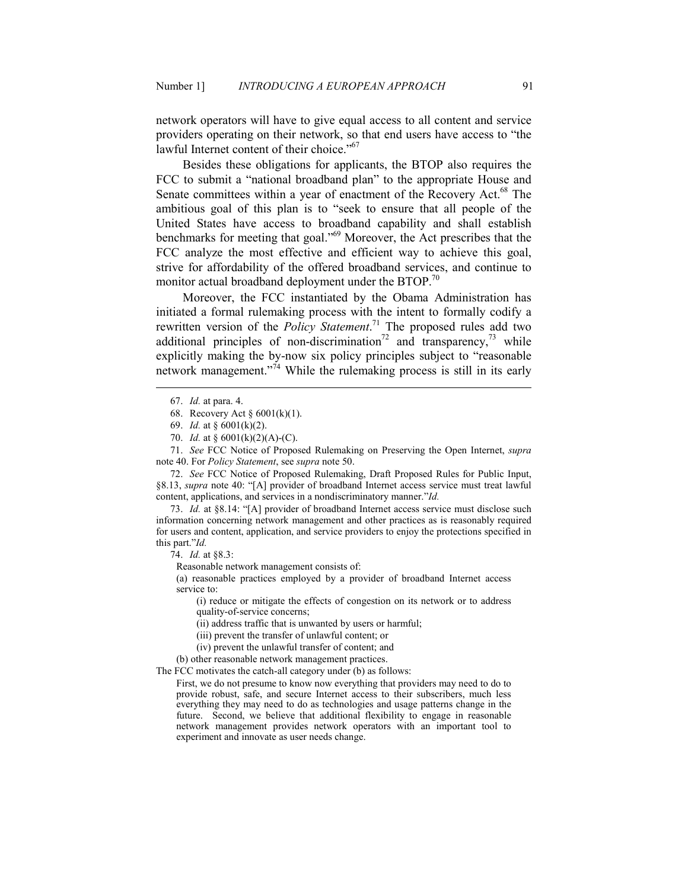network operators will have to give equal access to all content and service providers operating on their network, so that end users have access to "the lawful Internet content of their choice."[67]

Besides these obligations for applicants, the BTOP also requires the FCC to submit a "national broadband plan" to the appropriate House and Senate committees within a year of enactment of the Recovery Act.[68] The ambitious goal of this plan is to "seek to ensure that all people of the United States have access to broadband capability and shall establish benchmarks for meeting that goal."[69] Moreover, the Act prescribes that the FCC analyze the most effective and efficient way to achieve this goal, strive for affordability of the offered broadband services, and continue to monitor actual broadband deployment under the BTOP.[70]

Moreover, the FCC instantiated by the Obama Administration has initiated a formal rulemaking process with the intent to formally codify a rewritten version of the *Policy Statement*.[71] The proposed rules add two additional principles of non-discrimination[72] and transparency,[73] while explicitly making the by-now six policy principles subject to "reasonable network management."[74] While the rulemaking process is still in its early

---

67. *Id.* at para. 4.

68. Recovery Act § 6001(k)(1).

69. *Id.* at § 6001(k)(2).

70. *Id.* at § 6001(k)(2)(A)-(C).

71. *See* FCC Notice of Proposed Rulemaking on Preserving the Open Internet, *supra* note 40. For *Policy Statement*, see *supra* note 50.

72. *See* FCC Notice of Proposed Rulemaking, Draft Proposed Rules for Public Input, §8.13, *supra* note 40: "[A] provider of broadband Internet access service must treat lawful content, applications, and services in a nondiscriminatory manner."*Id.*

73. *Id.* at §8.14: "[A] provider of broadband Internet access service must disclose such information concerning network management and other practices as is reasonably required for users and content, application, and service providers to enjoy the protections specified in this part."*Id.*

74. *Id.* at §8.3:

> Reasonable network management consists of:
>
> (a) reasonable practices employed by a provider of broadband Internet access service to:
>
> > (i) reduce or mitigate the effects of congestion on its network or to address quality-of-service concerns;
> >
> > (ii) address traffic that is unwanted by users or harmful;
> >
> > (iii) prevent the transfer of unlawful content; or
> >
> > (iv) prevent the unlawful transfer of content; and
>
> (b) other reasonable network management practices.

The FCC motivates the catch-all category under (b) as follows:

> First, we do not presume to know now everything that providers may need to do to provide robust, safe, and secure Internet access to their subscribers, much less everything they may need to do as technologies and usage patterns change in the future. Second, we believe that additional flexibility to engage in reasonable network management provides network operators with an important tool to experiment and innovate as user needs change.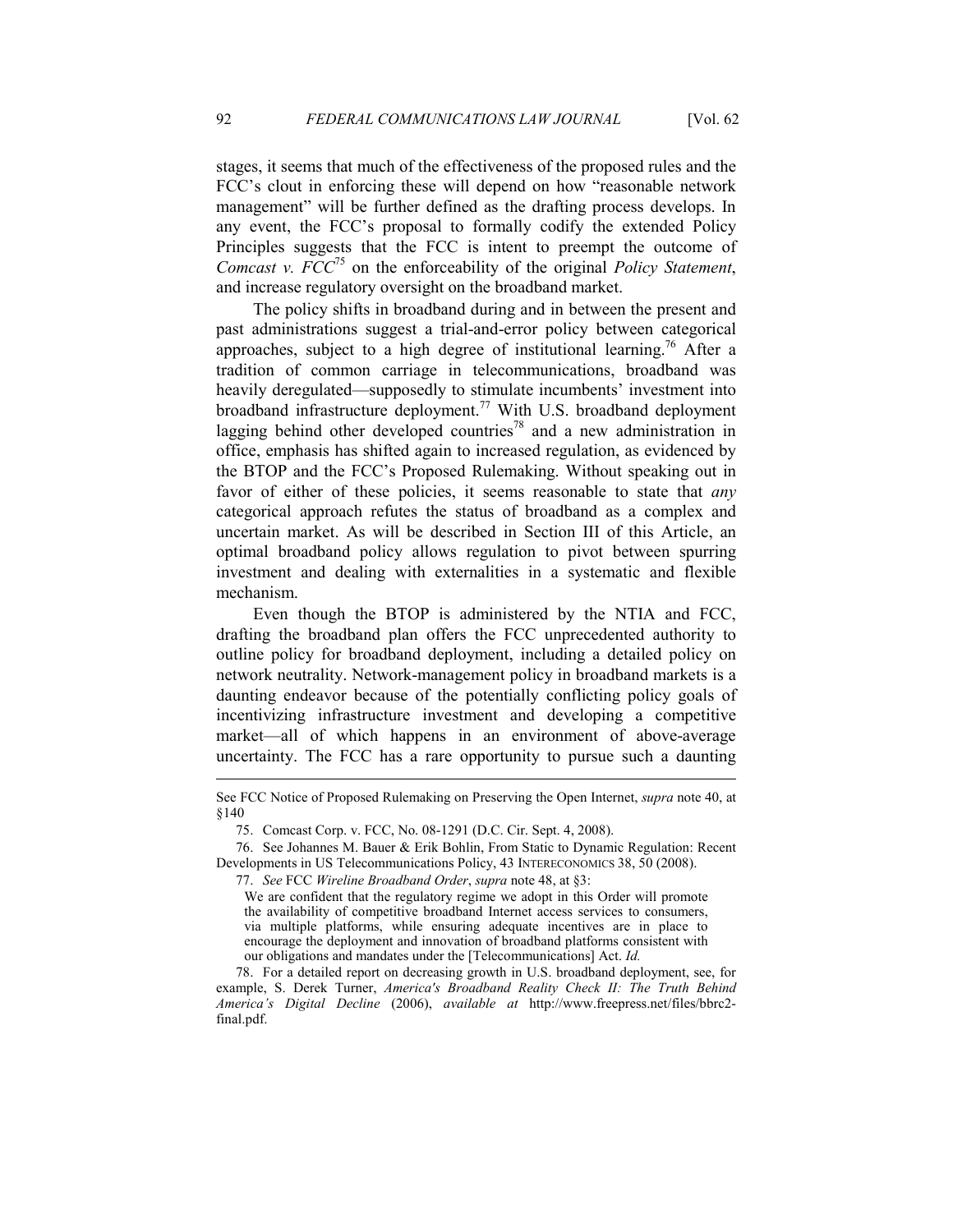stages, it seems that much of the effectiveness of the proposed rules and the FCC's clout in enforcing these will depend on how "reasonable network management" will be further defined as the drafting process develops. In any event, the FCC's proposal to formally codify the extended Policy Principles suggests that the FCC is intent to preempt the outcome of *Comcast v. FCC*[75] on the enforceability of the original *Policy Statement*, and increase regulatory oversight on the broadband market.

The policy shifts in broadband during and in between the present and past administrations suggest a trial-and-error policy between categorical approaches, subject to a high degree of institutional learning.[76] After a tradition of common carriage in telecommunications, broadband was heavily deregulated—supposedly to stimulate incumbents' investment into broadband infrastructure deployment.[77] With U.S. broadband deployment lagging behind other developed countries[78] and a new administration in office, emphasis has shifted again to increased regulation, as evidenced by the BTOP and the FCC's Proposed Rulemaking. Without speaking out in favor of either of these policies, it seems reasonable to state that *any* categorical approach refutes the status of broadband as a complex and uncertain market. As will be described in Section III of this Article, an optimal broadband policy allows regulation to pivot between spurring investment and dealing with externalities in a systematic and flexible mechanism.

Even though the BTOP is administered by the NTIA and FCC, drafting the broadband plan offers the FCC unprecedented authority to outline policy for broadband deployment, including a detailed policy on network neutrality. Network-management policy in broadband markets is a daunting endeavor because of the potentially conflicting policy goals of incentivizing infrastructure investment and developing a competitive market—all of which happens in an environment of above-average uncertainty. The FCC has a rare opportunity to pursue such a daunting

---

See FCC Notice of Proposed Rulemaking on Preserving the Open Internet, *supra* note 40, at §140

75. Comcast Corp. v. FCC, No. 08-1291 (D.C. Cir. Sept. 4, 2008).

76. See Johannes M. Bauer & Erik Bohlin, From Static to Dynamic Regulation: Recent Developments in US Telecommunications Policy, 43 INTERECONOMICS 38, 50 (2008).

77. *See* FCC *Wireline Broadband Order*, *supra* note 48, at §3:

> We are confident that the regulatory regime we adopt in this Order will promote the availability of competitive broadband Internet access services to consumers, via multiple platforms, while ensuring adequate incentives are in place to encourage the deployment and innovation of broadband platforms consistent with our obligations and mandates under the [Telecommunications] Act. *Id.*

78. For a detailed report on decreasing growth in U.S. broadband deployment, see, for example, S. Derek Turner, *America's Broadband Reality Check II: The Truth Behind America's Digital Decline* (2006), *available at* http://www.freepress.net/files/bbrc2-final.pdf.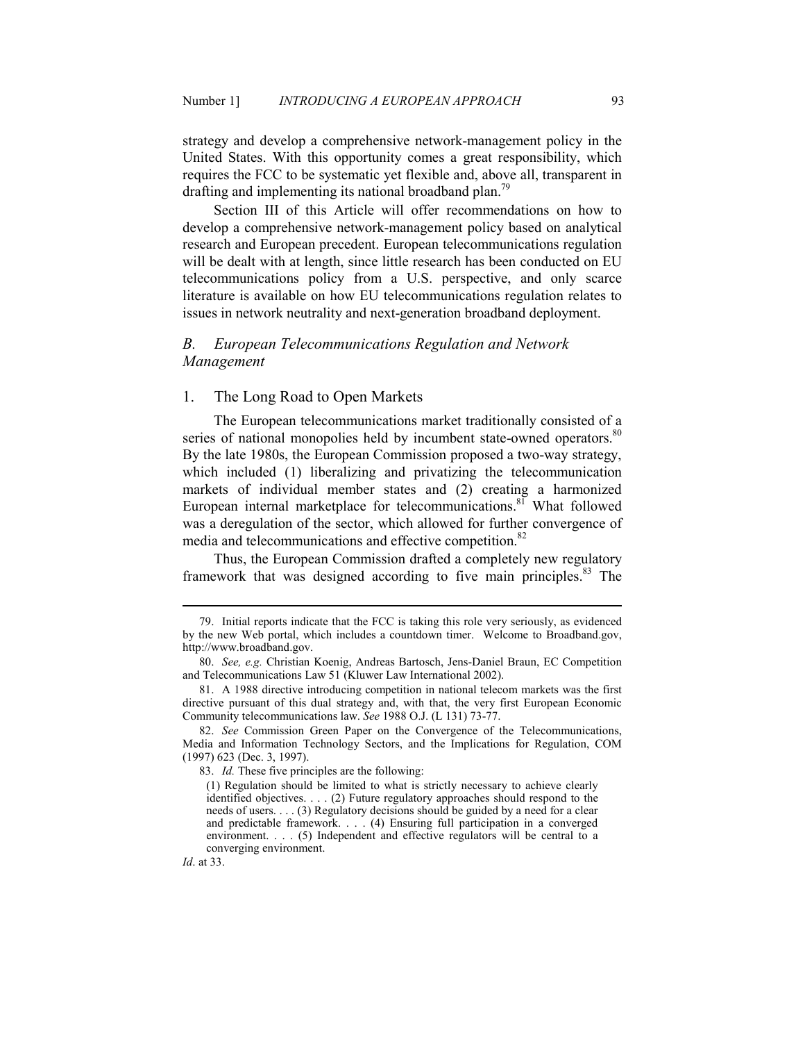strategy and develop a comprehensive network-management policy in the United States. With this opportunity comes a great responsibility, which requires the FCC to be systematic yet flexible and, above all, transparent in drafting and implementing its national broadband plan.[79]

Section III of this Article will offer recommendations on how to develop a comprehensive network-management policy based on analytical research and European precedent. European telecommunications regulation will be dealt with at length, since little research has been conducted on EU telecommunications policy from a U.S. perspective, and only scarce literature is available on how EU telecommunications regulation relates to issues in network neutrality and next-generation broadband deployment.

### *B. European Telecommunications Regulation and Network Management*

#### 1. The Long Road to Open Markets

The European telecommunications market traditionally consisted of a series of national monopolies held by incumbent state-owned operators.[80] By the late 1980s, the European Commission proposed a two-way strategy, which included (1) liberalizing and privatizing the telecommunication markets of individual member states and (2) creating a harmonized European internal marketplace for telecommunications.[81] What followed was a deregulation of the sector, which allowed for further convergence of media and telecommunications and effective competition.[82]

Thus, the European Commission drafted a completely new regulatory framework that was designed according to five main principles.[83] The

---

79. Initial reports indicate that the FCC is taking this role very seriously, as evidenced by the new Web portal, which includes a countdown timer. Welcome to Broadband.gov, http://www.broadband.gov.

80. *See, e.g.* Christian Koenig, Andreas Bartosch, Jens-Daniel Braun, EC Competition and Telecommunications Law 51 (Kluwer Law International 2002).

81. A 1988 directive introducing competition in national telecom markets was the first directive pursuant of this dual strategy and, with that, the very first European Economic Community telecommunications law. *See* 1988 O.J. (L 131) 73-77.

82. *See* Commission Green Paper on the Convergence of the Telecommunications, Media and Information Technology Sectors, and the Implications for Regulation, COM (1997) 623 (Dec. 3, 1997).

83. *Id.* These five principles are the following:

> (1) Regulation should be limited to what is strictly necessary to achieve clearly identified objectives. . . . (2) Future regulatory approaches should respond to the needs of users. . . . (3) Regulatory decisions should be guided by a need for a clear and predictable framework. . . . (4) Ensuring full participation in a converged environment. . . . (5) Independent and effective regulators will be central to a converging environment.

*Id*. at 33.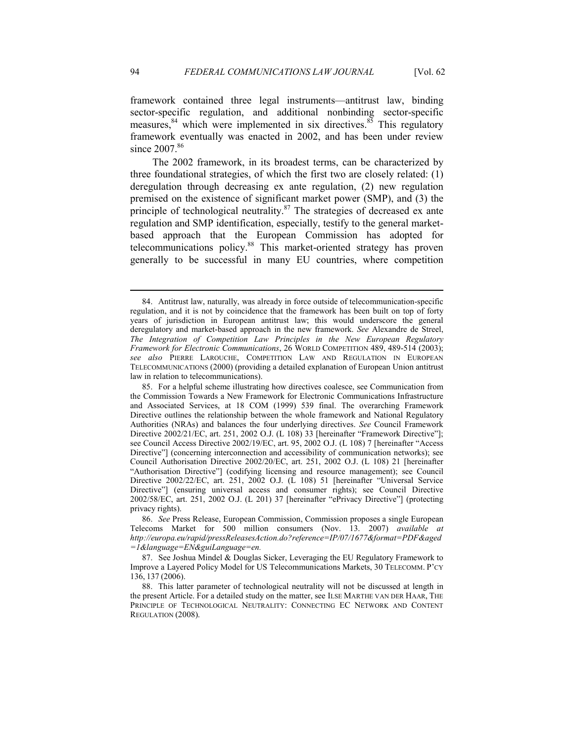framework contained three legal instruments—antitrust law, binding sector-specific regulation, and additional nonbinding sector-specific measures,[84] which were implemented in six directives.[85] This regulatory framework eventually was enacted in 2002, and has been under review since 2007.[86]

The 2002 framework, in its broadest terms, can be characterized by three foundational strategies, of which the first two are closely related: (1) deregulation through decreasing ex ante regulation, (2) new regulation premised on the existence of significant market power (SMP), and (3) the principle of technological neutrality.[87] The strategies of decreased ex ante regulation and SMP identification, especially, testify to the general market-based approach that the European Commission has adopted for telecommunications policy.[88] This market-oriented strategy has proven generally to be successful in many EU countries, where competition

---

84. Antitrust law, naturally, was already in force outside of telecommunication-specific regulation, and it is not by coincidence that the framework has been built on top of forty years of jurisdiction in European antitrust law; this would underscore the general deregulatory and market-based approach in the new framework. *See* Alexandre de Streel, *The Integration of Competition Law Principles in the New European Regulatory Framework for Electronic Communications*, 26 WORLD COMPETITION 489, 489-514 (2003); *see also* PIERRE LAROUCHE, COMPETITION LAW AND REGULATION IN EUROPEAN TELECOMMUNICATIONS (2000) (providing a detailed explanation of European Union antitrust law in relation to telecommunications).

85. For a helpful scheme illustrating how directives coalesce, see Communication from the Commission Towards a New Framework for Electronic Communications Infrastructure and Associated Services, at 18 COM (1999) 539 final. The overarching Framework Directive outlines the relationship between the whole framework and National Regulatory Authorities (NRAs) and balances the four underlying directives. *See* Council Framework Directive 2002/21/EC, art. 251, 2002 O.J. (L 108) 33 [hereinafter "Framework Directive"]; see Council Access Directive 2002/19/EC, art. 95, 2002 O.J. (L 108) 7 [hereinafter "Access Directive"] (concerning interconnection and accessibility of communication networks); see Council Authorisation Directive 2002/20/EC, art. 251, 2002 O.J. (L 108) 21 [hereinafter "Authorisation Directive"] (codifying licensing and resource management); see Council Directive 2002/22/EC, art. 251, 2002 O.J. (L 108) 51 [hereinafter "Universal Service Directive"] (ensuring universal access and consumer rights); see Council Directive 2002/58/EC, art. 251, 2002 O.J. (L 201) 37 [hereinafter "ePrivacy Directive"] (protecting privacy rights).

86. *See* Press Release, European Commission, Commission proposes a single European Telecoms Market for 500 million consumers (Nov. 13. 2007) *available at http://europa.eu/rapid/pressReleasesAction.do?reference=IP/07/1677&format=PDF&aged=1&language=EN&guiLanguage=en.*

87. See Joshua Mindel & Douglas Sicker, Leveraging the EU Regulatory Framework to Improve a Layered Policy Model for US Telecommunications Markets, 30 TELECOMM. P'CY 136, 137 (2006).

88. This latter parameter of technological neutrality will not be discussed at length in the present Article. For a detailed study on the matter, see ILSE MARTHE VAN DER HAAR, THE PRINCIPLE OF TECHNOLOGICAL NEUTRALITY: CONNECTING EC NETWORK AND CONTENT REGULATION (2008).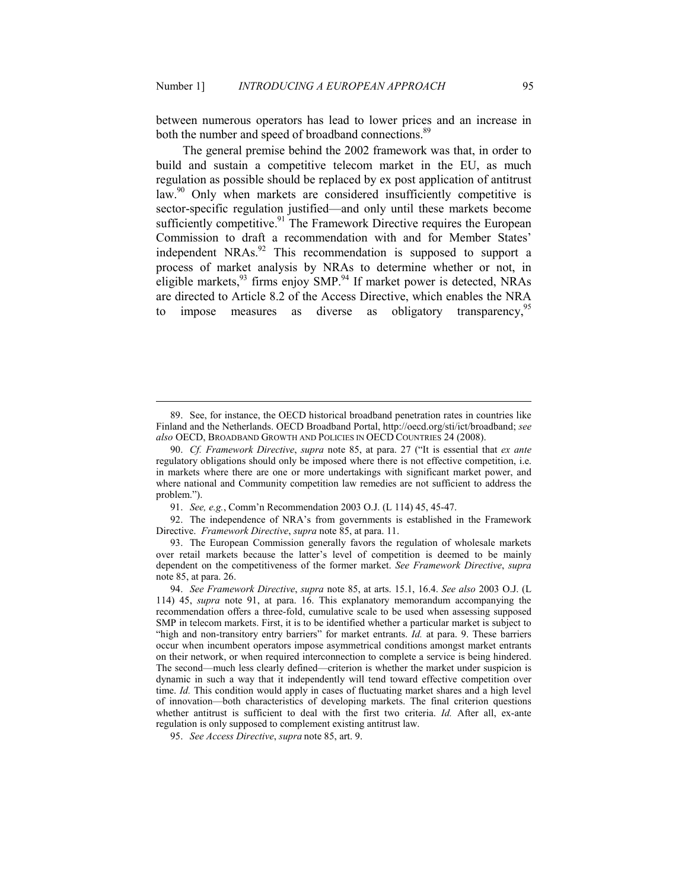between numerous operators has lead to lower prices and an increase in both the number and speed of broadband connections.[89]

The general premise behind the 2002 framework was that, in order to build and sustain a competitive telecom market in the EU, as much regulation as possible should be replaced by ex post application of antitrust law.[90] Only when markets are considered insufficiently competitive is sector-specific regulation justified—and only until these markets become sufficiently competitive.[91] The Framework Directive requires the European Commission to draft a recommendation with and for Member States' independent NRAs.[92] This recommendation is supposed to support a process of market analysis by NRAs to determine whether or not, in eligible markets,[93] firms enjoy SMP.[94] If market power is detected, NRAs are directed to Article 8.2 of the Access Directive, which enables the NRA to impose measures as diverse as obligatory transparency,[95]

---

89. See, for instance, the OECD historical broadband penetration rates in countries like Finland and the Netherlands. OECD Broadband Portal, http://oecd.org/sti/ict/broadband; *see also* OECD, BROADBAND GROWTH AND POLICIES IN OECD COUNTRIES 24 (2008).

90. *Cf. Framework Directive*, *supra* note 85, at para. 27 ("It is essential that *ex ante* regulatory obligations should only be imposed where there is not effective competition, i.e. in markets where there are one or more undertakings with significant market power, and where national and Community competition law remedies are not sufficient to address the problem.").

91. *See, e.g.*, Comm'n Recommendation 2003 O.J. (L 114) 45, 45-47.

92. The independence of NRA's from governments is established in the Framework Directive. *Framework Directive*, *supra* note 85, at para. 11.

93. The European Commission generally favors the regulation of wholesale markets over retail markets because the latter's level of competition is deemed to be mainly dependent on the competitiveness of the former market. *See Framework Directive*, *supra* note 85, at para. 26.

94. *See Framework Directive*, *supra* note 85, at arts. 15.1, 16.4. *See also* 2003 O.J. (L 114) 45, *supra* note 91, at para. 16. This explanatory memorandum accompanying the recommendation offers a three-fold, cumulative scale to be used when assessing supposed SMP in telecom markets. First, it is to be identified whether a particular market is subject to "high and non-transitory entry barriers" for market entrants. *Id.* at para. 9. These barriers occur when incumbent operators impose asymmetrical conditions amongst market entrants on their network, or when required interconnection to complete a service is being hindered. The second—much less clearly defined—criterion is whether the market under suspicion is dynamic in such a way that it independently will tend toward effective competition over time. *Id.* This condition would apply in cases of fluctuating market shares and a high level of innovation—both characteristics of developing markets. The final criterion questions whether antitrust is sufficient to deal with the first two criteria. *Id.* After all, ex-ante regulation is only supposed to complement existing antitrust law.

95. *See Access Directive*, *supra* note 85, art. 9.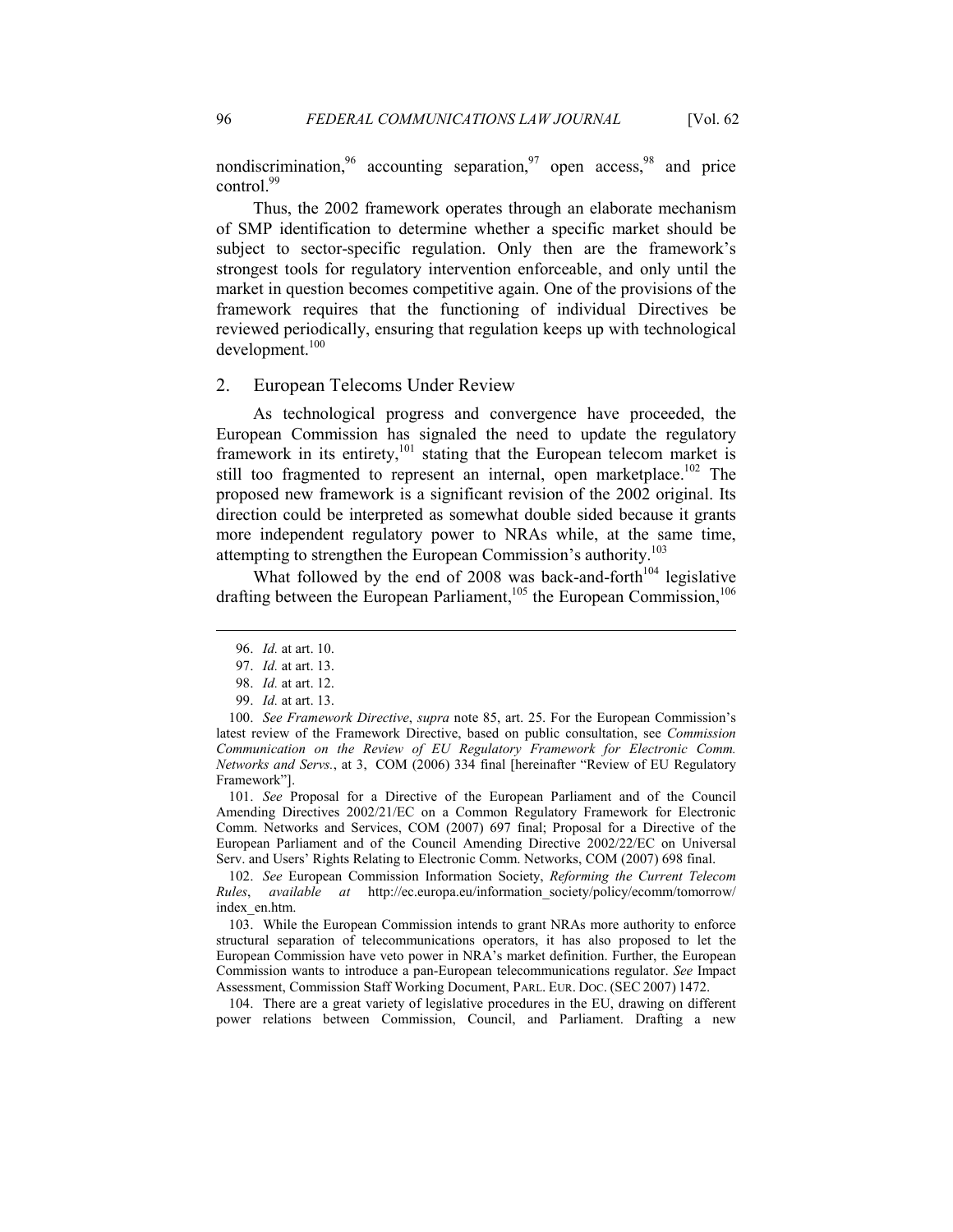nondiscrimination,[96] accounting separation,[97] open access,[98] and price control.[99]

Thus, the 2002 framework operates through an elaborate mechanism of SMP identification to determine whether a specific market should be subject to sector-specific regulation. Only then are the framework's strongest tools for regulatory intervention enforceable, and only until the market in question becomes competitive again. One of the provisions of the framework requires that the functioning of individual Directives be reviewed periodically, ensuring that regulation keeps up with technological development.[100]

## 2. European Telecoms Under Review

As technological progress and convergence have proceeded, the European Commission has signaled the need to update the regulatory framework in its entirety,[101] stating that the European telecom market is still too fragmented to represent an internal, open marketplace.[102] The proposed new framework is a significant revision of the 2002 original. Its direction could be interpreted as somewhat double sided because it grants more independent regulatory power to NRAs while, at the same time, attempting to strengthen the European Commission's authority.[103]

What followed by the end of 2008 was back-and-forth[104] legislative drafting between the European Parliament,[105] the European Commission,[106]

---

96. *Id.* at art. 10.

97. *Id.* at art. 13.

98. *Id.* at art. 12.

99. *Id.* at art. 13.

100. *See Framework Directive*, *supra* note 85, art. 25. For the European Commission's latest review of the Framework Directive, based on public consultation, see *Commission Communication on the Review of EU Regulatory Framework for Electronic Comm. Networks and Servs.*, at 3, COM (2006) 334 final [hereinafter "Review of EU Regulatory Framework"].

101. *See* Proposal for a Directive of the European Parliament and of the Council Amending Directives 2002/21/EC on a Common Regulatory Framework for Electronic Comm. Networks and Services, COM (2007) 697 final; Proposal for a Directive of the European Parliament and of the Council Amending Directive 2002/22/EC on Universal Serv. and Users' Rights Relating to Electronic Comm. Networks, COM (2007) 698 final.

102. *See* European Commission Information Society, *Reforming the Current Telecom Rules*, *available at* http://ec.europa.eu/information_society/policy/ecomm/tomorrow/index_en.htm.

103. While the European Commission intends to grant NRAs more authority to enforce structural separation of telecommunications operators, it has also proposed to let the European Commission have veto power in NRA's market definition. Further, the European Commission wants to introduce a pan-European telecommunications regulator. *See* Impact Assessment, Commission Staff Working Document, PARL. EUR. DOC. (SEC 2007) 1472.

104. There are a great variety of legislative procedures in the EU, drawing on different power relations between Commission, Council, and Parliament. Drafting a new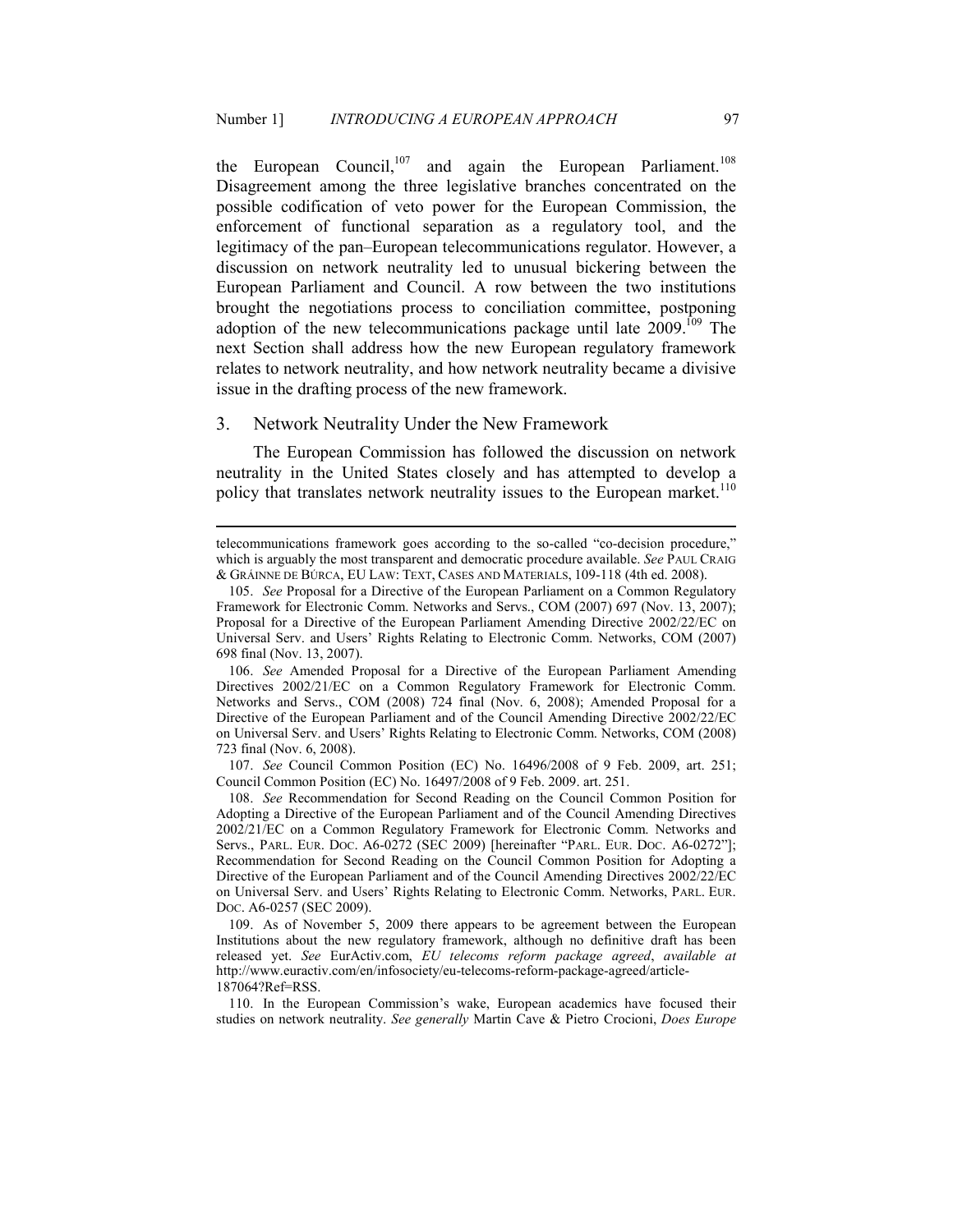the European Council,[107] and again the European Parliament.[108] Disagreement among the three legislative branches concentrated on the possible codification of veto power for the European Commission, the enforcement of functional separation as a regulatory tool, and the legitimacy of the pan–European telecommunications regulator. However, a discussion on network neutrality led to unusual bickering between the European Parliament and Council. A row between the two institutions brought the negotiations process to conciliation committee, postponing adoption of the new telecommunications package until late 2009.[109] The next Section shall address how the new European regulatory framework relates to network neutrality, and how network neutrality became a divisive issue in the drafting process of the new framework.

### 3. Network Neutrality Under the New Framework

The European Commission has followed the discussion on network neutrality in the United States closely and has attempted to develop a policy that translates network neutrality issues to the European market.[110]

---

telecommunications framework goes according to the so-called "co-decision procedure," which is arguably the most transparent and democratic procedure available. *See* PAUL CRAIG & GRÁINNE DE BÚRCA, EU LAW: TEXT, CASES AND MATERIALS, 109-118 (4th ed. 2008).

105. *See* Proposal for a Directive of the European Parliament on a Common Regulatory Framework for Electronic Comm. Networks and Servs., COM (2007) 697 (Nov. 13, 2007); Proposal for a Directive of the European Parliament Amending Directive 2002/22/EC on Universal Serv. and Users' Rights Relating to Electronic Comm. Networks, COM (2007) 698 final (Nov. 13, 2007).

106. *See* Amended Proposal for a Directive of the European Parliament Amending Directives 2002/21/EC on a Common Regulatory Framework for Electronic Comm. Networks and Servs., COM (2008) 724 final (Nov. 6, 2008); Amended Proposal for a Directive of the European Parliament and of the Council Amending Directive 2002/22/EC on Universal Serv. and Users' Rights Relating to Electronic Comm. Networks, COM (2008) 723 final (Nov. 6, 2008).

107. *See* Council Common Position (EC) No. 16496/2008 of 9 Feb. 2009, art. 251; Council Common Position (EC) No. 16497/2008 of 9 Feb. 2009. art. 251.

108. *See* Recommendation for Second Reading on the Council Common Position for Adopting a Directive of the European Parliament and of the Council Amending Directives 2002/21/EC on a Common Regulatory Framework for Electronic Comm. Networks and Servs., PARL. EUR. DOC. A6-0272 (SEC 2009) [hereinafter "PARL. EUR. DOC. A6-0272"]; Recommendation for Second Reading on the Council Common Position for Adopting a Directive of the European Parliament and of the Council Amending Directives 2002/22/EC on Universal Serv. and Users' Rights Relating to Electronic Comm. Networks, PARL. EUR. DOC. A6-0257 (SEC 2009).

109. As of November 5, 2009 there appears to be agreement between the European Institutions about the new regulatory framework, although no definitive draft has been released yet. *See* EurActiv.com, *EU telecoms reform package agreed*, *available at* http://www.euractiv.com/en/infosociety/eu-telecoms-reform-package-agreed/article-187064?Ref=RSS.

110. In the European Commission's wake, European academics have focused their studies on network neutrality. *See generally* Martin Cave & Pietro Crocioni, *Does Europe*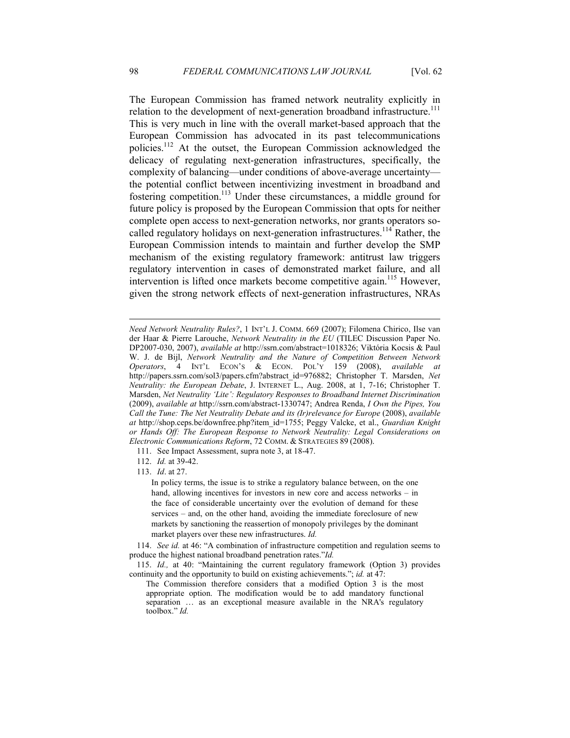The European Commission has framed network neutrality explicitly in relation to the development of next-generation broadband infrastructure.[111] This is very much in line with the overall market-based approach that the European Commission has advocated in its past telecommunications policies.[112] At the outset, the European Commission acknowledged the delicacy of regulating next-generation infrastructures, specifically, the complexity of balancing—under conditions of above-average uncertainty—the potential conflict between incentivizing investment in broadband and fostering competition.[113] Under these circumstances, a middle ground for future policy is proposed by the European Commission that opts for neither complete open access to next-generation networks, nor grants operators so-called regulatory holidays on next-generation infrastructures.[114] Rather, the European Commission intends to maintain and further develop the SMP mechanism of the existing regulatory framework: antitrust law triggers regulatory intervention in cases of demonstrated market failure, and all intervention is lifted once markets become competitive again.[115] However, given the strong network effects of next-generation infrastructures, NRAs

---

*Need Network Neutrality Rules?*, 1 INT'L J. COMM. 669 (2007); Filomena Chirico, Ilse van der Haar & Pierre Larouche, *Network Neutrality in the EU* (TILEC Discussion Paper No. DP2007-030, 2007), *available at* http://ssrn.com/abstract=1018326; Viktória Kocsis & Paul W. J. de Bijl, *Network Neutrality and the Nature of Competition Between Network Operators*, 4 INT'L ECON'S & ECON. POL'Y 159 (2008), *available at* http://papers.ssrn.com/sol3/papers.cfm?abstract_id=976882; Christopher T. Marsden, *Net Neutrality: the European Debate*, J. INTERNET L., Aug. 2008, at 1, 7-16; Christopher T. Marsden, *Net Neutrality 'Lite': Regulatory Responses to Broadband Internet Discrimination* (2009), *available at* http://ssrn.com/abstract-1330747; Andrea Renda, *I Own the Pipes, You Call the Tune: The Net Neutrality Debate and its (Ir)relevance for Europe* (2008), *available at* http://shop.ceps.be/downfree.php?item_id=1755; Peggy Valcke, et al., *Guardian Knight or Hands Off: The European Response to Network Neutrality: Legal Considerations on Electronic Communications Reform*, 72 COMM. & STRATEGIES 89 (2008).

111. See Impact Assessment, supra note 3, at 18-47.

112. *Id.* at 39-42.

113. *Id*. at 27.

> In policy terms, the issue is to strike a regulatory balance between, on the one hand, allowing incentives for investors in new core and access networks – in the face of considerable uncertainty over the evolution of demand for these services – and, on the other hand, avoiding the immediate foreclosure of new markets by sanctioning the reassertion of monopoly privileges by the dominant market players over these new infrastructures. *Id.*

114. *See id.* at 46: "A combination of infrastructure competition and regulation seems to produce the highest national broadband penetration rates."*Id.*

115. *Id.,* at 40: "Maintaining the current regulatory framework (Option 3) provides continuity and the opportunity to build on existing achievements."; *id.* at 47:

> The Commission therefore considers that a modified Option 3 is the most appropriate option. The modification would be to add mandatory functional separation … as an exceptional measure available in the NRA's regulatory toolbox." *Id.*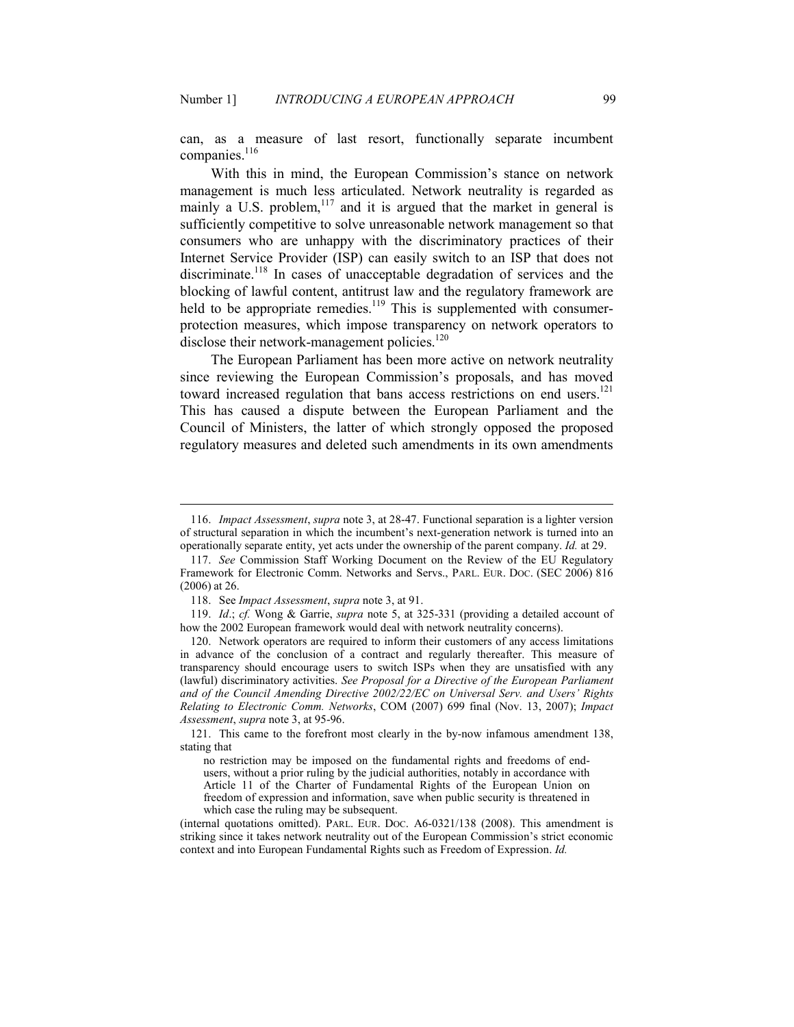can, as a measure of last resort, functionally separate incumbent companies.[116]

With this in mind, the European Commission's stance on network management is much less articulated. Network neutrality is regarded as mainly a U.S. problem,[117] and it is argued that the market in general is sufficiently competitive to solve unreasonable network management so that consumers who are unhappy with the discriminatory practices of their Internet Service Provider (ISP) can easily switch to an ISP that does not discriminate.[118] In cases of unacceptable degradation of services and the blocking of lawful content, antitrust law and the regulatory framework are held to be appropriate remedies.[119] This is supplemented with consumer-protection measures, which impose transparency on network operators to disclose their network-management policies.[120]

The European Parliament has been more active on network neutrality since reviewing the European Commission's proposals, and has moved toward increased regulation that bans access restrictions on end users.[121] This has caused a dispute between the European Parliament and the Council of Ministers, the latter of which strongly opposed the proposed regulatory measures and deleted such amendments in its own amendments

---

116. *Impact Assessment*, *supra* note 3, at 28-47. Functional separation is a lighter version of structural separation in which the incumbent's next-generation network is turned into an operationally separate entity, yet acts under the ownership of the parent company. *Id.* at 29.

117. *See* Commission Staff Working Document on the Review of the EU Regulatory Framework for Electronic Comm. Networks and Servs., PARL. EUR. DOC. (SEC 2006) 816 (2006) at 26.

118. See *Impact Assessment*, *supra* note 3, at 91.

119. *Id*.; *cf.* Wong & Garrie, *supra* note 5, at 325-331 (providing a detailed account of how the 2002 European framework would deal with network neutrality concerns).

120. Network operators are required to inform their customers of any access limitations in advance of the conclusion of a contract and regularly thereafter. This measure of transparency should encourage users to switch ISPs when they are unsatisfied with any (lawful) discriminatory activities. *See Proposal for a Directive of the European Parliament and of the Council Amending Directive 2002/22/EC on Universal Serv. and Users' Rights Relating to Electronic Comm. Networks*, COM (2007) 699 final (Nov. 13, 2007); *Impact Assessment*, *supra* note 3, at 95-96.

121. This came to the forefront most clearly in the by-now infamous amendment 138, stating that

> no restriction may be imposed on the fundamental rights and freedoms of end-users, without a prior ruling by the judicial authorities, notably in accordance with Article 11 of the Charter of Fundamental Rights of the European Union on freedom of expression and information, save when public security is threatened in which case the ruling may be subsequent.

(internal quotations omitted). PARL. EUR. DOC. A6-0321/138 (2008). This amendment is striking since it takes network neutrality out of the European Commission's strict economic context and into European Fundamental Rights such as Freedom of Expression. *Id.*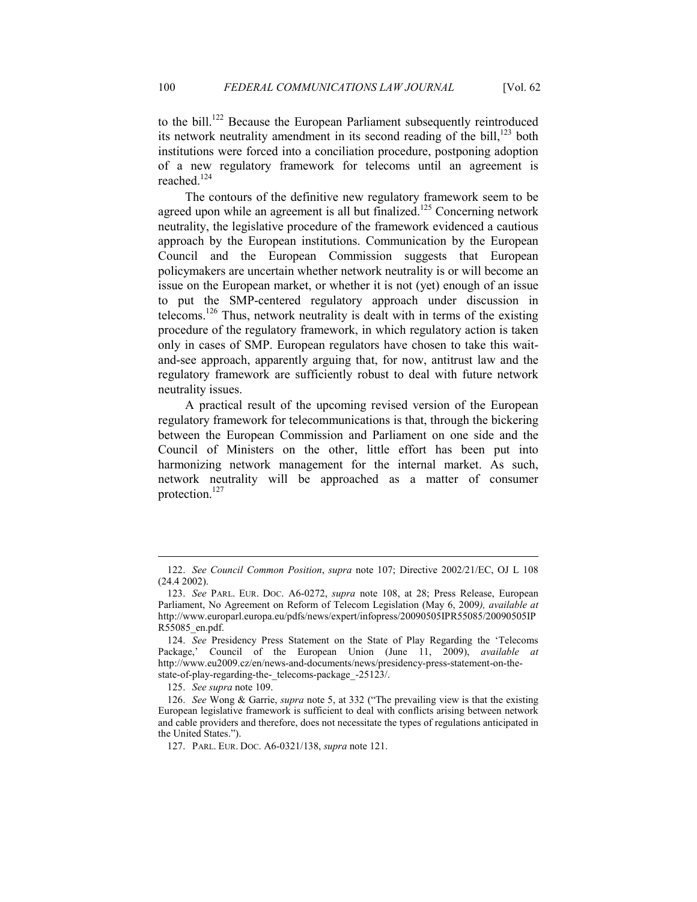to the bill.[122] Because the European Parliament subsequently reintroduced its network neutrality amendment in its second reading of the bill,[123] both institutions were forced into a conciliation procedure, postponing adoption of a new regulatory framework for telecoms until an agreement is reached.[124]

The contours of the definitive new regulatory framework seem to be agreed upon while an agreement is all but finalized.[125] Concerning network neutrality, the legislative procedure of the framework evidenced a cautious approach by the European institutions. Communication by the European Council and the European Commission suggests that European policymakers are uncertain whether network neutrality is or will become an issue on the European market, or whether it is not (yet) enough of an issue to put the SMP-centered regulatory approach under discussion in telecoms.[126] Thus, network neutrality is dealt with in terms of the existing procedure of the regulatory framework, in which regulatory action is taken only in cases of SMP. European regulators have chosen to take this wait-and-see approach, apparently arguing that, for now, antitrust law and the regulatory framework are sufficiently robust to deal with future network neutrality issues.

A practical result of the upcoming revised version of the European regulatory framework for telecommunications is that, through the bickering between the European Commission and Parliament on one side and the Council of Ministers on the other, little effort has been put into harmonizing network management for the internal market. As such, network neutrality will be approached as a matter of consumer protection.[127]

---

122. *See Council Common Position*, *supra* note 107; Directive 2002/21/EC, OJ L 108 (24.4 2002).

123. *See* PARL. EUR. DOC. A6-0272, *supra* note 108, at 28; Press Release, European Parliament, No Agreement on Reform of Telecom Legislation (May 6, 2009*), available at* http://www.europarl.europa.eu/pdfs/news/expert/infopress/20090505IPR55085/20090505IPR55085_en.pdf.

124. *See* Presidency Press Statement on the State of Play Regarding the 'Telecoms Package,' Council of the European Union (June 11, 2009), *available at* http://www.eu2009.cz/en/news-and-documents/news/presidency-press-statement-on-the-state-of-play-regarding-the-_telecoms-package_-25123/.

125. *See supra* note 109.

126. *See* Wong & Garrie, *supra* note 5, at 332 ("The prevailing view is that the existing European legislative framework is sufficient to deal with conflicts arising between network and cable providers and therefore, does not necessitate the types of regulations anticipated in the United States.").

127. PARL. EUR. DOC. A6-0321/138, *supra* note 121.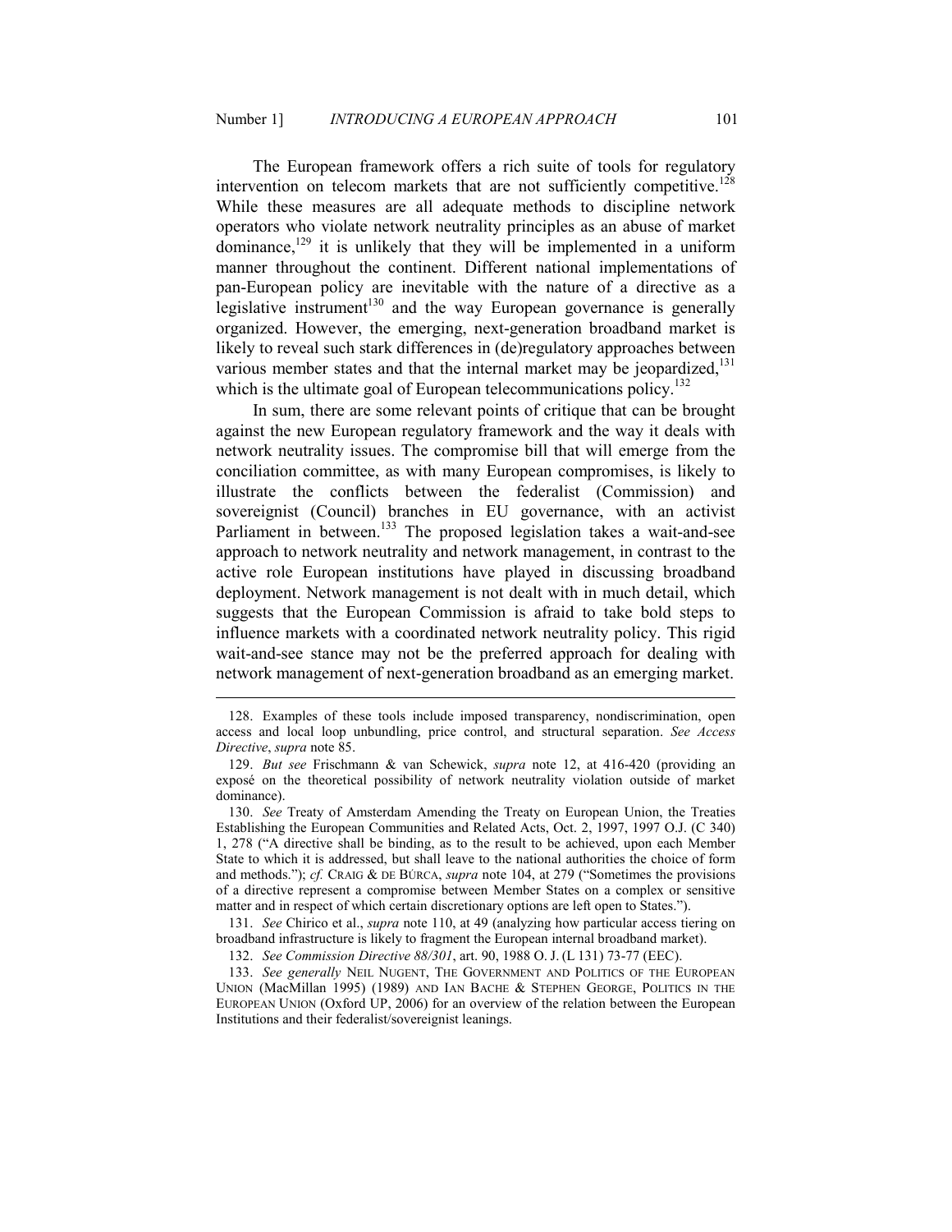The European framework offers a rich suite of tools for regulatory intervention on telecom markets that are not sufficiently competitive.[128] While these measures are all adequate methods to discipline network operators who violate network neutrality principles as an abuse of market dominance,[129] it is unlikely that they will be implemented in a uniform manner throughout the continent. Different national implementations of pan-European policy are inevitable with the nature of a directive as a legislative instrument[130] and the way European governance is generally organized. However, the emerging, next-generation broadband market is likely to reveal such stark differences in (de)regulatory approaches between various member states and that the internal market may be jeopardized,[131] which is the ultimate goal of European telecommunications policy.[132]

In sum, there are some relevant points of critique that can be brought against the new European regulatory framework and the way it deals with network neutrality issues. The compromise bill that will emerge from the conciliation committee, as with many European compromises, is likely to illustrate the conflicts between the federalist (Commission) and sovereignist (Council) branches in EU governance, with an activist Parliament in between.[133] The proposed legislation takes a wait-and-see approach to network neutrality and network management, in contrast to the active role European institutions have played in discussing broadband deployment. Network management is not dealt with in much detail, which suggests that the European Commission is afraid to take bold steps to influence markets with a coordinated network neutrality policy. This rigid wait-and-see stance may not be the preferred approach for dealing with network management of next-generation broadband as an emerging market.

---

128. Examples of these tools include imposed transparency, nondiscrimination, open access and local loop unbundling, price control, and structural separation. *See Access Directive*, *supra* note 85.

129. *But see* Frischmann & van Schewick, *supra* note 12, at 416-420 (providing an exposé on the theoretical possibility of network neutrality violation outside of market dominance).

130. *See* Treaty of Amsterdam Amending the Treaty on European Union, the Treaties Establishing the European Communities and Related Acts, Oct. 2, 1997, 1997 O.J. (C 340) 1, 278 ("A directive shall be binding, as to the result to be achieved, upon each Member State to which it is addressed, but shall leave to the national authorities the choice of form and methods."); *cf.* CRAIG & DE BÚRCA, *supra* note 104, at 279 ("Sometimes the provisions of a directive represent a compromise between Member States on a complex or sensitive matter and in respect of which certain discretionary options are left open to States.").

131. *See* Chirico et al., *supra* note 110, at 49 (analyzing how particular access tiering on broadband infrastructure is likely to fragment the European internal broadband market).

132. *See Commission Directive 88/301*, art. 90, 1988 O. J. (L 131) 73-77 (EEC).

133. *See generally* NEIL NUGENT, THE GOVERNMENT AND POLITICS OF THE EUROPEAN UNION (MacMillan 1995) (1989) AND IAN BACHE & STEPHEN GEORGE, POLITICS IN THE EUROPEAN UNION (Oxford UP, 2006) for an overview of the relation between the European Institutions and their federalist/sovereignist leanings.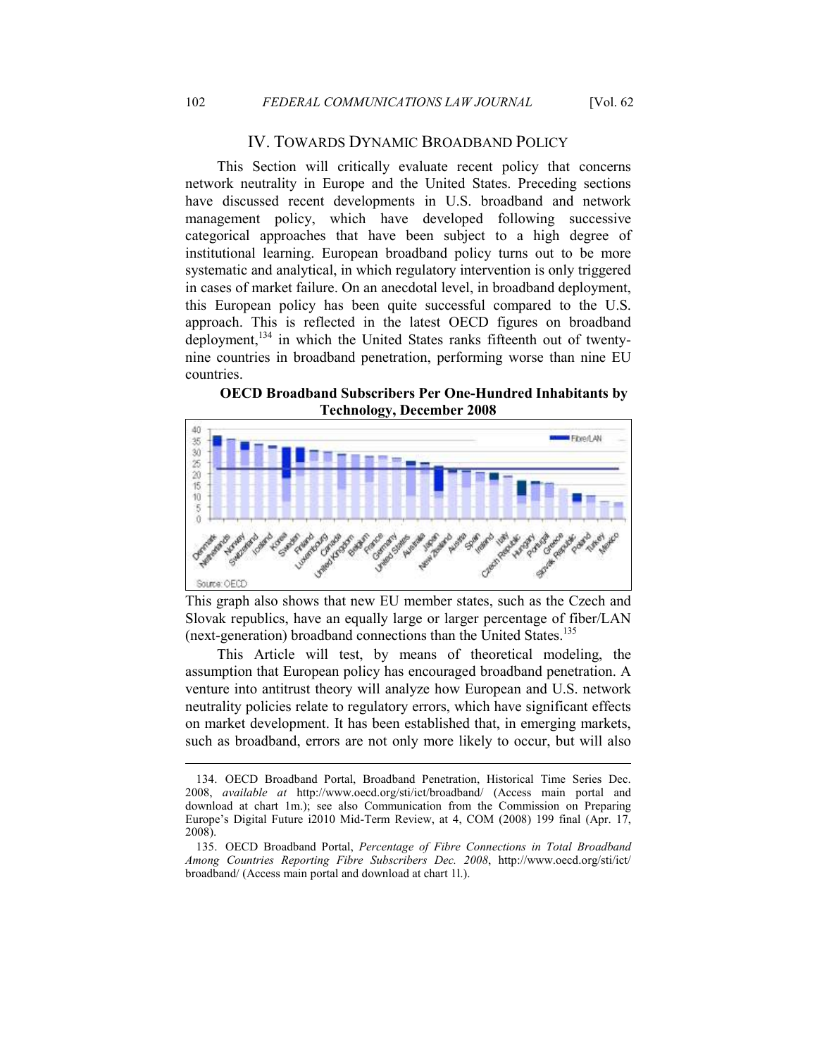## IV. TOWARDS DYNAMIC BROADBAND POLICY

This Section will critically evaluate recent policy that concerns network neutrality in Europe and the United States. Preceding sections have discussed recent developments in U.S. broadband and network management policy, which have developed following successive categorical approaches that have been subject to a high degree of institutional learning. European broadband policy turns out to be more systematic and analytical, in which regulatory intervention is only triggered in cases of market failure. On an anecdotal level, in broadband deployment, this European policy has been quite successful compared to the U.S. approach. This is reflected in the latest OECD figures on broadband deployment,[134] in which the United States ranks fifteenth out of twenty-nine countries in broadband penetration, performing worse than nine EU countries.

**OECD Broadband Subscribers Per One-Hundred Inhabitants by Technology, December 2008**

This graph also shows that new EU member states, such as the Czech and Slovak republics, have an equally large or larger percentage of fiber/LAN (next-generation) broadband connections than the United States.[135]

This Article will test, by means of theoretical modeling, the assumption that European policy has encouraged broadband penetration. A venture into antitrust theory will analyze how European and U.S. network neutrality policies relate to regulatory errors, which have significant effects on market development. It has been established that, in emerging markets, such as broadband, errors are not only more likely to occur, but will also

---

134. OECD Broadband Portal, Broadband Penetration, Historical Time Series Dec. 2008, *available at* http://www.oecd.org/sti/ict/broadband/ (Access main portal and download at chart 1m.); see also Communication from the Commission on Preparing Europe's Digital Future i2010 Mid-Term Review, at 4, COM (2008) 199 final (Apr. 17, 2008).

135. OECD Broadband Portal, *Percentage of Fibre Connections in Total Broadband Among Countries Reporting Fibre Subscribers Dec. 2008*, http://www.oecd.org/sti/ict/broadband/ (Access main portal and download at chart 1l.).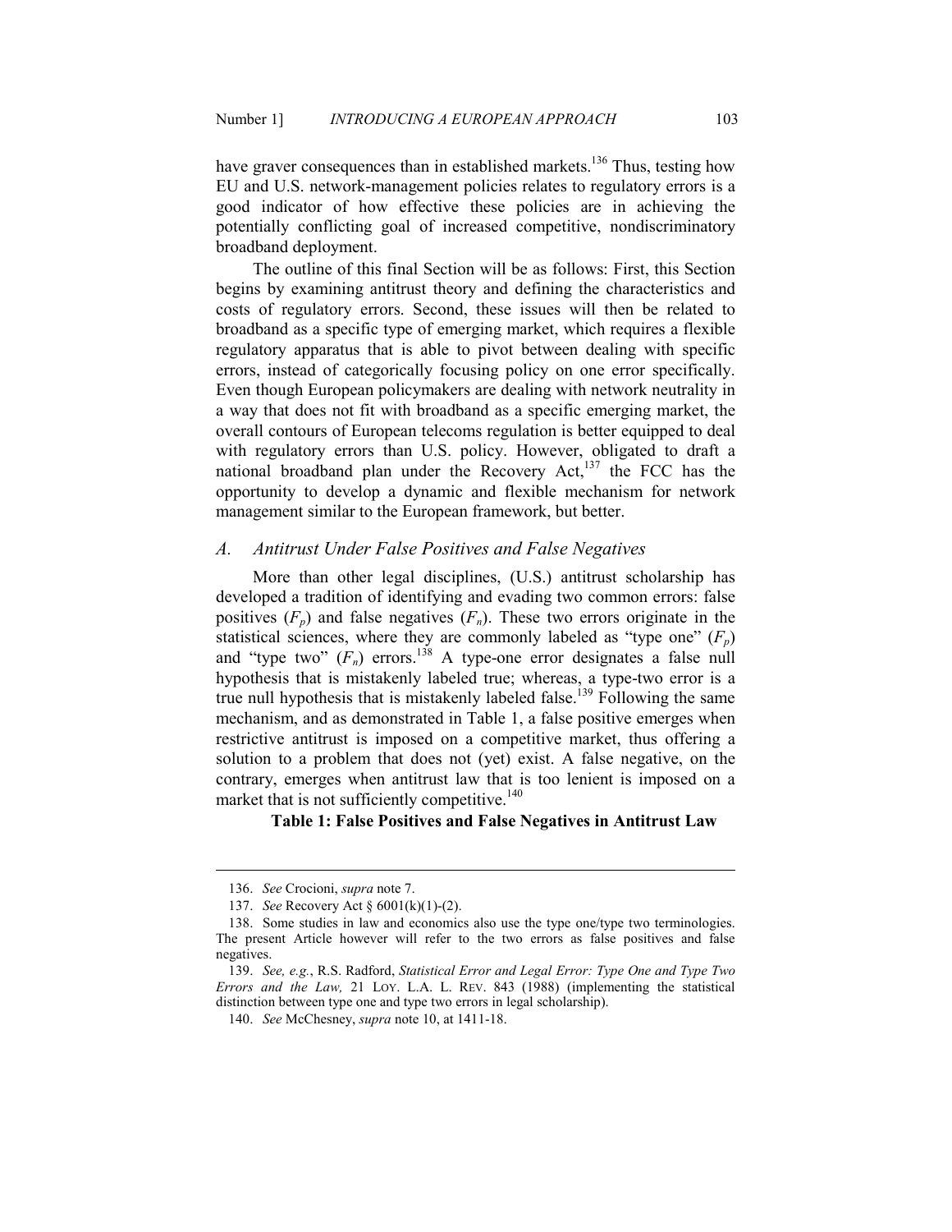have graver consequences than in established markets.[136] Thus, testing how EU and U.S. network-management policies relates to regulatory errors is a good indicator of how effective these policies are in achieving the potentially conflicting goal of increased competitive, nondiscriminatory broadband deployment.

The outline of this final Section will be as follows: First, this Section begins by examining antitrust theory and defining the characteristics and costs of regulatory errors. Second, these issues will then be related to broadband as a specific type of emerging market, which requires a flexible regulatory apparatus that is able to pivot between dealing with specific errors, instead of categorically focusing policy on one error specifically. Even though European policymakers are dealing with network neutrality in a way that does not fit with broadband as a specific emerging market, the overall contours of European telecoms regulation is better equipped to deal with regulatory errors than U.S. policy. However, obligated to draft a national broadband plan under the Recovery Act,[137] the FCC has the opportunity to develop a dynamic and flexible mechanism for network management similar to the European framework, but better.

### *A. Antitrust Under False Positives and False Negatives*

More than other legal disciplines, (U.S.) antitrust scholarship has developed a tradition of identifying and evading two common errors: false positives ($F_p$) and false negatives ($F_n$). These two errors originate in the statistical sciences, where they are commonly labeled as "type one" ($F_p$) and "type two" ($F_n$) errors.[138] A type-one error designates a false null hypothesis that is mistakenly labeled true; whereas, a type-two error is a true null hypothesis that is mistakenly labeled false.[139] Following the same mechanism, and as demonstrated in Table 1, a false positive emerges when restrictive antitrust is imposed on a competitive market, thus offering a solution to a problem that does not (yet) exist. A false negative, on the contrary, emerges when antitrust law that is too lenient is imposed on a market that is not sufficiently competitive.[140]

**Table 1: False Positives and False Negatives in Antitrust Law**

---

136. *See* Crocioni, *supra* note 7.

137. *See* Recovery Act § 6001(k)(1)-(2).

138. Some studies in law and economics also use the type one/type two terminologies. The present Article however will refer to the two errors as false positives and false negatives.

139. *See, e.g.*, R.S. Radford, *Statistical Error and Legal Error: Type One and Type Two Errors and the Law,* 21 LOY. L.A. L. REV. 843 (1988) (implementing the statistical distinction between type one and type two errors in legal scholarship).

140. *See* McChesney, *supra* note 10, at 1411-18.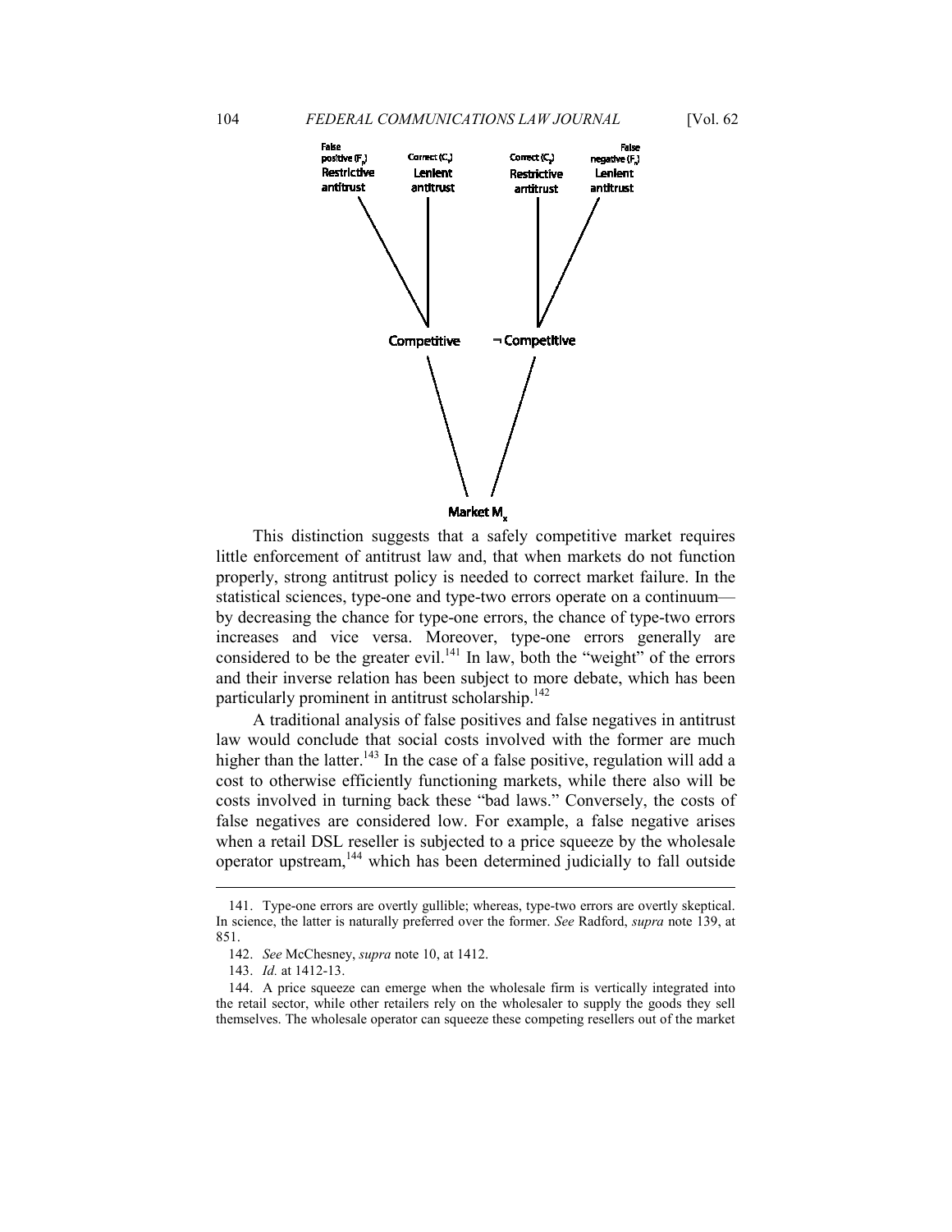False positive ($F_p$) Restrictive antitrust | Correct ($C_l$) Lenient antitrust | Correct ($C_2$) Restrictive antitrust | False negative ($F_n$) Lenient antitrust

Competitive | ¬ Competitive

Market $M_x$

This distinction suggests that a safely competitive market requires little enforcement of antitrust law and, that when markets do not function properly, strong antitrust policy is needed to correct market failure. In the statistical sciences, type-one and type-two errors operate on a continuum—by decreasing the chance for type-one errors, the chance of type-two errors increases and vice versa. Moreover, type-one errors generally are considered to be the greater evil.[141] In law, both the "weight" of the errors and their inverse relation has been subject to more debate, which has been particularly prominent in antitrust scholarship.[142]

A traditional analysis of false positives and false negatives in antitrust law would conclude that social costs involved with the former are much higher than the latter.[143] In the case of a false positive, regulation will add a cost to otherwise efficiently functioning markets, while there also will be costs involved in turning back these "bad laws." Conversely, the costs of false negatives are considered low. For example, a false negative arises when a retail DSL reseller is subjected to a price squeeze by the wholesale operator upstream,[144] which has been determined judicially to fall outside

---

141. Type-one errors are overtly gullible; whereas, type-two errors are overtly skeptical. In science, the latter is naturally preferred over the former. *See* Radford, *supra* note 139, at 851.

142. *See* McChesney, *supra* note 10, at 1412.

143. *Id.* at 1412-13.

144. A price squeeze can emerge when the wholesale firm is vertically integrated into the retail sector, while other retailers rely on the wholesaler to supply the goods they sell themselves. The wholesale operator can squeeze these competing resellers out of the market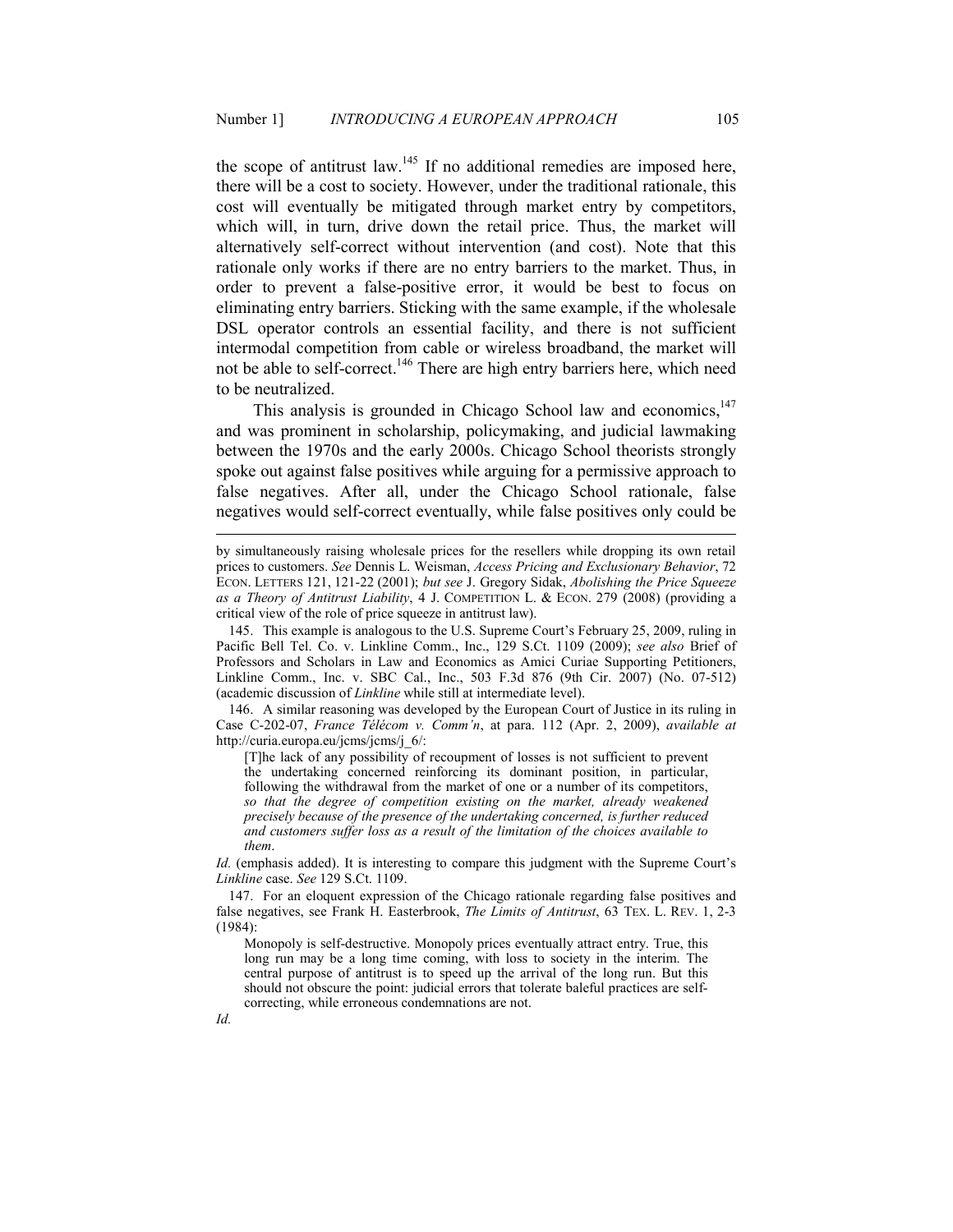the scope of antitrust law.[145] If no additional remedies are imposed here, there will be a cost to society. However, under the traditional rationale, this cost will eventually be mitigated through market entry by competitors, which will, in turn, drive down the retail price. Thus, the market will alternatively self-correct without intervention (and cost). Note that this rationale only works if there are no entry barriers to the market. Thus, in order to prevent a false-positive error, it would be best to focus on eliminating entry barriers. Sticking with the same example, if the wholesale DSL operator controls an essential facility, and there is not sufficient intermodal competition from cable or wireless broadband, the market will not be able to self-correct.[146] There are high entry barriers here, which need to be neutralized.

This analysis is grounded in Chicago School law and economics,[147] and was prominent in scholarship, policymaking, and judicial lawmaking between the 1970s and the early 2000s. Chicago School theorists strongly spoke out against false positives while arguing for a permissive approach to false negatives. After all, under the Chicago School rationale, false negatives would self-correct eventually, while false positives only could be

---

by simultaneously raising wholesale prices for the resellers while dropping its own retail prices to customers. *See* Dennis L. Weisman, *Access Pricing and Exclusionary Behavior*, 72 ECON. LETTERS 121, 121-22 (2001); *but see* J. Gregory Sidak, *Abolishing the Price Squeeze as a Theory of Antitrust Liability*, 4 J. COMPETITION L. & ECON. 279 (2008) (providing a critical view of the role of price squeeze in antitrust law).

145. This example is analogous to the U.S. Supreme Court's February 25, 2009, ruling in Pacific Bell Tel. Co. v. Linkline Comm., Inc., 129 S.Ct. 1109 (2009); *see also* Brief of Professors and Scholars in Law and Economics as Amici Curiae Supporting Petitioners, Linkline Comm., Inc. v. SBC Cal., Inc., 503 F.3d 876 (9th Cir. 2007) (No. 07-512) (academic discussion of *Linkline* while still at intermediate level).

146. A similar reasoning was developed by the European Court of Justice in its ruling in Case C-202-07, *France Télécom v. Comm'n*, at para. 112 (Apr. 2, 2009), *available at* http://curia.europa.eu/jcms/jcms/j_6/:

> [T]he lack of any possibility of recoupment of losses is not sufficient to prevent the undertaking concerned reinforcing its dominant position, in particular, following the withdrawal from the market of one or a number of its competitors, *so that the degree of competition existing on the market, already weakened precisely because of the presence of the undertaking concerned, is further reduced and customers suffer loss as a result of the limitation of the choices available to them*.

*Id.* (emphasis added). It is interesting to compare this judgment with the Supreme Court's *Linkline* case. *See* 129 S.Ct. 1109.

147. For an eloquent expression of the Chicago rationale regarding false positives and false negatives, see Frank H. Easterbrook, *The Limits of Antitrust*, 63 TEX. L. REV. 1, 2-3 (1984):

> Monopoly is self-destructive. Monopoly prices eventually attract entry. True, this long run may be a long time coming, with loss to society in the interim. The central purpose of antitrust is to speed up the arrival of the long run. But this should not obscure the point: judicial errors that tolerate baleful practices are self-correcting, while erroneous condemnations are not.

*Id.*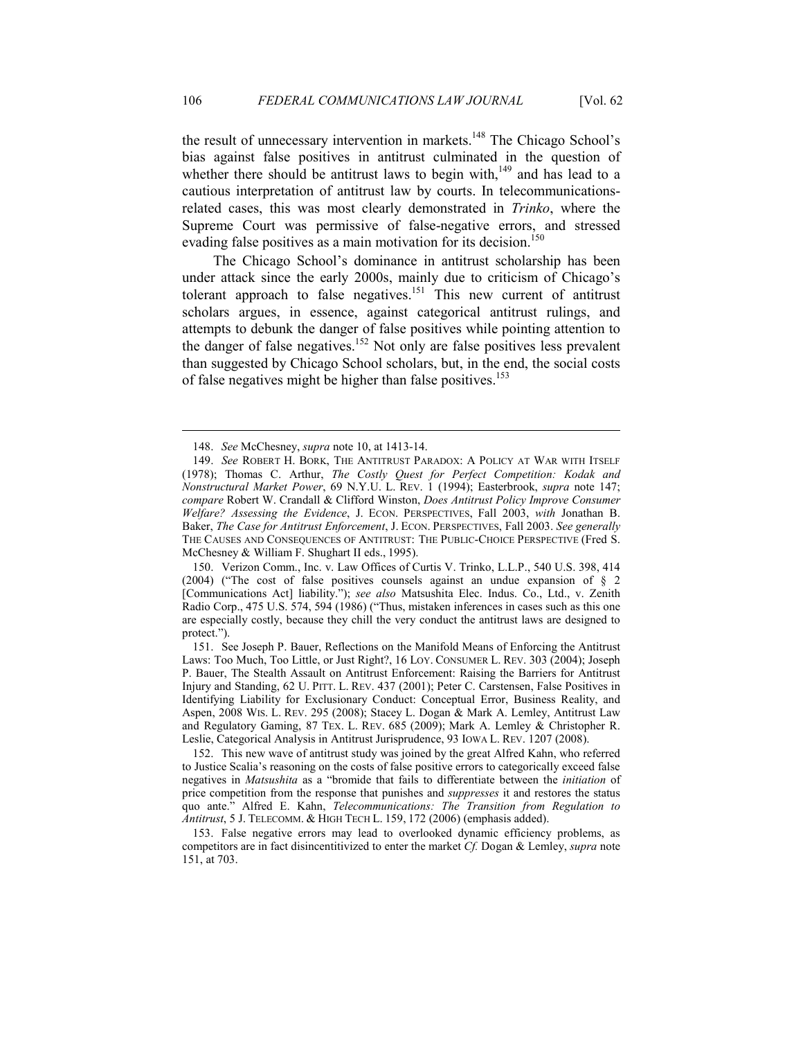the result of unnecessary intervention in markets.[148] The Chicago School's bias against false positives in antitrust culminated in the question of whether there should be antitrust laws to begin with,[149] and has lead to a cautious interpretation of antitrust law by courts. In telecommunications-related cases, this was most clearly demonstrated in *Trinko*, where the Supreme Court was permissive of false-negative errors, and stressed evading false positives as a main motivation for its decision.[150]

The Chicago School's dominance in antitrust scholarship has been under attack since the early 2000s, mainly due to criticism of Chicago's tolerant approach to false negatives.[151] This new current of antitrust scholars argues, in essence, against categorical antitrust rulings, and attempts to debunk the danger of false positives while pointing attention to the danger of false negatives.[152] Not only are false positives less prevalent than suggested by Chicago School scholars, but, in the end, the social costs of false negatives might be higher than false positives.[153]

---

148. *See* McChesney, *supra* note 10, at 1413-14.

149. *See* ROBERT H. BORK, THE ANTITRUST PARADOX: A POLICY AT WAR WITH ITSELF (1978); Thomas C. Arthur, *The Costly Quest for Perfect Competition: Kodak and Nonstructural Market Power*, 69 N.Y.U. L. REV. 1 (1994); Easterbrook, *supra* note 147; *compare* Robert W. Crandall & Clifford Winston, *Does Antitrust Policy Improve Consumer Welfare? Assessing the Evidence*, J. ECON. PERSPECTIVES, Fall 2003, *with* Jonathan B. Baker, *The Case for Antitrust Enforcement*, J. ECON. PERSPECTIVES, Fall 2003. *See generally* THE CAUSES AND CONSEQUENCES OF ANTITRUST: THE PUBLIC-CHOICE PERSPECTIVE (Fred S. McChesney & William F. Shughart II eds., 1995).

150. Verizon Comm., Inc. v. Law Offices of Curtis V. Trinko, L.L.P., 540 U.S. 398, 414 (2004) ("The cost of false positives counsels against an undue expansion of § 2 [Communications Act] liability."); *see also* Matsushita Elec. Indus. Co., Ltd., v. Zenith Radio Corp., 475 U.S. 574, 594 (1986) ("Thus, mistaken inferences in cases such as this one are especially costly, because they chill the very conduct the antitrust laws are designed to protect.").

151. See Joseph P. Bauer, Reflections on the Manifold Means of Enforcing the Antitrust Laws: Too Much, Too Little, or Just Right?, 16 LOY. CONSUMER L. REV. 303 (2004); Joseph P. Bauer, The Stealth Assault on Antitrust Enforcement: Raising the Barriers for Antitrust Injury and Standing, 62 U. PITT. L. REV. 437 (2001); Peter C. Carstensen, False Positives in Identifying Liability for Exclusionary Conduct: Conceptual Error, Business Reality, and Aspen, 2008 WIS. L. REV. 295 (2008); Stacey L. Dogan & Mark A. Lemley, Antitrust Law and Regulatory Gaming, 87 TEX. L. REV. 685 (2009); Mark A. Lemley & Christopher R. Leslie, Categorical Analysis in Antitrust Jurisprudence, 93 IOWA L. REV. 1207 (2008).

152. This new wave of antitrust study was joined by the great Alfred Kahn, who referred to Justice Scalia's reasoning on the costs of false positive errors to categorically exceed false negatives in *Matsushita* as a "bromide that fails to differentiate between the *initiation* of price competition from the response that punishes and *suppresses* it and restores the status quo ante." Alfred E. Kahn, *Telecommunications: The Transition from Regulation to Antitrust*, 5 J. TELECOMM. & HIGH TECH L. 159, 172 (2006) (emphasis added).

153. False negative errors may lead to overlooked dynamic efficiency problems, as competitors are in fact disincentitivized to enter the market *Cf.* Dogan & Lemley, *supra* note 151, at 703.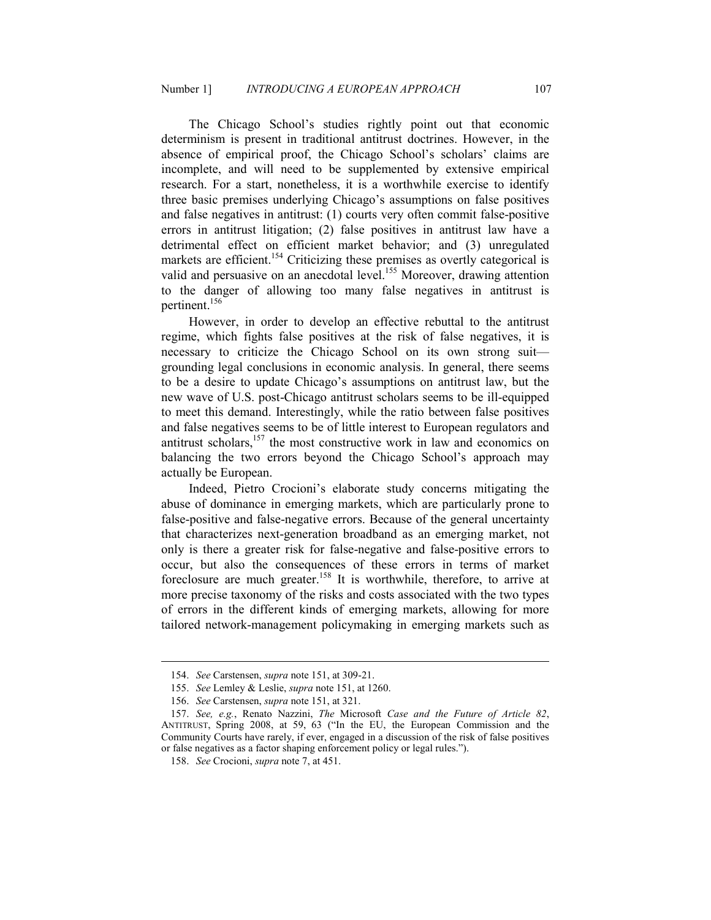The Chicago School's studies rightly point out that economic determinism is present in traditional antitrust doctrines. However, in the absence of empirical proof, the Chicago School's scholars' claims are incomplete, and will need to be supplemented by extensive empirical research. For a start, nonetheless, it is a worthwhile exercise to identify three basic premises underlying Chicago's assumptions on false positives and false negatives in antitrust: (1) courts very often commit false-positive errors in antitrust litigation; (2) false positives in antitrust law have a detrimental effect on efficient market behavior; and (3) unregulated markets are efficient.[154] Criticizing these premises as overtly categorical is valid and persuasive on an anecdotal level.[155] Moreover, drawing attention to the danger of allowing too many false negatives in antitrust is pertinent.[156]

However, in order to develop an effective rebuttal to the antitrust regime, which fights false positives at the risk of false negatives, it is necessary to criticize the Chicago School on its own strong suit—grounding legal conclusions in economic analysis. In general, there seems to be a desire to update Chicago's assumptions on antitrust law, but the new wave of U.S. post-Chicago antitrust scholars seems to be ill-equipped to meet this demand. Interestingly, while the ratio between false positives and false negatives seems to be of little interest to European regulators and antitrust scholars,[157] the most constructive work in law and economics on balancing the two errors beyond the Chicago School's approach may actually be European.

Indeed, Pietro Crocioni's elaborate study concerns mitigating the abuse of dominance in emerging markets, which are particularly prone to false-positive and false-negative errors. Because of the general uncertainty that characterizes next-generation broadband as an emerging market, not only is there a greater risk for false-negative and false-positive errors to occur, but also the consequences of these errors in terms of market foreclosure are much greater.[158] It is worthwhile, therefore, to arrive at more precise taxonomy of the risks and costs associated with the two types of errors in the different kinds of emerging markets, allowing for more tailored network-management policymaking in emerging markets such as

154. *See* Carstensen, *supra* note 151, at 309-21.

155. *See* Lemley & Leslie, *supra* note 151, at 1260.

156. *See* Carstensen, *supra* note 151, at 321.

157. *See, e.g.*, Renato Nazzini, *The* Microsoft *Case and the Future of Article 82*, ANTITRUST, Spring 2008, at 59, 63 ("In the EU, the European Commission and the Community Courts have rarely, if ever, engaged in a discussion of the risk of false positives or false negatives as a factor shaping enforcement policy or legal rules.").

158. *See* Crocioni, *supra* note 7, at 451.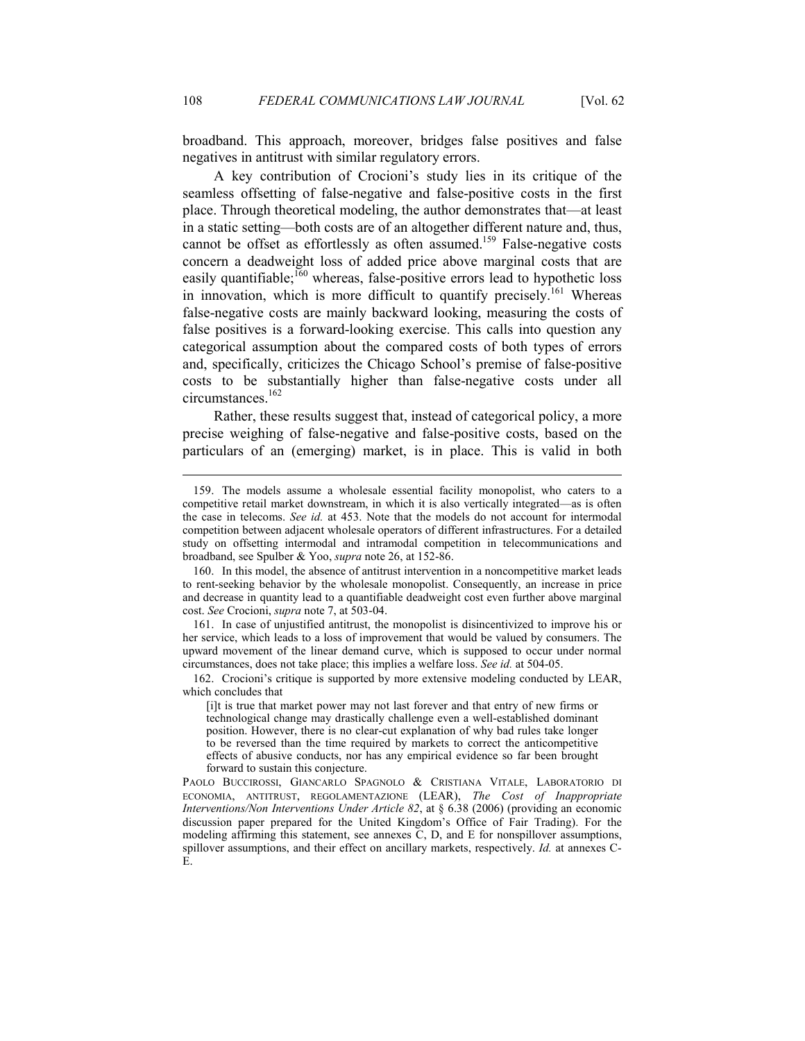broadband. This approach, moreover, bridges false positives and false negatives in antitrust with similar regulatory errors.

A key contribution of Crocioni's study lies in its critique of the seamless offsetting of false-negative and false-positive costs in the first place. Through theoretical modeling, the author demonstrates that—at least in a static setting—both costs are of an altogether different nature and, thus, cannot be offset as effortlessly as often assumed.[159] False-negative costs concern a deadweight loss of added price above marginal costs that are easily quantifiable;[160] whereas, false-positive errors lead to hypothetic loss in innovation, which is more difficult to quantify precisely.[161] Whereas false-negative costs are mainly backward looking, measuring the costs of false positives is a forward-looking exercise. This calls into question any categorical assumption about the compared costs of both types of errors and, specifically, criticizes the Chicago School's premise of false-positive costs to be substantially higher than false-negative costs under all circumstances.[162]

Rather, these results suggest that, instead of categorical policy, a more precise weighing of false-negative and false-positive costs, based on the particulars of an (emerging) market, is in place. This is valid in both

---

159. The models assume a wholesale essential facility monopolist, who caters to a competitive retail market downstream, in which it is also vertically integrated—as is often the case in telecoms. *See id.* at 453. Note that the models do not account for intermodal competition between adjacent wholesale operators of different infrastructures. For a detailed study on offsetting intermodal and intramodal competition in telecommunications and broadband, see Spulber & Yoo, *supra* note 26, at 152-86.

160. In this model, the absence of antitrust intervention in a noncompetitive market leads to rent-seeking behavior by the wholesale monopolist. Consequently, an increase in price and decrease in quantity lead to a quantifiable deadweight cost even further above marginal cost. *See* Crocioni, *supra* note 7, at 503-04.

161. In case of unjustified antitrust, the monopolist is disincentivized to improve his or her service, which leads to a loss of improvement that would be valued by consumers. The upward movement of the linear demand curve, which is supposed to occur under normal circumstances, does not take place; this implies a welfare loss. *See id.* at 504-05.

162. Crocioni's critique is supported by more extensive modeling conducted by LEAR, which concludes that

> [i]t is true that market power may not last forever and that entry of new firms or technological change may drastically challenge even a well-established dominant position. However, there is no clear-cut explanation of why bad rules take longer to be reversed than the time required by markets to correct the anticompetitive effects of abusive conducts, nor has any empirical evidence so far been brought forward to sustain this conjecture.

PAOLO BUCCIROSSI, GIANCARLO SPAGNOLO & CRISTIANA VITALE, LABORATORIO DI ECONOMIA, ANTITRUST, REGOLAMENTAZIONE (LEAR), *The Cost of Inappropriate Interventions/Non Interventions Under Article 82*, at § 6.38 (2006) (providing an economic discussion paper prepared for the United Kingdom's Office of Fair Trading). For the modeling affirming this statement, see annexes C, D, and E for nonspillover assumptions, spillover assumptions, and their effect on ancillary markets, respectively. *Id.* at annexes C-E.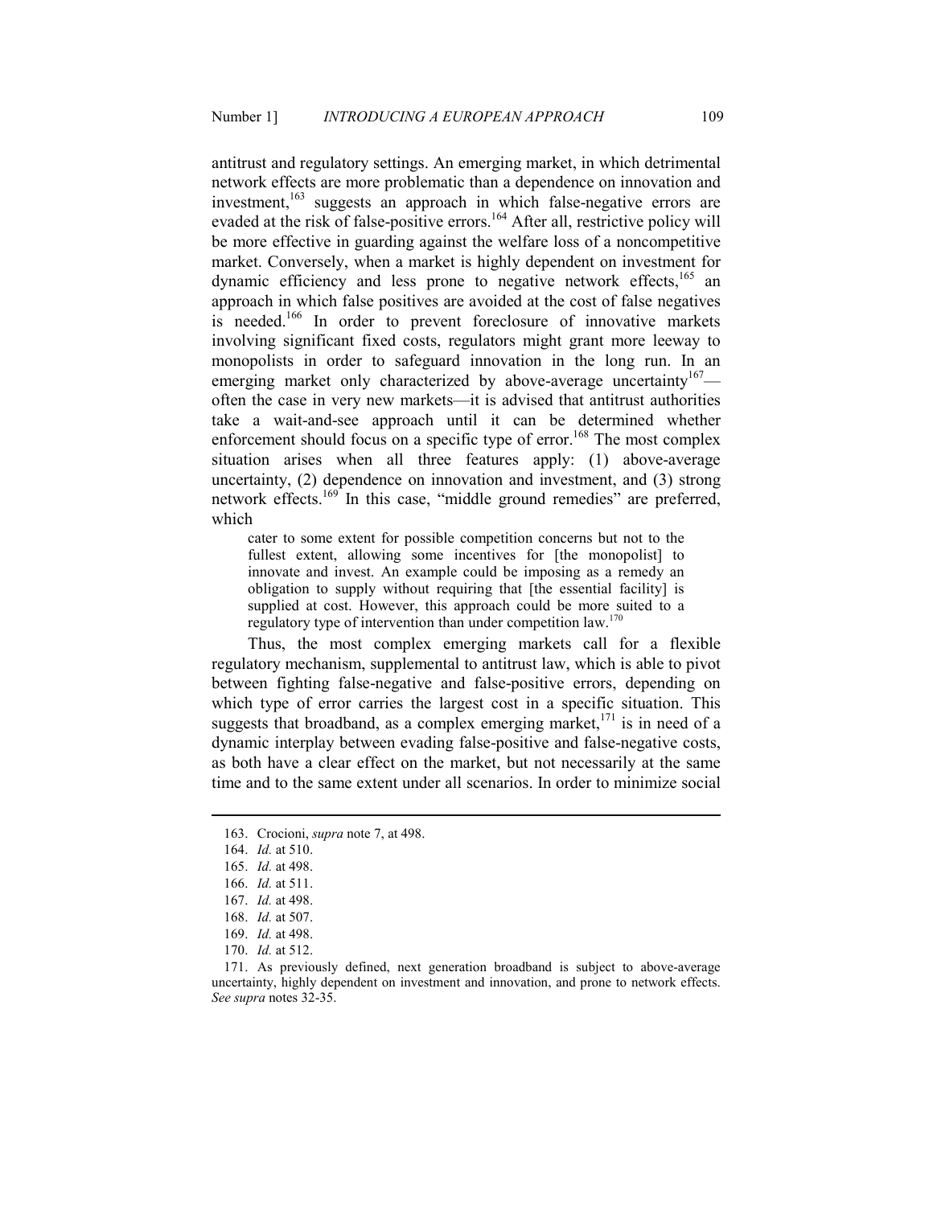antitrust and regulatory settings. An emerging market, in which detrimental network effects are more problematic than a dependence on innovation and investment,[163] suggests an approach in which false-negative errors are evaded at the risk of false-positive errors.[164] After all, restrictive policy will be more effective in guarding against the welfare loss of a noncompetitive market. Conversely, when a market is highly dependent on investment for dynamic efficiency and less prone to negative network effects,[165] an approach in which false positives are avoided at the cost of false negatives is needed.[166] In order to prevent foreclosure of innovative markets involving significant fixed costs, regulators might grant more leeway to monopolists in order to safeguard innovation in the long run. In an emerging market only characterized by above-average uncertainty[167]—often the case in very new markets—it is advised that antitrust authorities take a wait-and-see approach until it can be determined whether enforcement should focus on a specific type of error.[168] The most complex situation arises when all three features apply: (1) above-average uncertainty, (2) dependence on innovation and investment, and (3) strong network effects.[169] In this case, "middle ground remedies" are preferred, which

> cater to some extent for possible competition concerns but not to the fullest extent, allowing some incentives for [the monopolist] to innovate and invest. An example could be imposing as a remedy an obligation to supply without requiring that [the essential facility] is supplied at cost. However, this approach could be more suited to a regulatory type of intervention than under competition law.[170]

Thus, the most complex emerging markets call for a flexible regulatory mechanism, supplemental to antitrust law, which is able to pivot between fighting false-negative and false-positive errors, depending on which type of error carries the largest cost in a specific situation. This suggests that broadband, as a complex emerging market,[171] is in need of a dynamic interplay between evading false-positive and false-negative costs, as both have a clear effect on the market, but not necessarily at the same time and to the same extent under all scenarios. In order to minimize social

---

163. Crocioni, *supra* note 7, at 498.

164. *Id.* at 510.

165. *Id.* at 498.

166. *Id.* at 511.

167. *Id.* at 498.

168. *Id.* at 507.

169. *Id.* at 498.

170. *Id.* at 512.

171. As previously defined, next generation broadband is subject to above-average uncertainty, highly dependent on investment and innovation, and prone to network effects. *See supra* notes 32-35.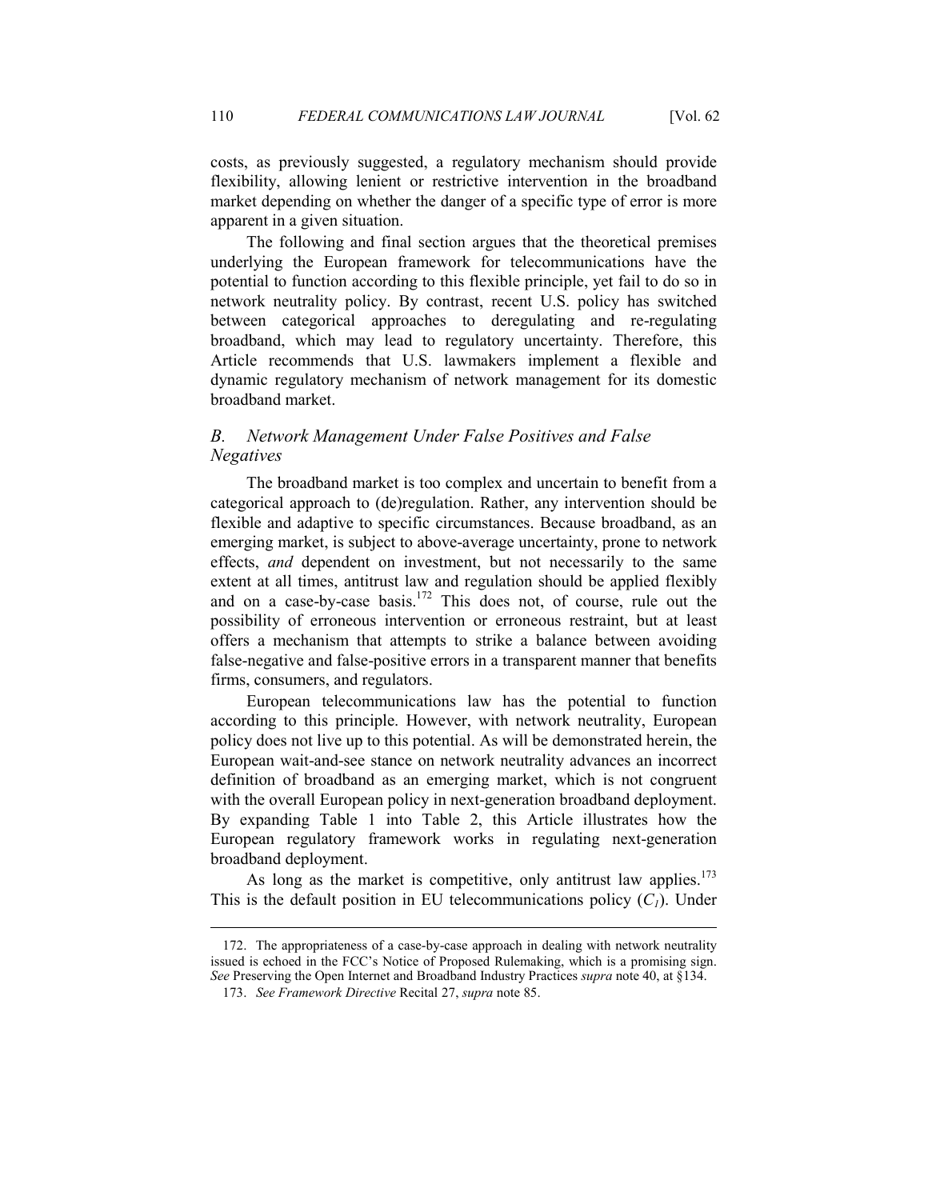costs, as previously suggested, a regulatory mechanism should provide flexibility, allowing lenient or restrictive intervention in the broadband market depending on whether the danger of a specific type of error is more apparent in a given situation.

The following and final section argues that the theoretical premises underlying the European framework for telecommunications have the potential to function according to this flexible principle, yet fail to do so in network neutrality policy. By contrast, recent U.S. policy has switched between categorical approaches to deregulating and re-regulating broadband, which may lead to regulatory uncertainty. Therefore, this Article recommends that U.S. lawmakers implement a flexible and dynamic regulatory mechanism of network management for its domestic broadband market.

## *B. Network Management Under False Positives and False Negatives*

The broadband market is too complex and uncertain to benefit from a categorical approach to (de)regulation. Rather, any intervention should be flexible and adaptive to specific circumstances. Because broadband, as an emerging market, is subject to above-average uncertainty, prone to network effects, *and* dependent on investment, but not necessarily to the same extent at all times, antitrust law and regulation should be applied flexibly and on a case-by-case basis.[172] This does not, of course, rule out the possibility of erroneous intervention or erroneous restraint, but at least offers a mechanism that attempts to strike a balance between avoiding false-negative and false-positive errors in a transparent manner that benefits firms, consumers, and regulators.

European telecommunications law has the potential to function according to this principle. However, with network neutrality, European policy does not live up to this potential. As will be demonstrated herein, the European wait-and-see stance on network neutrality advances an incorrect definition of broadband as an emerging market, which is not congruent with the overall European policy in next-generation broadband deployment. By expanding Table 1 into Table 2, this Article illustrates how the European regulatory framework works in regulating next-generation broadband deployment.

As long as the market is competitive, only antitrust law applies.[173] This is the default position in EU telecommunications policy ($C_1$). Under

---

172. The appropriateness of a case-by-case approach in dealing with network neutrality issued is echoed in the FCC's Notice of Proposed Rulemaking, which is a promising sign. *See* Preserving the Open Internet and Broadband Industry Practices *supra* note 40, at §134.

173. *See Framework Directive* Recital 27, *supra* note 85.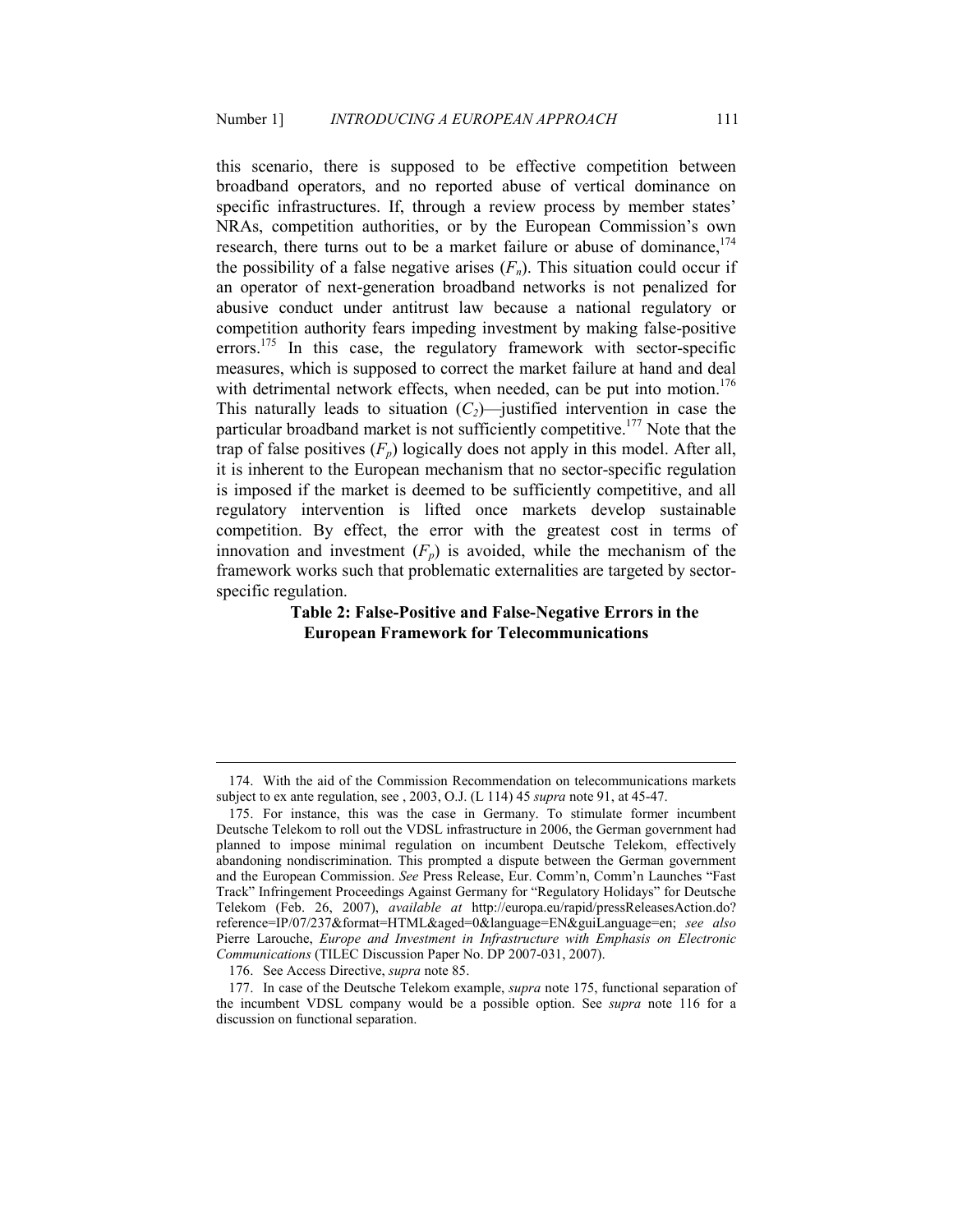this scenario, there is supposed to be effective competition between broadband operators, and no reported abuse of vertical dominance on specific infrastructures. If, through a review process by member states' NRAs, competition authorities, or by the European Commission's own research, there turns out to be a market failure or abuse of dominance,[174] the possibility of a false negative arises ($F_n$). This situation could occur if an operator of next-generation broadband networks is not penalized for abusive conduct under antitrust law because a national regulatory or competition authority fears impeding investment by making false-positive errors.[175] In this case, the regulatory framework with sector-specific measures, which is supposed to correct the market failure at hand and deal with detrimental network effects, when needed, can be put into motion.[176] This naturally leads to situation ($C_2$)—justified intervention in case the particular broadband market is not sufficiently competitive.[177] Note that the trap of false positives ($F_p$) logically does not apply in this model. After all, it is inherent to the European mechanism that no sector-specific regulation is imposed if the market is deemed to be sufficiently competitive, and all regulatory intervention is lifted once markets develop sustainable competition. By effect, the error with the greatest cost in terms of innovation and investment ($F_p$) is avoided, while the mechanism of the framework works such that problematic externalities are targeted by sector-specific regulation.

**Table 2: False-Positive and False-Negative Errors in the European Framework for Telecommunications**

---

174. With the aid of the Commission Recommendation on telecommunications markets subject to ex ante regulation, see , 2003, O.J. (L 114) 45 *supra* note 91, at 45-47.

175. For instance, this was the case in Germany. To stimulate former incumbent Deutsche Telekom to roll out the VDSL infrastructure in 2006, the German government had planned to impose minimal regulation on incumbent Deutsche Telekom, effectively abandoning nondiscrimination. This prompted a dispute between the German government and the European Commission. *See* Press Release, Eur. Comm'n, Comm'n Launches "Fast Track" Infringement Proceedings Against Germany for "Regulatory Holidays" for Deutsche Telekom (Feb. 26, 2007), *available at* http://europa.eu/rapid/pressReleasesAction.do?reference=IP/07/237&format=HTML&aged=0&language=EN&guiLanguage=en; *see also* Pierre Larouche, *Europe and Investment in Infrastructure with Emphasis on Electronic Communications* (TILEC Discussion Paper No. DP 2007-031, 2007).

176. See Access Directive, *supra* note 85.

177. In case of the Deutsche Telekom example, *supra* note 175, functional separation of the incumbent VDSL company would be a possible option. See *supra* note 116 for a discussion on functional separation.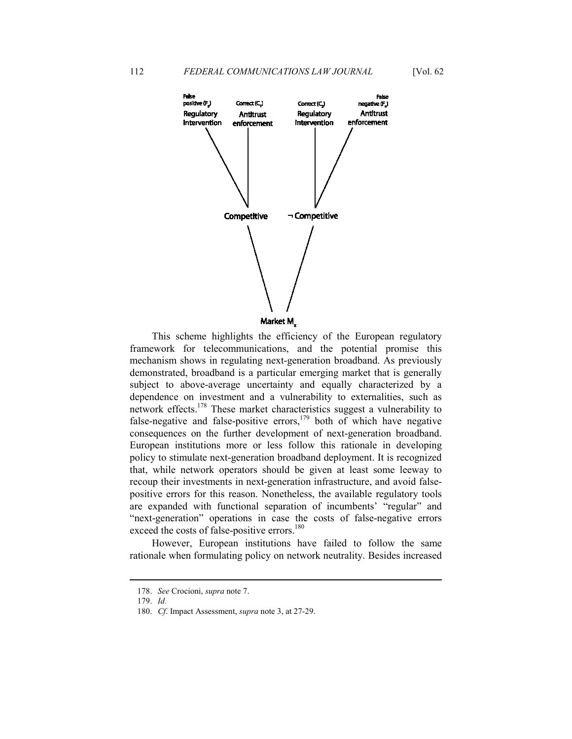False positive ($F_p$) Regulatory Intervention

Correct ($C_1$) Antitrust enforcement

Correct ($C_2$) Regulatory Intervention

False negative ($F_n$) Antitrust enforcement

Competitive

¬ Competitive

Market $M_x$

This scheme highlights the efficiency of the European regulatory framework for telecommunications, and the potential promise this mechanism shows in regulating next-generation broadband. As previously demonstrated, broadband is a particular emerging market that is generally subject to above-average uncertainty and equally characterized by a dependence on investment and a vulnerability to externalities, such as network effects.[178] These market characteristics suggest a vulnerability to false-negative and false-positive errors,[179] both of which have negative consequences on the further development of next-generation broadband. European institutions more or less follow this rationale in developing policy to stimulate next-generation broadband deployment. It is recognized that, while network operators should be given at least some leeway to recoup their investments in next-generation infrastructure, and avoid false-positive errors for this reason. Nonetheless, the available regulatory tools are expanded with functional separation of incumbents' "regular" and "next-generation" operations in case the costs of false-negative errors exceed the costs of false-positive errors.[180]

However, European institutions have failed to follow the same rationale when formulating policy on network neutrality. Besides increased

---

178. *See* Crocioni, *supra* note 7.

179. *Id.*

180. *Cf*. Impact Assessment, *supra* note 3, at 27-29.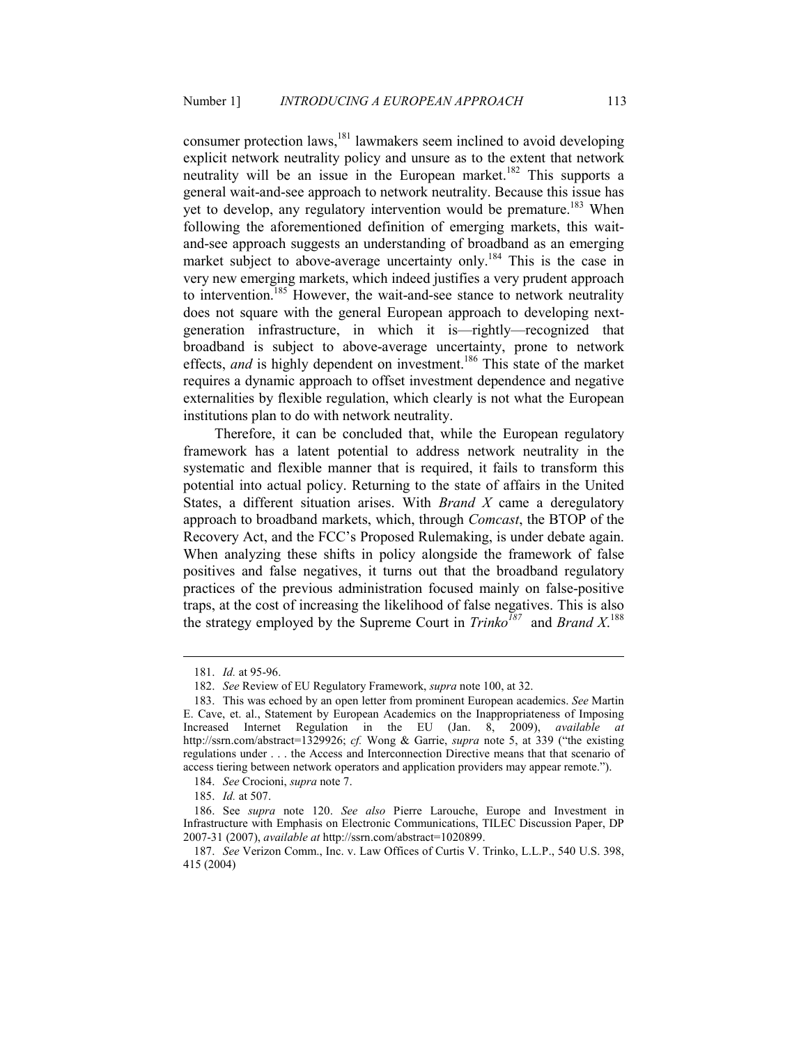consumer protection laws,[181] lawmakers seem inclined to avoid developing explicit network neutrality policy and unsure as to the extent that network neutrality will be an issue in the European market.[182] This supports a general wait-and-see approach to network neutrality. Because this issue has yet to develop, any regulatory intervention would be premature.[183] When following the aforementioned definition of emerging markets, this wait-and-see approach suggests an understanding of broadband as an emerging market subject to above-average uncertainty only.[184] This is the case in very new emerging markets, which indeed justifies a very prudent approach to intervention.[185] However, the wait-and-see stance to network neutrality does not square with the general European approach to developing next-generation infrastructure, in which it is—rightly—recognized that broadband is subject to above-average uncertainty, prone to network effects, *and* is highly dependent on investment.[186] This state of the market requires a dynamic approach to offset investment dependence and negative externalities by flexible regulation, which clearly is not what the European institutions plan to do with network neutrality.

Therefore, it can be concluded that, while the European regulatory framework has a latent potential to address network neutrality in the systematic and flexible manner that is required, it fails to transform this potential into actual policy. Returning to the state of affairs in the United States, a different situation arises. With *Brand X* came a deregulatory approach to broadband markets, which, through *Comcast*, the BTOP of the Recovery Act, and the FCC's Proposed Rulemaking, is under debate again. When analyzing these shifts in policy alongside the framework of false positives and false negatives, it turns out that the broadband regulatory practices of the previous administration focused mainly on false-positive traps, at the cost of increasing the likelihood of false negatives. This is also the strategy employed by the Supreme Court in *Trinko*[187] and *Brand X*.[188]

---

181. *Id.* at 95-96.

182. *See* Review of EU Regulatory Framework, *supra* note 100, at 32.

183. This was echoed by an open letter from prominent European academics. *See* Martin E. Cave, et. al., Statement by European Academics on the Inappropriateness of Imposing Increased Internet Regulation in the EU (Jan. 8, 2009), *available at* http://ssrn.com/abstract=1329926; *cf.* Wong & Garrie, *supra* note 5, at 339 ("the existing regulations under . . . the Access and Interconnection Directive means that that scenario of access tiering between network operators and application providers may appear remote.").

184. *See* Crocioni, *supra* note 7.

185. *Id.* at 507.

186. See *supra* note 120. *See also* Pierre Larouche, Europe and Investment in Infrastructure with Emphasis on Electronic Communications, TILEC Discussion Paper, DP 2007-31 (2007), *available at* http://ssrn.com/abstract=1020899.

187. *See* Verizon Comm., Inc. v. Law Offices of Curtis V. Trinko, L.L.P., 540 U.S. 398, 415 (2004)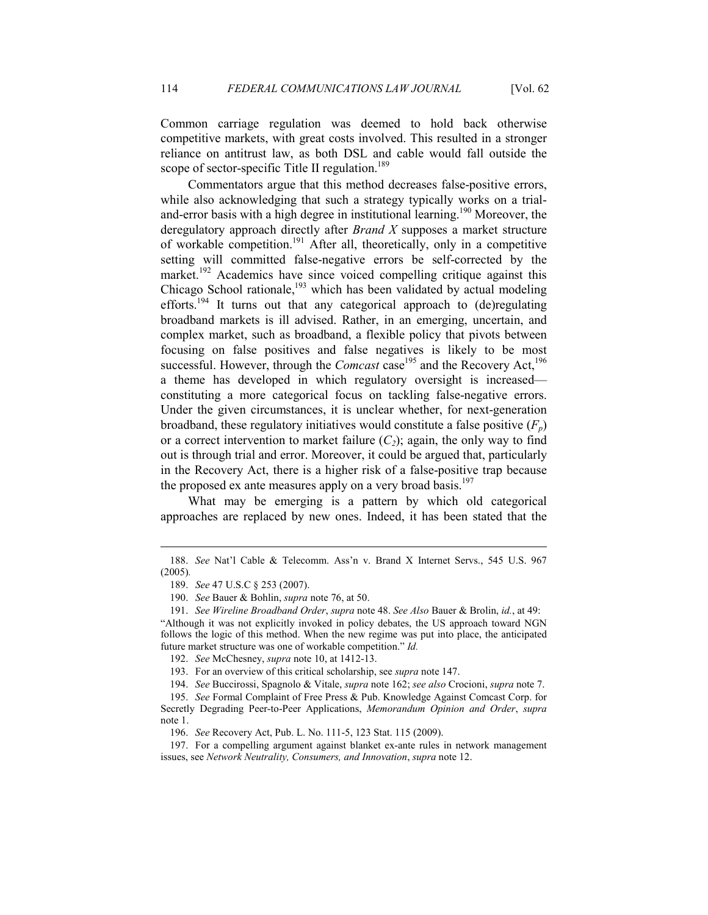Common carriage regulation was deemed to hold back otherwise competitive markets, with great costs involved. This resulted in a stronger reliance on antitrust law, as both DSL and cable would fall outside the scope of sector-specific Title II regulation.[189]

Commentators argue that this method decreases false-positive errors, while also acknowledging that such a strategy typically works on a trial-and-error basis with a high degree in institutional learning.[190] Moreover, the deregulatory approach directly after *Brand X* supposes a market structure of workable competition.[191] After all, theoretically, only in a competitive setting will committed false-negative errors be self-corrected by the market.[192] Academics have since voiced compelling critique against this Chicago School rationale,[193] which has been validated by actual modeling efforts.[194] It turns out that any categorical approach to (de)regulating broadband markets is ill advised. Rather, in an emerging, uncertain, and complex market, such as broadband, a flexible policy that pivots between focusing on false positives and false negatives is likely to be most successful. However, through the *Comcast* case[195] and the Recovery Act,[196] a theme has developed in which regulatory oversight is increased—constituting a more categorical focus on tackling false-negative errors. Under the given circumstances, it is unclear whether, for next-generation broadband, these regulatory initiatives would constitute a false positive ($F_p$) or a correct intervention to market failure ($C_2$); again, the only way to find out is through trial and error. Moreover, it could be argued that, particularly in the Recovery Act, there is a higher risk of a false-positive trap because the proposed ex ante measures apply on a very broad basis.[197]

What may be emerging is a pattern by which old categorical approaches are replaced by new ones. Indeed, it has been stated that the

---

188. *See* Nat'l Cable & Telecomm. Ass'n v. Brand X Internet Servs., 545 U.S. 967 (2005).

189. *See* 47 U.S.C § 253 (2007).

190. *See* Bauer & Bohlin, *supra* note 76, at 50.

191. *See Wireline Broadband Order*, *supra* note 48. *See Also* Bauer & Brolin, *id.*, at 49: "Although it was not explicitly invoked in policy debates, the US approach toward NGN follows the logic of this method. When the new regime was put into place, the anticipated future market structure was one of workable competition." *Id.*

192. *See* McChesney, *supra* note 10, at 1412-13.

193. For an overview of this critical scholarship, see *supra* note 147.

194. *See* Buccirossi, Spagnolo & Vitale, *supra* note 162; *see also* Crocioni, *supra* note 7.

195. *See* Formal Complaint of Free Press & Pub. Knowledge Against Comcast Corp. for Secretly Degrading Peer-to-Peer Applications, *Memorandum Opinion and Order*, *supra* note 1.

196. *See* Recovery Act, Pub. L. No. 111-5, 123 Stat. 115 (2009).

197. For a compelling argument against blanket ex-ante rules in network management issues, see *Network Neutrality, Consumers, and Innovation*, *supra* note 12.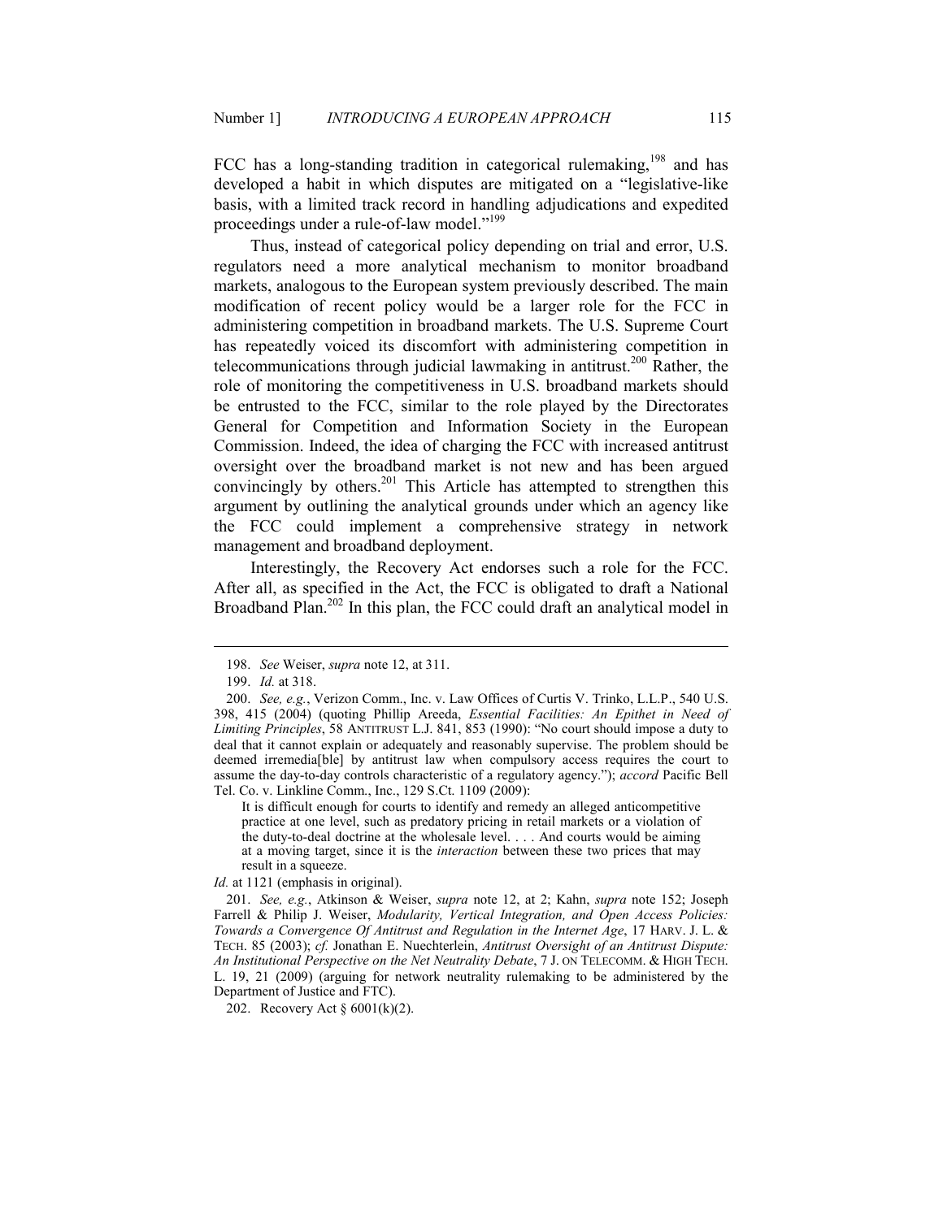FCC has a long-standing tradition in categorical rulemaking,[198] and has developed a habit in which disputes are mitigated on a "legislative-like basis, with a limited track record in handling adjudications and expedited proceedings under a rule-of-law model."[199]

Thus, instead of categorical policy depending on trial and error, U.S. regulators need a more analytical mechanism to monitor broadband markets, analogous to the European system previously described. The main modification of recent policy would be a larger role for the FCC in administering competition in broadband markets. The U.S. Supreme Court has repeatedly voiced its discomfort with administering competition in telecommunications through judicial lawmaking in antitrust.[200] Rather, the role of monitoring the competitiveness in U.S. broadband markets should be entrusted to the FCC, similar to the role played by the Directorates General for Competition and Information Society in the European Commission. Indeed, the idea of charging the FCC with increased antitrust oversight over the broadband market is not new and has been argued convincingly by others.[201] This Article has attempted to strengthen this argument by outlining the analytical grounds under which an agency like the FCC could implement a comprehensive strategy in network management and broadband deployment.

Interestingly, the Recovery Act endorses such a role for the FCC. After all, as specified in the Act, the FCC is obligated to draft a National Broadband Plan.[202] In this plan, the FCC could draft an analytical model in

---

198. *See* Weiser, *supra* note 12, at 311.

199. *Id.* at 318.

200. *See, e.g.*, Verizon Comm., Inc. v. Law Offices of Curtis V. Trinko, L.L.P., 540 U.S. 398, 415 (2004) (quoting Phillip Areeda, *Essential Facilities: An Epithet in Need of Limiting Principles*, 58 ANTITRUST L.J. 841, 853 (1990): "No court should impose a duty to deal that it cannot explain or adequately and reasonably supervise. The problem should be deemed irremedia[ble] by antitrust law when compulsory access requires the court to assume the day-to-day controls characteristic of a regulatory agency."); *accord* Pacific Bell Tel. Co. v. Linkline Comm., Inc., 129 S.Ct. 1109 (2009):

> It is difficult enough for courts to identify and remedy an alleged anticompetitive practice at one level, such as predatory pricing in retail markets or a violation of the duty-to-deal doctrine at the wholesale level. . . . And courts would be aiming at a moving target, since it is the *interaction* between these two prices that may result in a squeeze.

*Id.* at 1121 (emphasis in original).

201. *See, e.g.*, Atkinson & Weiser, *supra* note 12, at 2; Kahn, *supra* note 152; Joseph Farrell & Philip J. Weiser, *Modularity, Vertical Integration, and Open Access Policies: Towards a Convergence Of Antitrust and Regulation in the Internet Age*, 17 HARV. J. L. & TECH. 85 (2003); *cf.* Jonathan E. Nuechterlein, *Antitrust Oversight of an Antitrust Dispute: An Institutional Perspective on the Net Neutrality Debate*, 7 J. ON TELECOMM. & HIGH TECH. L. 19, 21 (2009) (arguing for network neutrality rulemaking to be administered by the Department of Justice and FTC).

202. Recovery Act § 6001(k)(2).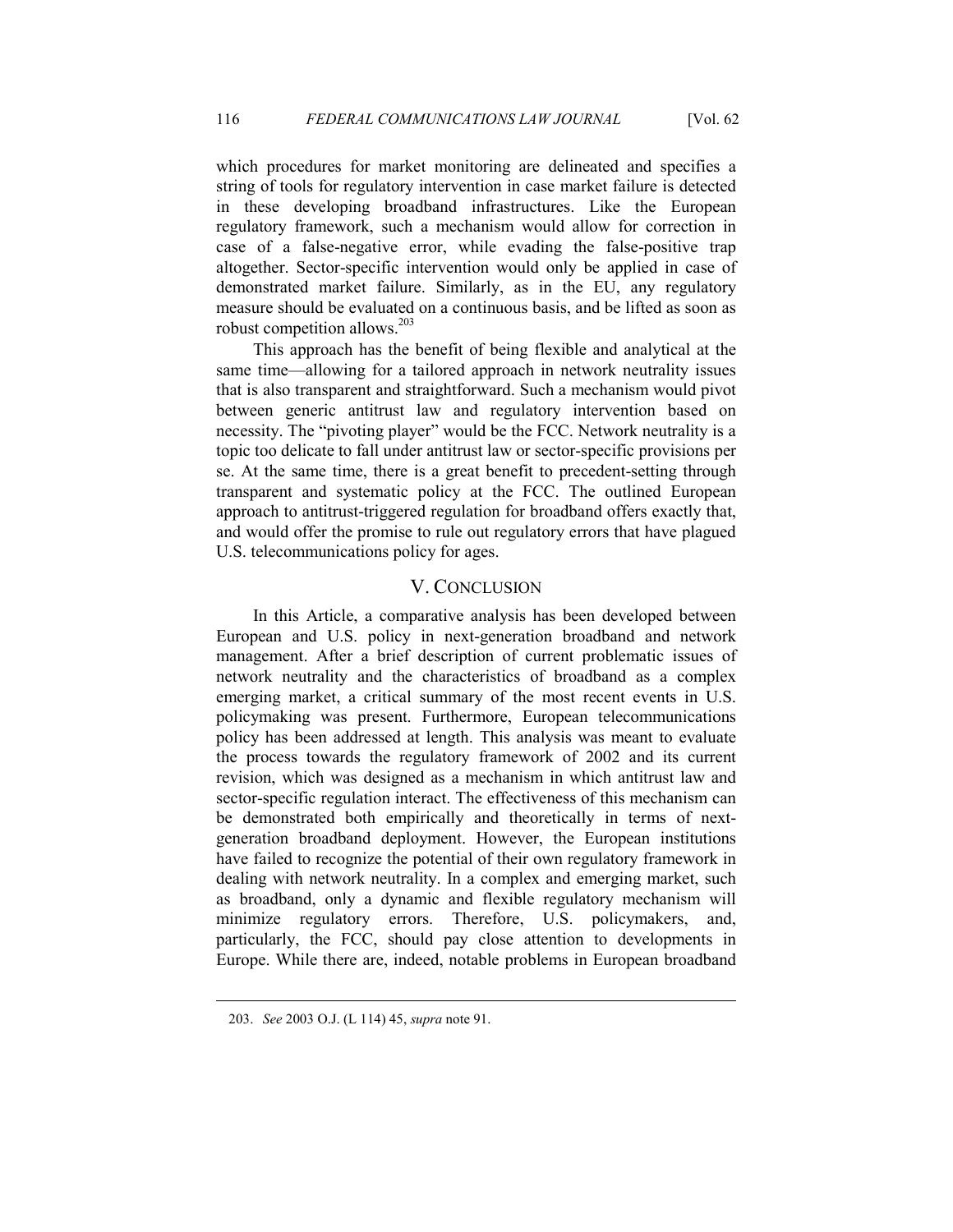which procedures for market monitoring are delineated and specifies a string of tools for regulatory intervention in case market failure is detected in these developing broadband infrastructures. Like the European regulatory framework, such a mechanism would allow for correction in case of a false-negative error, while evading the false-positive trap altogether. Sector-specific intervention would only be applied in case of demonstrated market failure. Similarly, as in the EU, any regulatory measure should be evaluated on a continuous basis, and be lifted as soon as robust competition allows.[203]

This approach has the benefit of being flexible and analytical at the same time—allowing for a tailored approach in network neutrality issues that is also transparent and straightforward. Such a mechanism would pivot between generic antitrust law and regulatory intervention based on necessity. The "pivoting player" would be the FCC. Network neutrality is a topic too delicate to fall under antitrust law or sector-specific provisions per se. At the same time, there is a great benefit to precedent-setting through transparent and systematic policy at the FCC. The outlined European approach to antitrust-triggered regulation for broadband offers exactly that, and would offer the promise to rule out regulatory errors that have plagued U.S. telecommunications policy for ages.

## V. CONCLUSION

In this Article, a comparative analysis has been developed between European and U.S. policy in next-generation broadband and network management. After a brief description of current problematic issues of network neutrality and the characteristics of broadband as a complex emerging market, a critical summary of the most recent events in U.S. policymaking was present. Furthermore, European telecommunications policy has been addressed at length. This analysis was meant to evaluate the process towards the regulatory framework of 2002 and its current revision, which was designed as a mechanism in which antitrust law and sector-specific regulation interact. The effectiveness of this mechanism can be demonstrated both empirically and theoretically in terms of next-generation broadband deployment. However, the European institutions have failed to recognize the potential of their own regulatory framework in dealing with network neutrality. In a complex and emerging market, such as broadband, only a dynamic and flexible regulatory mechanism will minimize regulatory errors. Therefore, U.S. policymakers, and, particularly, the FCC, should pay close attention to developments in Europe. While there are, indeed, notable problems in European broadband

---

203. *See* 2003 O.J. (L 114) 45, *supra* note 91.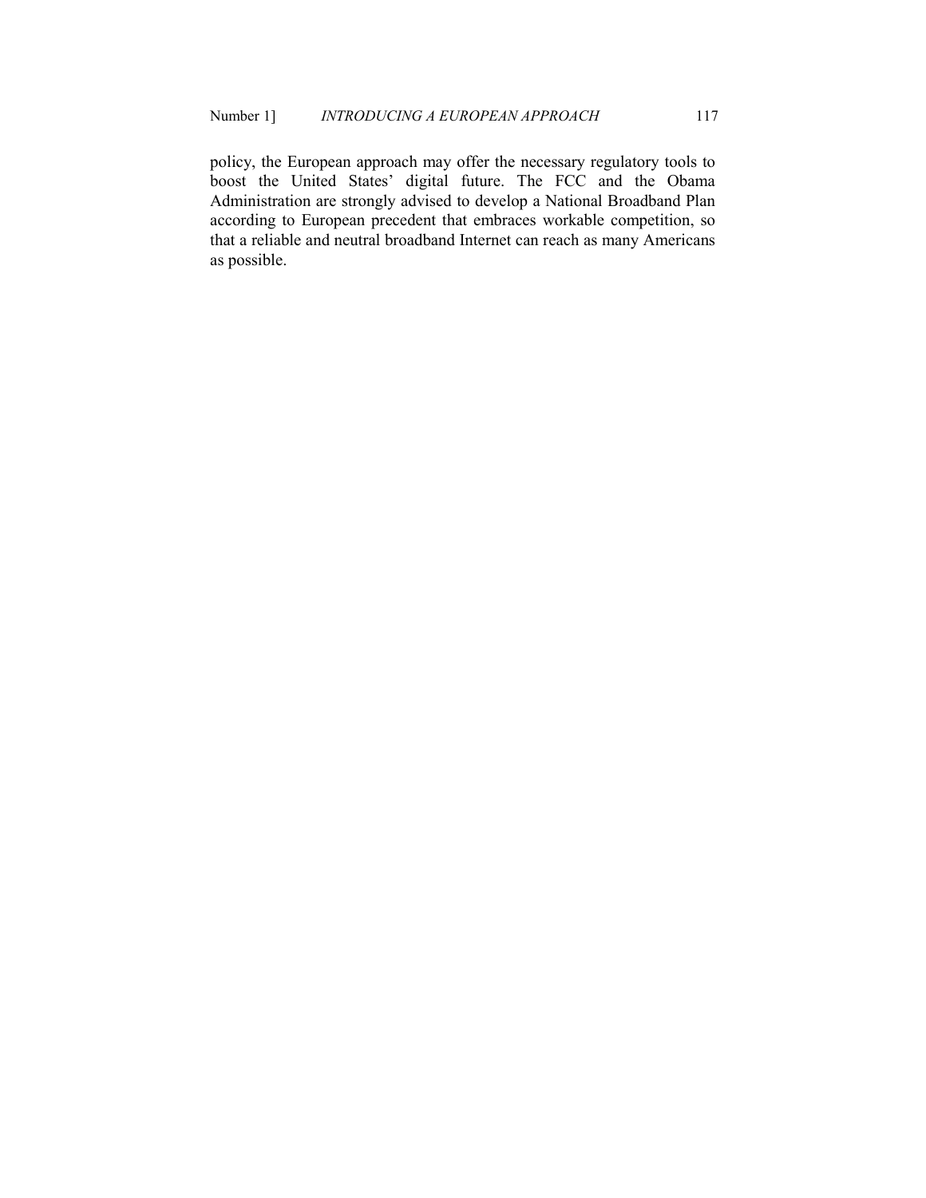policy, the European approach may offer the necessary regulatory tools to boost the United States' digital future. The FCC and the Obama Administration are strongly advised to develop a National Broadband Plan according to European precedent that embraces workable competition, so that a reliable and neutral broadband Internet can reach as many Americans as possible.